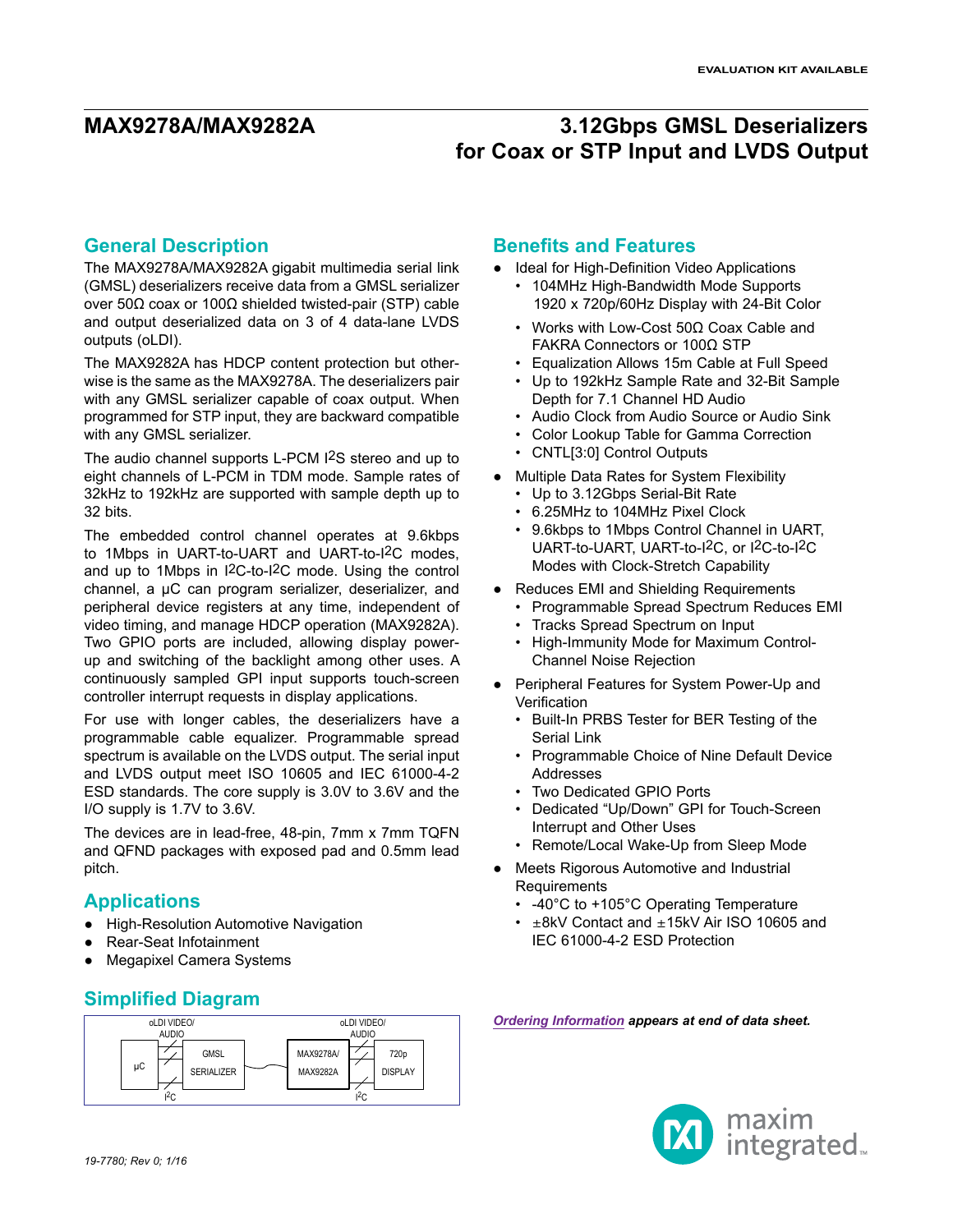EVALUATION KIT AVAILABLE

# MAX9278A/MAX9282A — 3.12Gbps GMSL Deserializers for Coax or STP Input and LVDS Output

## General Description

The MAX9278A/MAX9282A gigabit multimedia serial link (GMSL) deserializers receive data from a GMSL serializer over 50Ω coax or 100Ω shielded twisted-pair (STP) cable and output deserialized data on 3 of 4 data-lane LVDS outputs (oLDI).

The MAX9282A has HDCP content protection but otherwise is the same as the MAX9278A. The deserializers pair with any GMSL serializer capable of coax output. When programmed for STP input, they are backward compatible with any GMSL serializer.

The audio channel supports L-PCM I2S stereo and up to eight channels of L-PCM in TDM mode. Sample rates of 32kHz to 192kHz are supported with sample depth up to 32 bits.

The embedded control channel operates at 9.6kbps to 1Mbps in UART-to-UART and UART-to-I2C modes, and up to 1Mbps in I2C-to-I2C mode. Using the control channel, a µC can program serializer, deserializer, and peripheral device registers at any time, independent of video timing, and manage HDCP operation (MAX9282A). Two GPIO ports are included, allowing display power-up and switching of the backlight among other uses. A continuously sampled GPI input supports touch-screen controller interrupt requests in display applications.

For use with longer cables, the deserializers have a programmable cable equalizer. Programmable spread spectrum is available on the LVDS output. The serial input and LVDS output meet ISO 10605 and IEC 61000-4-2 ESD standards. The core supply is 3.0V to 3.6V and the I/O supply is 1.7V to 3.6V.

The devices are in lead-free, 48-pin, 7mm x 7mm TQFN and QFND packages with exposed pad and 0.5mm lead pitch.

## Applications

- High-Resolution Automotive Navigation
- Rear-Seat Infotainment
- Megapixel Camera Systems

## Simplified Diagram

## Benefits and Features

- Ideal for High-Definition Video Applications
  - 104MHz High-Bandwidth Mode Supports 1920 x 720p/60Hz Display with 24-Bit Color
  - Works with Low-Cost 50Ω Coax Cable and FAKRA Connectors or 100Ω STP
  - Equalization Allows 15m Cable at Full Speed
  - Up to 192kHz Sample Rate and 32-Bit Sample Depth for 7.1 Channel HD Audio
  - Audio Clock from Audio Source or Audio Sink
  - Color Lookup Table for Gamma Correction
  - CNTL[3:0] Control Outputs
- Multiple Data Rates for System Flexibility
  - Up to 3.12Gbps Serial-Bit Rate
  - 6.25MHz to 104MHz Pixel Clock
  - 9.6kbps to 1Mbps Control Channel in UART, UART-to-UART, UART-to-I2C, or I2C-to-I2C Modes with Clock-Stretch Capability
- Reduces EMI and Shielding Requirements
  - Programmable Spread Spectrum Reduces EMI
  - Tracks Spread Spectrum on Input
  - High-Immunity Mode for Maximum Control-Channel Noise Rejection
- Peripheral Features for System Power-Up and Verification
  - Built-In PRBS Tester for BER Testing of the Serial Link
  - Programmable Choice of Nine Default Device Addresses
  - Two Dedicated GPIO Ports
  - Dedicated "Up/Down" GPI for Touch-Screen Interrupt and Other Uses
  - Remote/Local Wake-Up from Sleep Mode
- Meets Rigorous Automotive and Industrial Requirements
  - -40°C to +105°C Operating Temperature
  - ±8kV Contact and ±15kV Air ISO 10605 and IEC 61000-4-2 ESD Protection

*Ordering Information appears at end of data sheet.*

19-7780; Rev 0; 1/16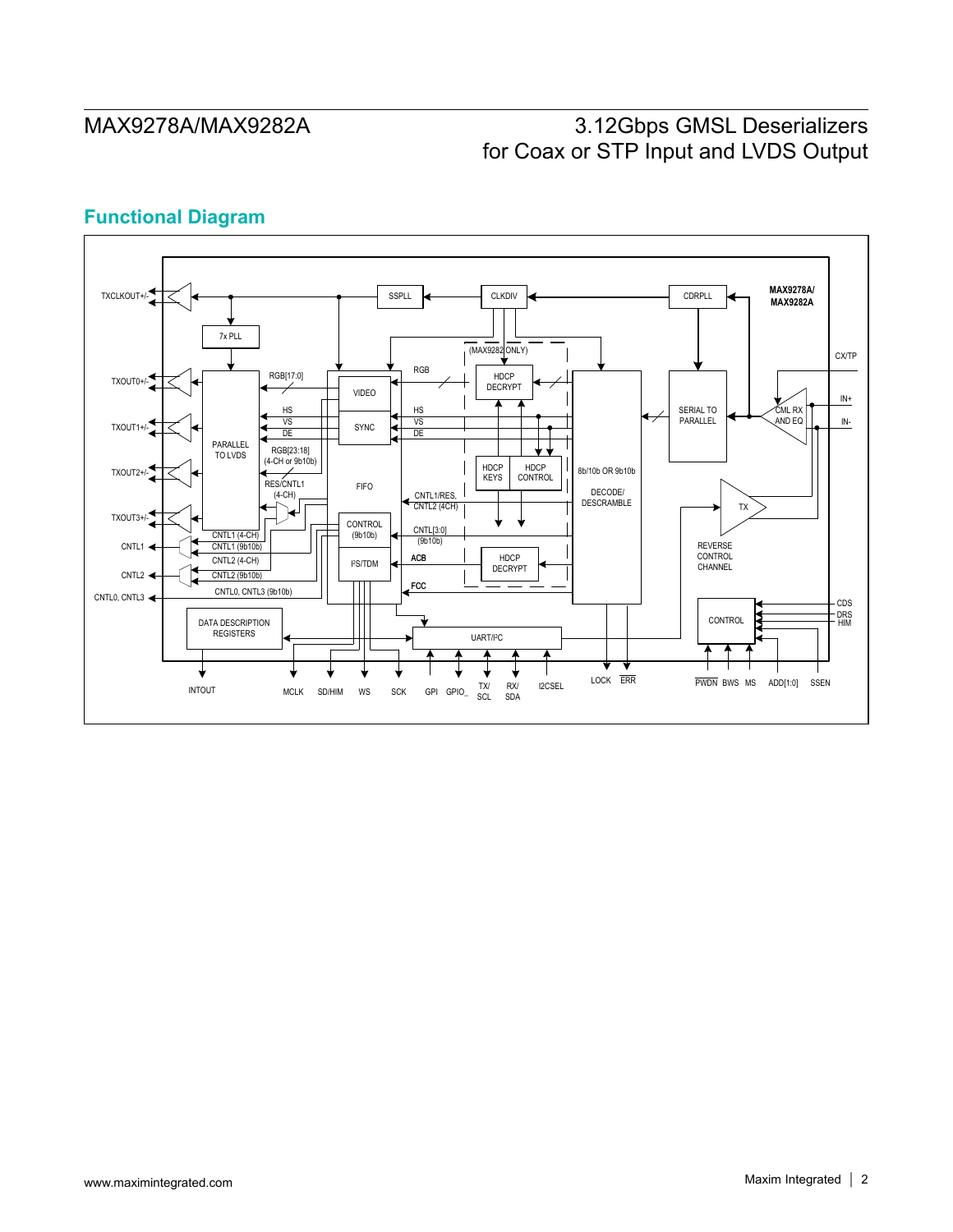## Functional Diagram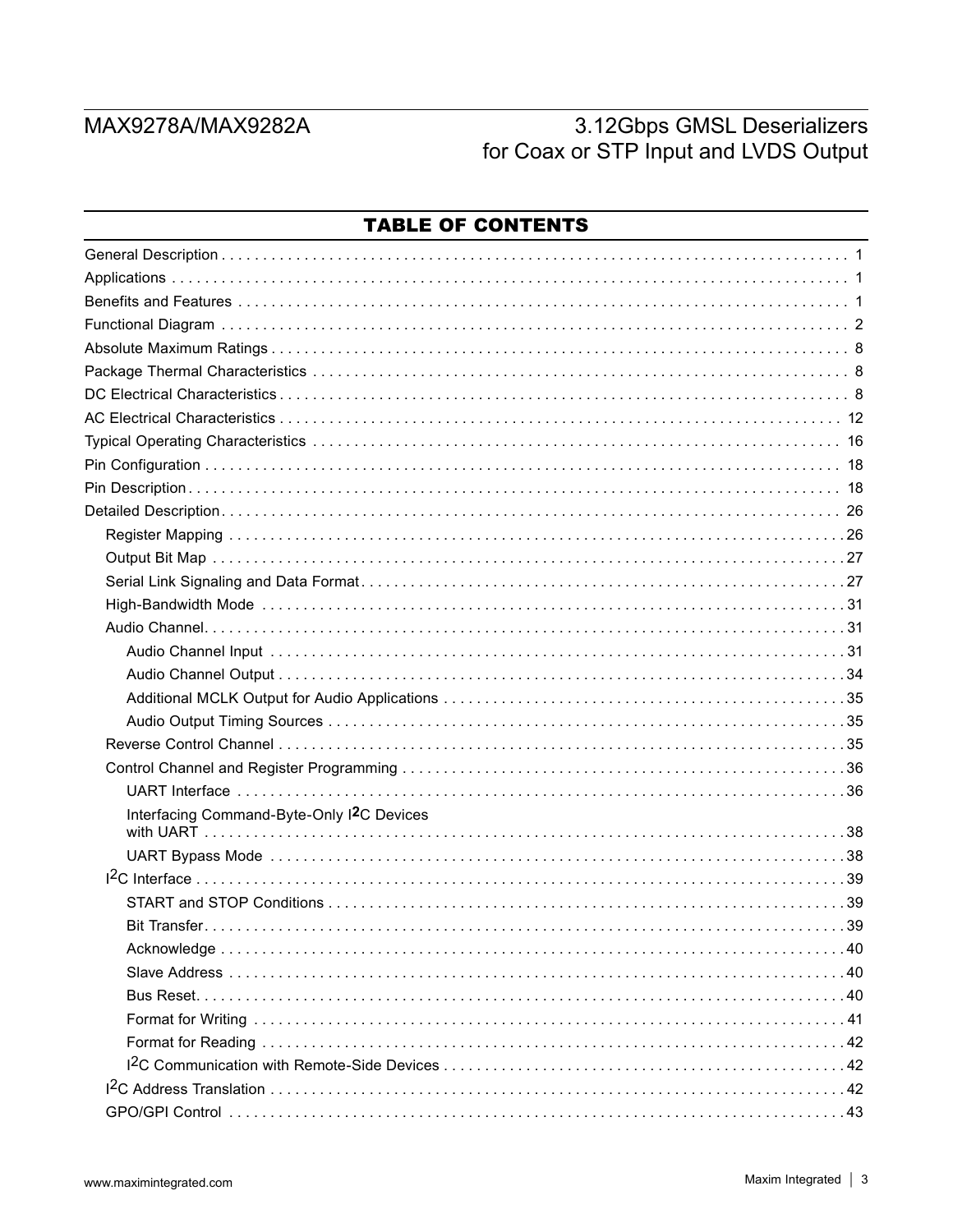## TABLE OF CONTENTS

- General Description . . . . . . . . . . 1
- Applications . . . . . . . . . . 1
- Benefits and Features . . . . . . . . . . 1
- Functional Diagram . . . . . . . . . . 2
- Absolute Maximum Ratings . . . . . . . . . . 8
- Package Thermal Characteristics . . . . . . . . . . 8
- DC Electrical Characteristics . . . . . . . . . . 8
- AC Electrical Characteristics . . . . . . . . . . 12
- Typical Operating Characteristics . . . . . . . . . . 16
- Pin Configuration . . . . . . . . . . 18
- Pin Description . . . . . . . . . . 18
- Detailed Description . . . . . . . . . . 26
  - Register Mapping . . . . . . . . . . 26
  - Output Bit Map . . . . . . . . . . 27
  - Serial Link Signaling and Data Format . . . . . . . . . . 27
  - High-Bandwidth Mode . . . . . . . . . . 31
  - Audio Channel . . . . . . . . . . 31
    - Audio Channel Input . . . . . . . . . . 31
    - Audio Channel Output . . . . . . . . . . 34
    - Additional MCLK Output for Audio Applications . . . . . . . . . . 35
    - Audio Output Timing Sources . . . . . . . . . . 35
  - Reverse Control Channel . . . . . . . . . . 35
  - Control Channel and Register Programming . . . . . . . . . . 36
    - UART Interface . . . . . . . . . . 36
    - Interfacing Command-Byte-Only I2C Devices with UART . . . . . . . . . . 38
    - UART Bypass Mode . . . . . . . . . . 38
  - I2C Interface . . . . . . . . . . 39
    - START and STOP Conditions . . . . . . . . . . 39
    - Bit Transfer . . . . . . . . . . 39
    - Acknowledge . . . . . . . . . . 40
    - Slave Address . . . . . . . . . . 40
    - Bus Reset . . . . . . . . . . 40
    - Format for Writing . . . . . . . . . . 41
    - Format for Reading . . . . . . . . . . 42
    - I2C Communication with Remote-Side Devices . . . . . . . . . . 42
  - I2C Address Translation . . . . . . . . . . 42
  - GPO/GPI Control . . . . . . . . . . 43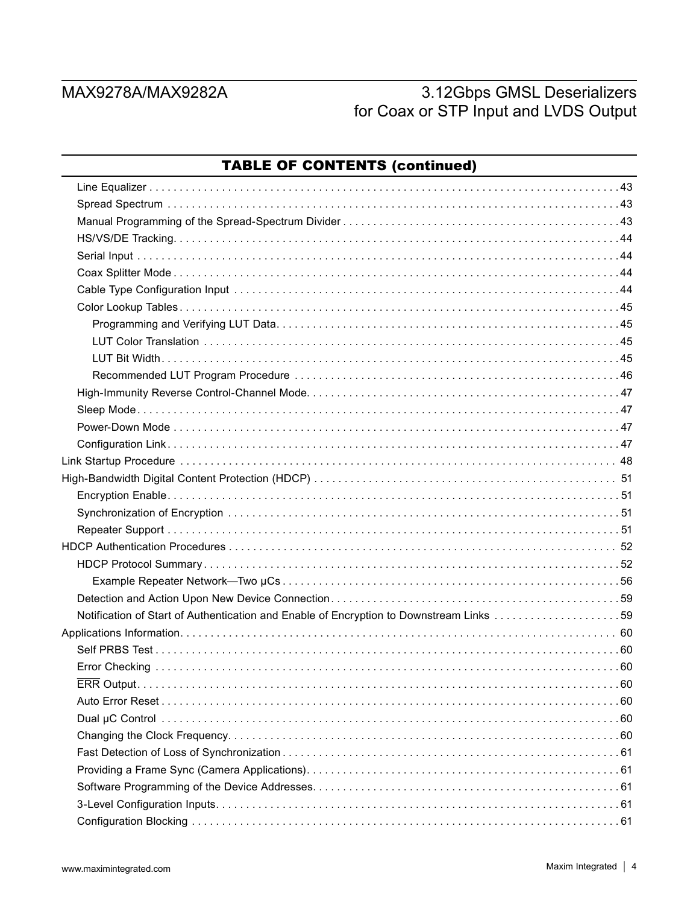## TABLE OF CONTENTS (continued)

- Line Equalizer . . . . . 43
- Spread Spectrum . . . . . 43
- Manual Programming of the Spread-Spectrum Divider . . . . . 43
- HS/VS/DE Tracking. . . . . 44
- Serial Input . . . . . 44
- Coax Splitter Mode . . . . . 44
- Cable Type Configuration Input . . . . . 44
- Color Lookup Tables . . . . . 45
  - Programming and Verifying LUT Data . . . . . 45
  - LUT Color Translation . . . . . 45
  - LUT Bit Width . . . . . 45
  - Recommended LUT Program Procedure . . . . . 46
- High-Immunity Reverse Control-Channel Mode . . . . . 47
- Sleep Mode . . . . . 47
- Power-Down Mode . . . . . 47
- Configuration Link . . . . . 47

Link Startup Procedure . . . . . 48

High-Bandwidth Digital Content Protection (HDCP) . . . . . 51

- Encryption Enable . . . . . 51
- Synchronization of Encryption . . . . . 51
- Repeater Support . . . . . 51

HDCP Authentication Procedures . . . . . 52

- HDCP Protocol Summary . . . . . 52
  - Example Repeater Network—Two µCs . . . . . 56
- Detection and Action Upon New Device Connection . . . . . 59
- Notification of Start of Authentication and Enable of Encryption to Downstream Links . . . . . 59

Applications Information . . . . . 60

- Self PRBS Test . . . . . 60
- Error Checking . . . . . 60
- $\overline{\text{ERR}}$ Output . . . . . 60
- Auto Error Reset . . . . . 60
- Dual µC Control . . . . . 60
- Changing the Clock Frequency . . . . . 60
- Fast Detection of Loss of Synchronization . . . . . 61
- Providing a Frame Sync (Camera Applications) . . . . . 61
- Software Programming of the Device Addresses . . . . . 61
- 3-Level Configuration Inputs . . . . . 61
- Configuration Blocking . . . . . 61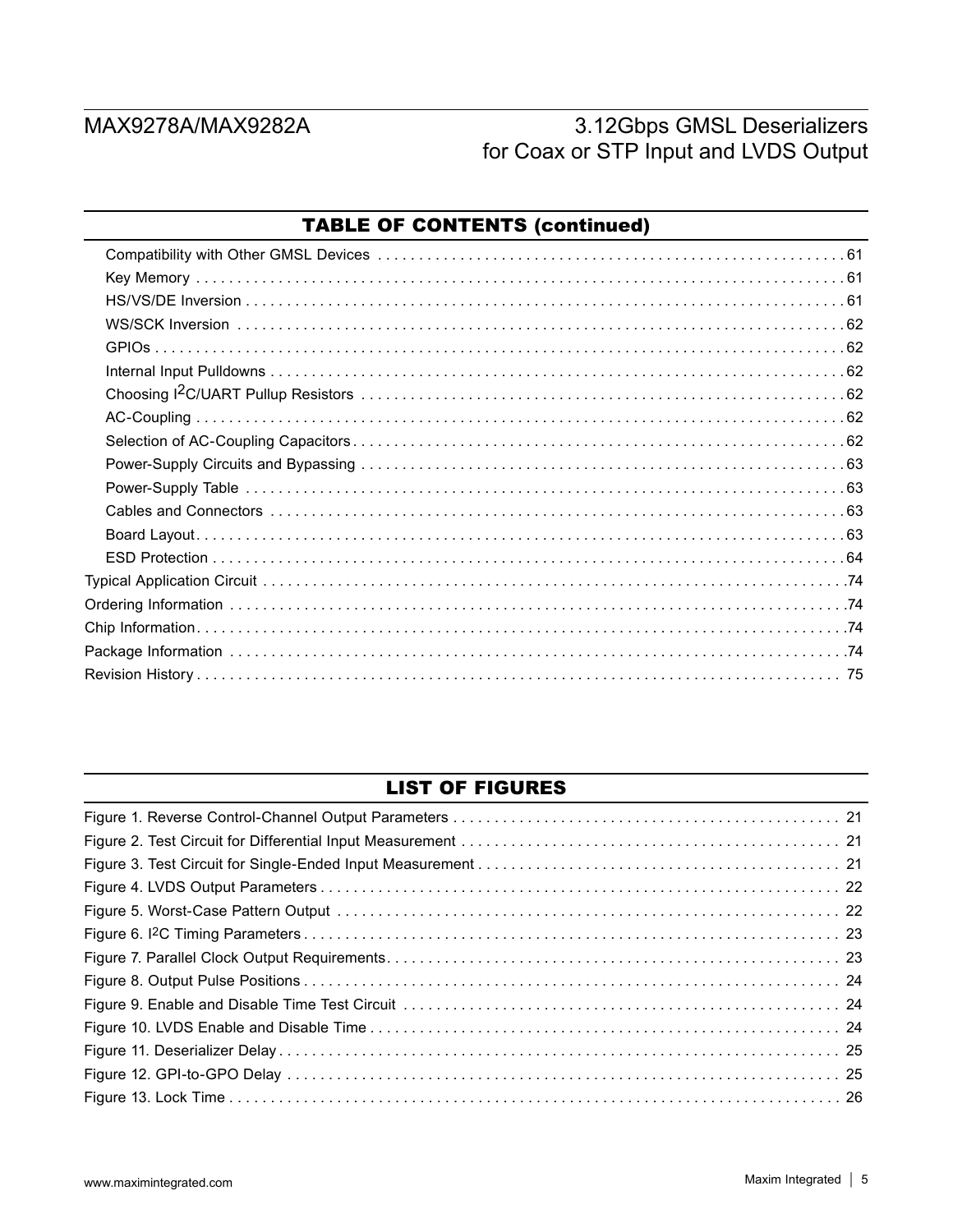## TABLE OF CONTENTS (continued)

- Compatibility with Other GMSL Devices . . . . . 61
- Key Memory . . . . . 61
- HS/VS/DE Inversion . . . . . 61
- WS/SCK Inversion . . . . . 62
- GPIOs . . . . . 62
- Internal Input Pulldowns . . . . . 62
- Choosing I2C/UART Pullup Resistors . . . . . 62
- AC-Coupling . . . . . 62
- Selection of AC-Coupling Capacitors . . . . . 62
- Power-Supply Circuits and Bypassing . . . . . 63
- Power-Supply Table . . . . . 63
- Cables and Connectors . . . . . 63
- Board Layout . . . . . 63
- ESD Protection . . . . . 64

Typical Application Circuit . . . . . 74

Ordering Information . . . . . 74

Chip Information . . . . . 74

Package Information . . . . . 74

Revision History . . . . . 75

## LIST OF FIGURES

Figure 1. Reverse Control-Channel Output Parameters . . . . . 21

Figure 2. Test Circuit for Differential Input Measurement . . . . . 21

Figure 3. Test Circuit for Single-Ended Input Measurement . . . . . 21

Figure 4. LVDS Output Parameters . . . . . 22

Figure 5. Worst-Case Pattern Output . . . . . 22

Figure 6. I2C Timing Parameters . . . . . 23

Figure 7. Parallel Clock Output Requirements . . . . . 23

Figure 8. Output Pulse Positions . . . . . 24

Figure 9. Enable and Disable Time Test Circuit . . . . . 24

Figure 10. LVDS Enable and Disable Time . . . . . 24

Figure 11. Deserializer Delay . . . . . 25

Figure 12. GPI-to-GPO Delay . . . . . 25

Figure 13. Lock Time . . . . . 26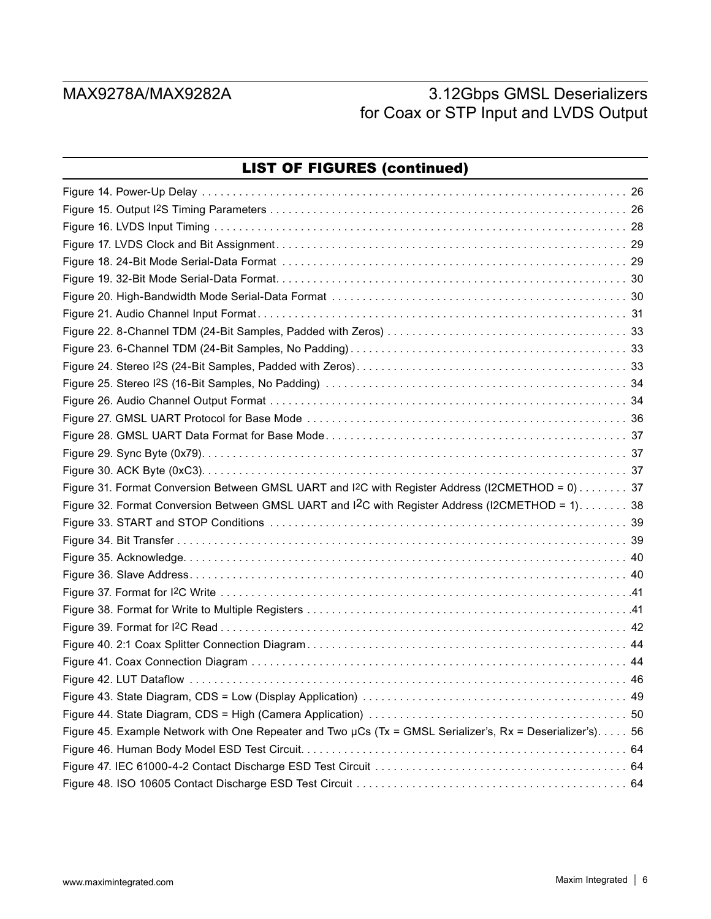## LIST OF FIGURES (continued)

Figure 14. Power-Up Delay . . . . . . . . . . . . . . . . . . . . . . . . . . . . . . . . . . . . . . . . . . . . . . . . . . . . . . . . . . . . 26
Figure 15. Output I2S Timing Parameters . . . . . . . . . . . . . . . . . . . . . . . . . . . . . . . . . . . . . . . . . . . . . . . . . . . . 26
Figure 16. LVDS Input Timing . . . . . . . . . . . . . . . . . . . . . . . . . . . . . . . . . . . . . . . . . . . . . . . . . . . . . . . . . . . . 28
Figure 17. LVDS Clock and Bit Assignment . . . . . . . . . . . . . . . . . . . . . . . . . . . . . . . . . . . . . . . . . . . . . . . . . . . 29
Figure 18. 24-Bit Mode Serial-Data Format . . . . . . . . . . . . . . . . . . . . . . . . . . . . . . . . . . . . . . . . . . . . . . . . . . 29
Figure 19. 32-Bit Mode Serial-Data Format . . . . . . . . . . . . . . . . . . . . . . . . . . . . . . . . . . . . . . . . . . . . . . . . . . . 30
Figure 20. High-Bandwidth Mode Serial-Data Format . . . . . . . . . . . . . . . . . . . . . . . . . . . . . . . . . . . . . . . . . . . 30
Figure 21. Audio Channel Input Format . . . . . . . . . . . . . . . . . . . . . . . . . . . . . . . . . . . . . . . . . . . . . . . . . . . . . . 31
Figure 22. 8-Channel TDM (24-Bit Samples, Padded with Zeros) . . . . . . . . . . . . . . . . . . . . . . . . . . . . . . . . . . 33
Figure 23. 6-Channel TDM (24-Bit Samples, No Padding) . . . . . . . . . . . . . . . . . . . . . . . . . . . . . . . . . . . . . . . . 33
Figure 24. Stereo I2S (24-Bit Samples, Padded with Zeros) . . . . . . . . . . . . . . . . . . . . . . . . . . . . . . . . . . . . . . . 33
Figure 25. Stereo I2S (16-Bit Samples, No Padding) . . . . . . . . . . . . . . . . . . . . . . . . . . . . . . . . . . . . . . . . . . . . 34
Figure 26. Audio Channel Output Format . . . . . . . . . . . . . . . . . . . . . . . . . . . . . . . . . . . . . . . . . . . . . . . . . . . . 34
Figure 27. GMSL UART Protocol for Base Mode . . . . . . . . . . . . . . . . . . . . . . . . . . . . . . . . . . . . . . . . . . . . . . . 36
Figure 28. GMSL UART Data Format for Base Mode . . . . . . . . . . . . . . . . . . . . . . . . . . . . . . . . . . . . . . . . . . . . 37
Figure 29. Sync Byte (0x79) . . . . . . . . . . . . . . . . . . . . . . . . . . . . . . . . . . . . . . . . . . . . . . . . . . . . . . . . . . . . . . 37
Figure 30. ACK Byte (0xC3) . . . . . . . . . . . . . . . . . . . . . . . . . . . . . . . . . . . . . . . . . . . . . . . . . . . . . . . . . . . . . . 37
Figure 31. Format Conversion Between GMSL UART and I2C with Register Address (I2CMETHOD = 0) . . . . . . . . 37
Figure 32. Format Conversion Between GMSL UART and I2C with Register Address (I2CMETHOD = 1) . . . . . . . . 38
Figure 33. START and STOP Conditions . . . . . . . . . . . . . . . . . . . . . . . . . . . . . . . . . . . . . . . . . . . . . . . . . . . . . 39
Figure 34. Bit Transfer . . . . . . . . . . . . . . . . . . . . . . . . . . . . . . . . . . . . . . . . . . . . . . . . . . . . . . . . . . . . . . . . . . 39
Figure 35. Acknowledge . . . . . . . . . . . . . . . . . . . . . . . . . . . . . . . . . . . . . . . . . . . . . . . . . . . . . . . . . . . . . . . . . 40
Figure 36. Slave Address . . . . . . . . . . . . . . . . . . . . . . . . . . . . . . . . . . . . . . . . . . . . . . . . . . . . . . . . . . . . . . . . 40
Figure 37. Format for I2C Write . . . . . . . . . . . . . . . . . . . . . . . . . . . . . . . . . . . . . . . . . . . . . . . . . . . . . . . . . . . 41
Figure 38. Format for Write to Multiple Registers . . . . . . . . . . . . . . . . . . . . . . . . . . . . . . . . . . . . . . . . . . . . . . . 41
Figure 39. Format for I2C Read . . . . . . . . . . . . . . . . . . . . . . . . . . . . . . . . . . . . . . . . . . . . . . . . . . . . . . . . . . . . 42
Figure 40. 2:1 Coax Splitter Connection Diagram . . . . . . . . . . . . . . . . . . . . . . . . . . . . . . . . . . . . . . . . . . . . . . . 44
Figure 41. Coax Connection Diagram . . . . . . . . . . . . . . . . . . . . . . . . . . . . . . . . . . . . . . . . . . . . . . . . . . . . . . . 44
Figure 42. LUT Dataflow . . . . . . . . . . . . . . . . . . . . . . . . . . . . . . . . . . . . . . . . . . . . . . . . . . . . . . . . . . . . . . . . 46
Figure 43. State Diagram, CDS = Low (Display Application) . . . . . . . . . . . . . . . . . . . . . . . . . . . . . . . . . . . . . . 49
Figure 44. State Diagram, CDS = High (Camera Application) . . . . . . . . . . . . . . . . . . . . . . . . . . . . . . . . . . . . . . 50
Figure 45. Example Network with One Repeater and Two µCs (Tx = GMSL Serializer's, Rx = Deserializer's) . . . . . 56
Figure 46. Human Body Model ESD Test Circuit . . . . . . . . . . . . . . . . . . . . . . . . . . . . . . . . . . . . . . . . . . . . . . . 64
Figure 47. IEC 61000-4-2 Contact Discharge ESD Test Circuit . . . . . . . . . . . . . . . . . . . . . . . . . . . . . . . . . . . . . 64
Figure 48. ISO 10605 Contact Discharge ESD Test Circuit . . . . . . . . . . . . . . . . . . . . . . . . . . . . . . . . . . . . . . . 64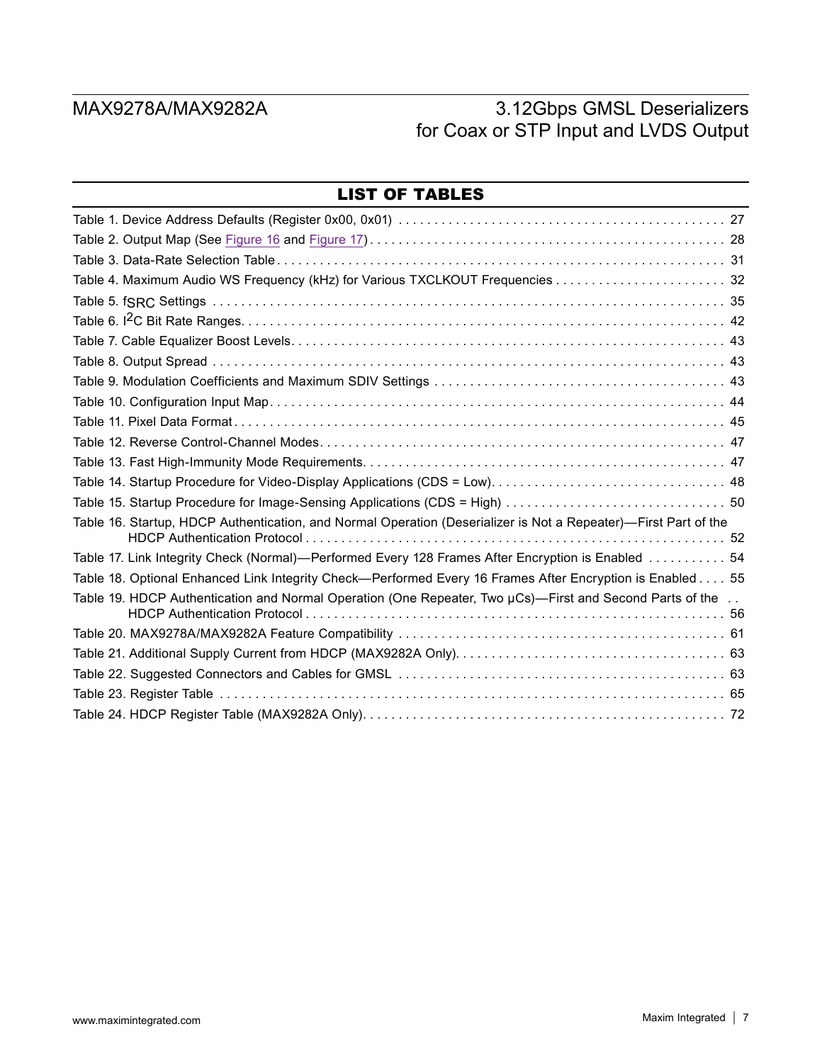## LIST OF TABLES

Table 1. Device Address Defaults (Register 0x00, 0x01) . . . . . . . . . . . . . . . . . . . . . . . . . . . . . . . . . . . . . . . . . . . . . 27

Table 2. Output Map (See Figure 16 and Figure 17) . . . . . . . . . . . . . . . . . . . . . . . . . . . . . . . . . . . . . . . . . . . . . . . . . 28

Table 3. Data-Rate Selection Table . . . . . . . . . . . . . . . . . . . . . . . . . . . . . . . . . . . . . . . . . . . . . . . . . . . . . . . . . . . . . 31

Table 4. Maximum Audio WS Frequency (kHz) for Various TXCLKOUT Frequencies . . . . . . . . . . . . . . . . . . . . . . . . 32

Table 5. $f_{SRC}$ Settings . . . . . . . . . . . . . . . . . . . . . . . . . . . . . . . . . . . . . . . . . . . . . . . . . . . . . . . . . . . . . . . . . . . . . 35

Table 6. $I^2C$ Bit Rate Ranges . . . . . . . . . . . . . . . . . . . . . . . . . . . . . . . . . . . . . . . . . . . . . . . . . . . . . . . . . . . . . . . . . 42

Table 7. Cable Equalizer Boost Levels . . . . . . . . . . . . . . . . . . . . . . . . . . . . . . . . . . . . . . . . . . . . . . . . . . . . . . . . . . . . 43

Table 8. Output Spread . . . . . . . . . . . . . . . . . . . . . . . . . . . . . . . . . . . . . . . . . . . . . . . . . . . . . . . . . . . . . . . . . . . . . . . 43

Table 9. Modulation Coefficients and Maximum SDIV Settings . . . . . . . . . . . . . . . . . . . . . . . . . . . . . . . . . . . . . . . . . 43

Table 10. Configuration Input Map . . . . . . . . . . . . . . . . . . . . . . . . . . . . . . . . . . . . . . . . . . . . . . . . . . . . . . . . . . . . . . 44

Table 11. Pixel Data Format . . . . . . . . . . . . . . . . . . . . . . . . . . . . . . . . . . . . . . . . . . . . . . . . . . . . . . . . . . . . . . . . . . . 45

Table 12. Reverse Control-Channel Modes . . . . . . . . . . . . . . . . . . . . . . . . . . . . . . . . . . . . . . . . . . . . . . . . . . . . . . . . 47

Table 13. Fast High-Immunity Mode Requirements . . . . . . . . . . . . . . . . . . . . . . . . . . . . . . . . . . . . . . . . . . . . . . . . . . 47

Table 14. Startup Procedure for Video-Display Applications (CDS = Low) . . . . . . . . . . . . . . . . . . . . . . . . . . . . . . . . 48

Table 15. Startup Procedure for Image-Sensing Applications (CDS = High) . . . . . . . . . . . . . . . . . . . . . . . . . . . . . . . 50

Table 16. Startup, HDCP Authentication, and Normal Operation (Deserializer is Not a Repeater)—First Part of the HDCP Authentication Protocol . . . . . . . . . . . . . . . . . . . . . . . . . . . . . . . . . . . . . . . . . . . . . . . . . . . . . . . . . . . 52

Table 17. Link Integrity Check (Normal)—Performed Every 128 Frames After Encryption is Enabled . . . . . . . . . . . 54

Table 18. Optional Enhanced Link Integrity Check—Performed Every 16 Frames After Encryption is Enabled . . . . 55

Table 19. HDCP Authentication and Normal Operation (One Repeater, Two µCs)—First and Second Parts of the HDCP Authentication Protocol . . . . . . . . . . . . . . . . . . . . . . . . . . . . . . . . . . . . . . . . . . . . . . . . . . . . . . . . . . . 56

Table 20. MAX9278A/MAX9282A Feature Compatibility . . . . . . . . . . . . . . . . . . . . . . . . . . . . . . . . . . . . . . . . . . . . . . 61

Table 21. Additional Supply Current from HDCP (MAX9282A Only) . . . . . . . . . . . . . . . . . . . . . . . . . . . . . . . . . . . . . . 63

Table 22. Suggested Connectors and Cables for GMSL . . . . . . . . . . . . . . . . . . . . . . . . . . . . . . . . . . . . . . . . . . . . . . 63

Table 23. Register Table . . . . . . . . . . . . . . . . . . . . . . . . . . . . . . . . . . . . . . . . . . . . . . . . . . . . . . . . . . . . . . . . . . . . . . 65

Table 24. HDCP Register Table (MAX9282A Only) . . . . . . . . . . . . . . . . . . . . . . . . . . . . . . . . . . . . . . . . . . . . . . . . . . 72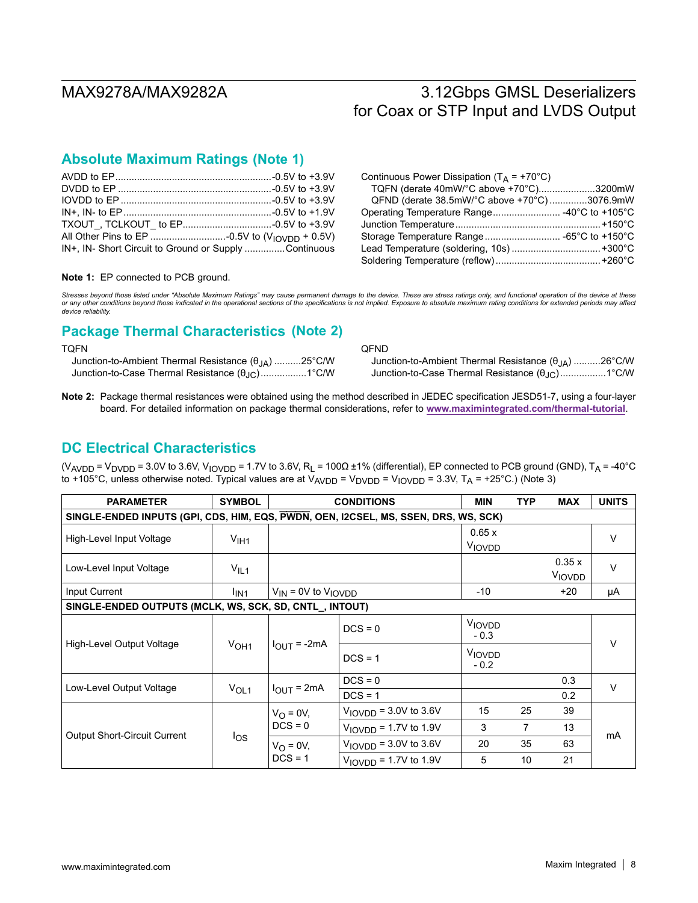## Absolute Maximum Ratings (Note 1)

AVDD to EP .......................................................-0.5V to +3.9V
DVDD to EP .......................................................-0.5V to +3.9V
IOVDD to EP .......................................................-0.5V to +3.9V
IN+, IN- to EP .......................................................-0.5V to +1.9V
TXOUT_, TCLKOUT_ to EP.................................-0.5V to +3.9V
All Other Pins to EP ..........................-0.5V to ($V_{IOVDD}$ + 0.5V)
IN+, IN- Short Circuit to Ground or Supply ..............Continuous

Continuous Power Dissipation ($T_A$ = +70°C)
  TQFN (derate 40mW/°C above +70°C)....................3200mW
  QFND (derate 38.5mW/°C above +70°C) .............3076.9mW
Operating Temperature Range......................... -40°C to +105°C
Junction Temperature .....................................................+150°C
Storage Temperature Range........................... -65°C to +150°C
Lead Temperature (soldering, 10s) ................................+300°C
Soldering Temperature (reflow)......................................+260°C

**Note 1:** EP connected to PCB ground.

*Stresses beyond those listed under "Absolute Maximum Ratings" may cause permanent damage to the device. These are stress ratings only, and functional operation of the device at these or any other conditions beyond those indicated in the operational sections of the specifications is not implied. Exposure to absolute maximum rating conditions for extended periods may affect device reliability.*

## Package Thermal Characteristics (Note 2)

TQFN
  Junction-to-Ambient Thermal Resistance ($θ_{JA}$) ..........25°C/W
  Junction-to-Case Thermal Resistance ($θ_{JC}$)................1°C/W

QFND
  Junction-to-Ambient Thermal Resistance ($θ_{JA}$) ..........26°C/W
  Junction-to-Case Thermal Resistance ($θ_{JC}$)................1°C/W

**Note 2:** Package thermal resistances were obtained using the method described in JEDEC specification JESD51-7, using a four-layer board. For detailed information on package thermal considerations, refer to **www.maximintegrated.com/thermal-tutorial**.

## DC Electrical Characteristics

($V_{AVDD}$ = $V_{DVDD}$ = 3.0V to 3.6V, $V_{IOVDD}$ = 1.7V to 3.6V, $R_L$ = 100Ω ±1% (differential), EP connected to PCB ground (GND), $T_A$ = -40°C to +105°C, unless otherwise noted. Typical values are at $V_{AVDD}$ = $V_{DVDD}$ = $V_{IOVDD}$ = 3.3V, $T_A$ = +25°C.) (Note 3)

| PARAMETER | SYMBOL | CONDITIONS | | MIN | TYP | MAX | UNITS |
|---|---|---|---|---|---|---|---|
| **SINGLE-ENDED INPUTS (GPI, CDS, HIM, EQS, $\overline{PWDN}$, OEN, I2CSEL, MS, SSEN, DRS, WS, SCK)** | | | | | | | |
| High-Level Input Voltage | $V_{IH1}$ | | | 0.65 x $V_{IOVDD}$ | | | V |
| Low-Level Input Voltage | $V_{IL1}$ | | | | | 0.35 x $V_{IOVDD}$ | V |
| Input Current | $I_{IN1}$ | $V_{IN}$ = 0V to $V_{IOVDD}$ | | -10 | | +20 | µA |
| **SINGLE-ENDED OUTPUTS (MCLK, WS, SCK, SD, CNTL_, INTOUT)** | | | | | | | |
| High-Level Output Voltage | $V_{OH1}$ | $I_{OUT}$ = -2mA | DCS = 0 | $V_{IOVDD}$ - 0.3 | | | V |
| | | | DCS = 1 | $V_{IOVDD}$ - 0.2 | | | |
| Low-Level Output Voltage | $V_{OL1}$ | $I_{OUT}$ = 2mA | DCS = 0 | | | 0.3 | V |
| | | | DCS = 1 | | | 0.2 | |
| Output Short-Circuit Current | $I_{OS}$ | $V_O$ = 0V, DCS = 0 | $V_{IOVDD}$ = 3.0V to 3.6V | 15 | 25 | 39 | mA |
| | | | $V_{IOVDD}$ = 1.7V to 1.9V | 3 | 7 | 13 | |
| | | $V_O$ = 0V, DCS = 1 | $V_{IOVDD}$ = 3.0V to 3.6V | 20 | 35 | 63 | |
| | | | $V_{IOVDD}$ = 1.7V to 1.9V | 5 | 10 | 21 | |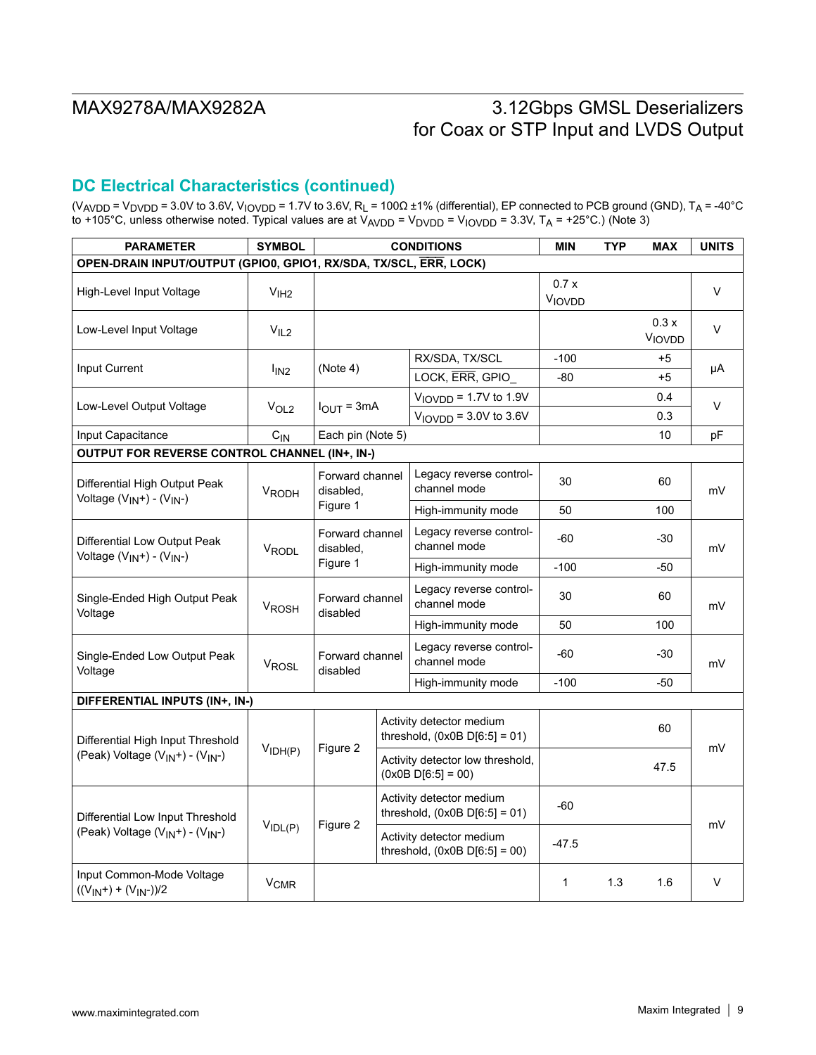## DC Electrical Characteristics (continued)

($V_{AVDD}$ = $V_{DVDD}$ = 3.0V to 3.6V, $V_{IOVDD}$ = 1.7V to 3.6V, $R_L$ = 100Ω ±1% (differential), EP connected to PCB ground (GND), $T_A$ = -40°C to +105°C, unless otherwise noted. Typical values are at $V_{AVDD}$ = $V_{DVDD}$ = $V_{IOVDD}$ = 3.3V, $T_A$ = +25°C.) (Note 3)

| PARAMETER | SYMBOL | CONDITIONS | | MIN | TYP | MAX | UNITS |
|---|---|---|---|---|---|---|---|
| **OPEN-DRAIN INPUT/OUTPUT (GPIO0, GPIO1, RX/SDA, TX/SCL, $\overline{ERR}$, LOCK)** | | | | | | | |
| High-Level Input Voltage | $V_{IH2}$ | | | 0.7 x $V_{IOVDD}$ | | | V |
| Low-Level Input Voltage | $V_{IL2}$ | | | | | 0.3 x $V_{IOVDD}$ | V |
| Input Current | $I_{IN2}$ | (Note 4) | RX/SDA, TX/SCL | -100 | | +5 | µA |
| | | | LOCK, $\overline{ERR}$, GPIO_ | -80 | | +5 | |
| Low-Level Output Voltage | $V_{OL2}$ | $I_{OUT}$ = 3mA | $V_{IOVDD}$ = 1.7V to 1.9V | | | 0.4 | V |
| | | | $V_{IOVDD}$ = 3.0V to 3.6V | | | 0.3 | |
| Input Capacitance | $C_{IN}$ | Each pin (Note 5) | | | | 10 | pF |
| **OUTPUT FOR REVERSE CONTROL CHANNEL (IN+, IN-)** | | | | | | | |
| Differential High Output Peak Voltage ($V_{IN+}$) - ($V_{IN-}$) | $V_{RODH}$ | Forward channel disabled, Figure 1 | Legacy reverse control-channel mode | 30 | | 60 | mV |
| | | | High-immunity mode | 50 | | 100 | |
| Differential Low Output Peak Voltage ($V_{IN+}$) - ($V_{IN-}$) | $V_{RODL}$ | Forward channel disabled, Figure 1 | Legacy reverse control-channel mode | -60 | | -30 | mV |
| | | | High-immunity mode | -100 | | -50 | |
| Single-Ended High Output Peak Voltage | $V_{ROSH}$ | Forward channel disabled | Legacy reverse control-channel mode | 30 | | 60 | mV |
| | | | High-immunity mode | 50 | | 100 | |
| Single-Ended Low Output Peak Voltage | $V_{ROSL}$ | Forward channel disabled | Legacy reverse control-channel mode | -60 | | -30 | mV |
| | | | High-immunity mode | -100 | | -50 | |
| **DIFFERENTIAL INPUTS (IN+, IN-)** | | | | | | | |
| Differential High Input Threshold (Peak) Voltage ($V_{IN+}$) - ($V_{IN-}$) | $V_{IDH(P)}$ | Figure 2 | Activity detector medium threshold, (0x0B D[6:5] = 01) | | | 60 | mV |
| | | | Activity detector low threshold, (0x0B D[6:5] = 00) | | | 47.5 | |
| Differential Low Input Threshold (Peak) Voltage ($V_{IN+}$) - ($V_{IN-}$) | $V_{IDL(P)}$ | Figure 2 | Activity detector medium threshold, (0x0B D[6:5] = 01) | -60 | | | mV |
| | | | Activity detector medium threshold, (0x0B D[6:5] = 00) | -47.5 | | | |
| Input Common-Mode Voltage (($V_{IN+}$) + ($V_{IN-}$))/2 | $V_{CMR}$ | | | 1 | 1.3 | 1.6 | V |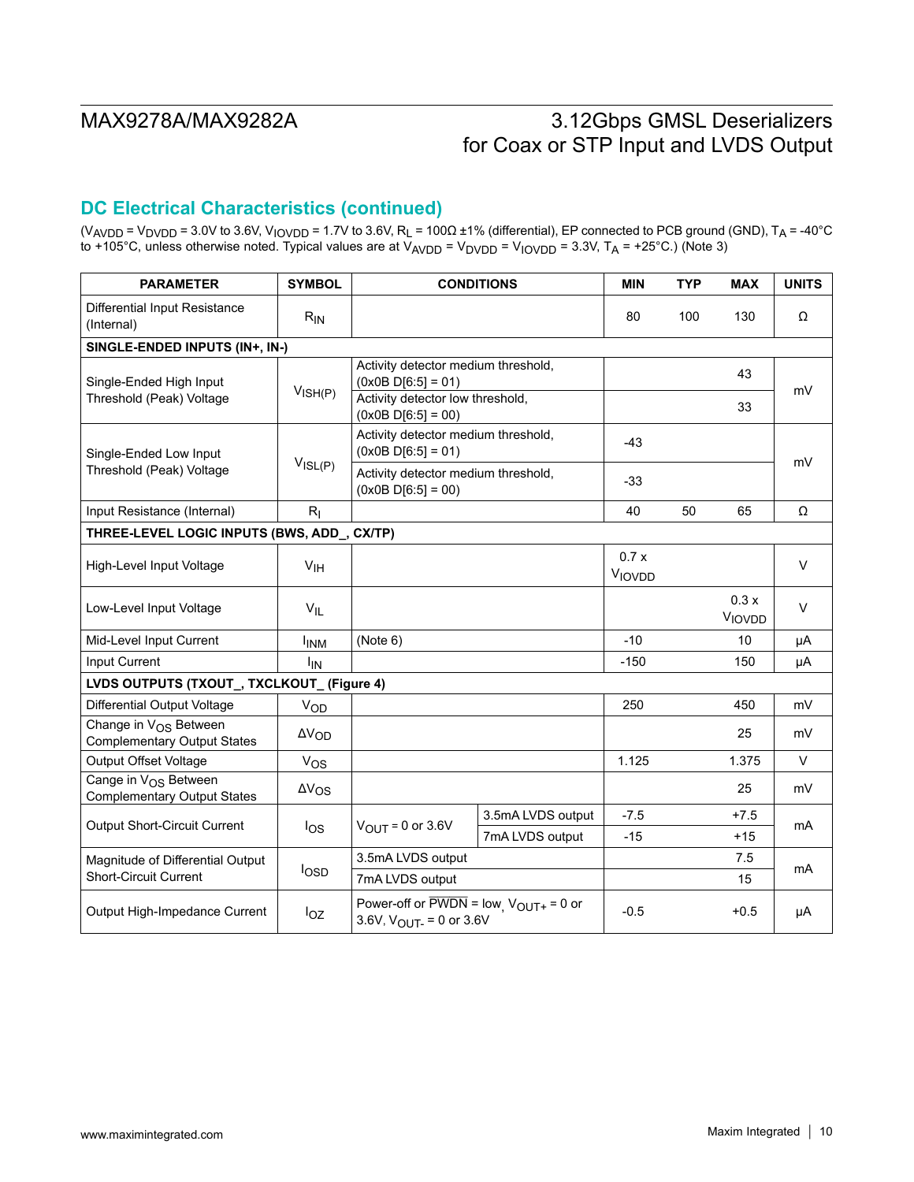## DC Electrical Characteristics (continued)

($V_{AVDD}$ = $V_{DVDD}$ = 3.0V to 3.6V, $V_{IOVDD}$ = 1.7V to 3.6V, $R_L$ = 100Ω ±1% (differential), EP connected to PCB ground (GND), $T_A$ = -40°C to +105°C, unless otherwise noted. Typical values are at $V_{AVDD}$ = $V_{DVDD}$ = $V_{IOVDD}$ = 3.3V, $T_A$ = +25°C.) (Note 3)

| PARAMETER | SYMBOL | CONDITIONS | | MIN | TYP | MAX | UNITS |
|---|---|---|---|---|---|---|---|
| Differential Input Resistance (Internal) | $R_{IN}$ | | | 80 | 100 | 130 | Ω |
| **SINGLE-ENDED INPUTS (IN+, IN-)** | | | | | | | |
| Single-Ended High Input Threshold (Peak) Voltage | $V_{ISH(P)}$ | Activity detector medium threshold, (0x0B D[6:5] = 01) | | | | 43 | mV |
| | | Activity detector low threshold, (0x0B D[6:5] = 00) | | | | 33 | |
| Single-Ended Low Input Threshold (Peak) Voltage | $V_{ISL(P)}$ | Activity detector medium threshold, (0x0B D[6:5] = 01) | | -43 | | | mV |
| | | Activity detector medium threshold, (0x0B D[6:5] = 00) | | -33 | | | |
| Input Resistance (Internal) | $R_I$ | | | 40 | 50 | 65 | Ω |
| **THREE-LEVEL LOGIC INPUTS (BWS, ADD_, CX/TP)** | | | | | | | |
| High-Level Input Voltage | $V_{IH}$ | | | 0.7 x $V_{IOVDD}$ | | | V |
| Low-Level Input Voltage | $V_{IL}$ | | | | | 0.3 x $V_{IOVDD}$ | V |
| Mid-Level Input Current | $I_{INM}$ | (Note 6) | | -10 | | 10 | µA |
| Input Current | $I_{IN}$ | | | -150 | | 150 | µA |
| **LVDS OUTPUTS (TXOUT_, TXCLKOUT_ (Figure 4)** | | | | | | | |
| Differential Output Voltage | $V_{OD}$ | | | 250 | | 450 | mV |
| Change in $V_{OS}$ Between Complementary Output States | $\Delta V_{OD}$ | | | | | 25 | mV |
| Output Offset Voltage | $V_{OS}$ | | | 1.125 | | 1.375 | V |
| Cange in $V_{OS}$ Between Complementary Output States | $\Delta V_{OS}$ | | | | | 25 | mV |
| Output Short-Circuit Current | $I_{OS}$ | $V_{OUT}$ = 0 or 3.6V | 3.5mA LVDS output | -7.5 | | +7.5 | mA |
| | | | 7mA LVDS output | -15 | | +15 | |
| Magnitude of Differential Output Short-Circuit Current | $I_{OSD}$ | 3.5mA LVDS output | | | | 7.5 | mA |
| | | 7mA LVDS output | | | | 15 | |
| Output High-Impedance Current | $I_{OZ}$ | Power-off or $\overline{PWDN}$ = low, $V_{OUT+}$ = 0 or 3.6V, $V_{OUT-}$ = 0 or 3.6V | | -0.5 | | +0.5 | µA |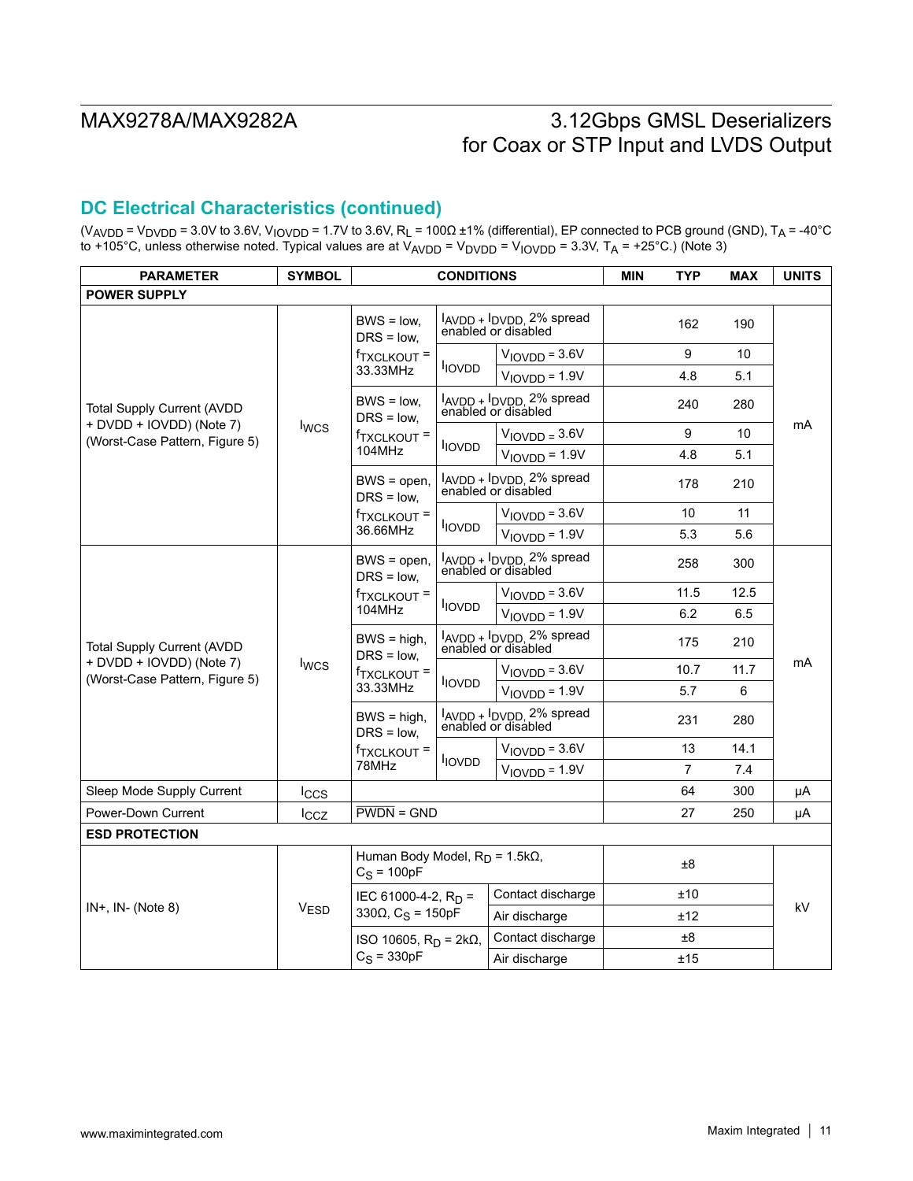## DC Electrical Characteristics (continued)

($V_{AVDD}$ = $V_{DVDD}$ = 3.0V to 3.6V, $V_{IOVDD}$ = 1.7V to 3.6V, $R_L$ = 100Ω ±1% (differential), EP connected to PCB ground (GND), $T_A$ = -40°C to +105°C, unless otherwise noted. Typical values are at $V_{AVDD}$ = $V_{DVDD}$ = $V_{IOVDD}$ = 3.3V, $T_A$ = +25°C.) (Note 3)

| PARAMETER | SYMBOL | CONDITIONS | | | MIN | TYP | MAX | UNITS |
|---|---|---|---|---|---|---|---|---|
| **POWER SUPPLY** | | | | | | | | |
| Total Supply Current (AVDD + DVDD + IOVDD) (Note 7) (Worst-Case Pattern, Figure 5) | $I_{WCS}$ | BWS = low, DRS = low, $f_{TXCLKOUT}$ = 33.33MHz | $I_{AVDD}$ + $I_{DVDD}$, 2% spread enabled or disabled | | | 162 | 190 | mA |
| | | | $I_{IOVDD}$ | $V_{IOVDD}$ = 3.6V | | 9 | 10 | |
| | | | | $V_{IOVDD}$ = 1.9V | | 4.8 | 5.1 | |
| | | BWS = low, DRS = low, $f_{TXCLKOUT}$ = 104MHz | $I_{AVDD}$ + $I_{DVDD}$, 2% spread enabled or disabled | | | 240 | 280 | |
| | | | $I_{IOVDD}$ | $V_{IOVDD}$ = 3.6V | | 9 | 10 | |
| | | | | $V_{IOVDD}$ = 1.9V | | 4.8 | 5.1 | |
| | | BWS = open, DRS = low, $f_{TXCLKOUT}$ = 36.66MHz | $I_{AVDD}$ + $I_{DVDD}$, 2% spread enabled or disabled | | | 178 | 210 | |
| | | | $I_{IOVDD}$ | $V_{IOVDD}$ = 3.6V | | 10 | 11 | |
| | | | | $V_{IOVDD}$ = 1.9V | | 5.3 | 5.6 | |
| Total Supply Current (AVDD + DVDD + IOVDD) (Note 7) (Worst-Case Pattern, Figure 5) | $I_{WCS}$ | BWS = open, DRS = low, $f_{TXCLKOUT}$ = 104MHz | $I_{AVDD}$ + $I_{DVDD}$, 2% spread enabled or disabled | | | 258 | 300 | mA |
| | | | $I_{IOVDD}$ | $V_{IOVDD}$ = 3.6V | | 11.5 | 12.5 | |
| | | | | $V_{IOVDD}$ = 1.9V | | 6.2 | 6.5 | |
| | | BWS = high, DRS = low, $f_{TXCLKOUT}$ = 33.33MHz | $I_{AVDD}$ + $I_{DVDD}$, 2% spread enabled or disabled | | | 175 | 210 | |
| | | | $I_{IOVDD}$ | $V_{IOVDD}$ = 3.6V | | 10.7 | 11.7 | |
| | | | | $V_{IOVDD}$ = 1.9V | | 5.7 | 6 | |
| | | BWS = high, DRS = low, $f_{TXCLKOUT}$ = 78MHz | $I_{AVDD}$ + $I_{DVDD}$, 2% spread enabled or disabled | | | 231 | 280 | |
| | | | $I_{IOVDD}$ | $V_{IOVDD}$ = 3.6V | | 13 | 14.1 | |
| | | | | $V_{IOVDD}$ = 1.9V | | 7 | 7.4 | |
| Sleep Mode Supply Current | $I_{CCS}$ | | | | | 64 | 300 | µA |
| Power-Down Current | $I_{CCZ}$ | $\overline{PWDN}$ = GND | | | | 27 | 250 | µA |
| **ESD PROTECTION** | | | | | | | | |
| IN+, IN- (Note 8) | $V_{ESD}$ | Human Body Model, $R_D$ = 1.5kΩ, $C_S$ = 100pF | | | | ±8 | | kV |
| | | IEC 61000-4-2, $R_D$ = 330Ω, $C_S$ = 150pF | Contact discharge | | | ±10 | | |
| | | | Air discharge | | | ±12 | | |
| | | ISO 10605, $R_D$ = 2kΩ, $C_S$ = 330pF | Contact discharge | | | ±8 | | |
| | | | Air discharge | | | ±15 | | |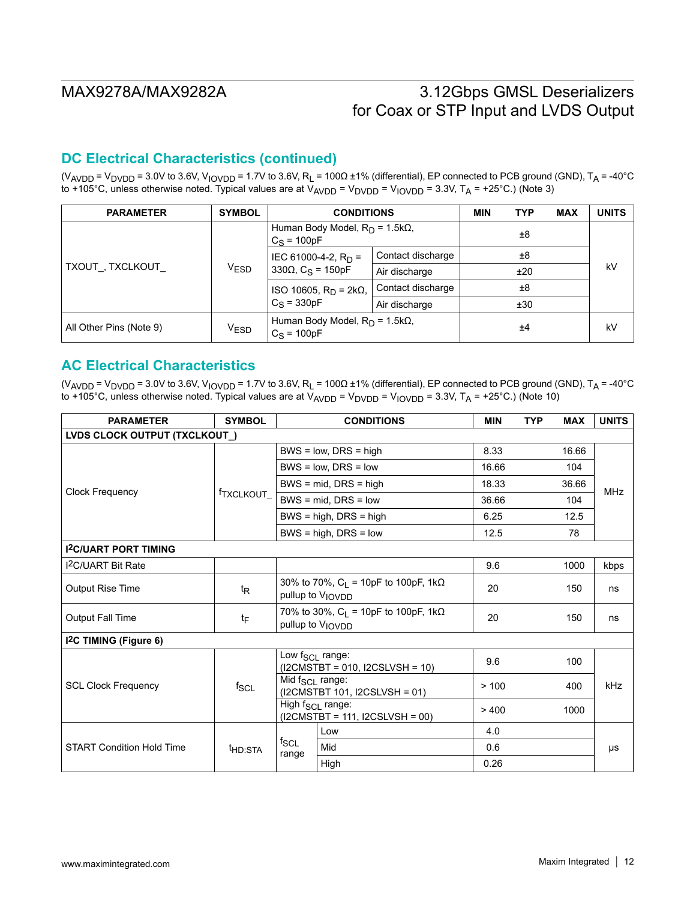## DC Electrical Characteristics (continued)

($V_{AVDD}$ = $V_{DVDD}$ = 3.0V to 3.6V, $V_{IOVDD}$ = 1.7V to 3.6V, $R_L$ = 100Ω ±1% (differential), EP connected to PCB ground (GND), $T_A$ = -40°C to +105°C, unless otherwise noted. Typical values are at $V_{AVDD}$ = $V_{DVDD}$ = $V_{IOVDD}$ = 3.3V, $T_A$ = +25°C.) (Note 3)

| PARAMETER | SYMBOL | CONDITIONS | | MIN | TYP | MAX | UNITS |
|---|---|---|---|---|---|---|---|
| TXOUT_, TXCLKOUT_ | $V_{ESD}$ | Human Body Model, $R_D$ = 1.5kΩ, $C_S$ = 100pF | | | ±8 | | kV |
| | | IEC 61000-4-2, $R_D$ = 330Ω, $C_S$ = 150pF | Contact discharge | | ±8 | | |
| | | | Air discharge | | ±20 | | |
| | | ISO 10605, $R_D$ = 2kΩ, $C_S$ = 330pF | Contact discharge | | ±8 | | |
| | | | Air discharge | | ±30 | | |
| All Other Pins (Note 9) | $V_{ESD}$ | Human Body Model, $R_D$ = 1.5kΩ, $C_S$ = 100pF | | | ±4 | | kV |

## AC Electrical Characteristics

($V_{AVDD}$ = $V_{DVDD}$ = 3.0V to 3.6V, $V_{IOVDD}$ = 1.7V to 3.6V, $R_L$ = 100Ω ±1% (differential), EP connected to PCB ground (GND), $T_A$ = -40°C to +105°C, unless otherwise noted. Typical values are at $V_{AVDD}$ = $V_{DVDD}$ = $V_{IOVDD}$ = 3.3V, $T_A$ = +25°C.) (Note 10)

| PARAMETER | SYMBOL | CONDITIONS | | MIN | TYP | MAX | UNITS |
|---|---|---|---|---|---|---|---|
| **LVDS CLOCK OUTPUT (TXCLKOUT_)** | | | | | | | |
| Clock Frequency | $f_{TXCLKOUT\_}$ | BWS = low, DRS = high | | 8.33 | | 16.66 | MHz |
| | | BWS = low, DRS = low | | 16.66 | | 104 | |
| | | BWS = mid, DRS = high | | 18.33 | | 36.66 | |
| | | BWS = mid, DRS = low | | 36.66 | | 104 | |
| | | BWS = high, DRS = high | | 6.25 | | 12.5 | |
| | | BWS = high, DRS = low | | 12.5 | | 78 | |
| **I²C/UART PORT TIMING** | | | | | | | |
| I²C/UART Bit Rate | | | | 9.6 | | 1000 | kbps |
| Output Rise Time | $t_R$ | 30% to 70%, $C_L$ = 10pF to 100pF, 1kΩ pullup to $V_{IOVDD}$ | | 20 | | 150 | ns |
| Output Fall Time | $t_F$ | 70% to 30%, $C_L$ = 10pF to 100pF, 1kΩ pullup to $V_{IOVDD}$ | | 20 | | 150 | ns |
| **I²C TIMING (Figure 6)** | | | | | | | |
| SCL Clock Frequency | $f_{SCL}$ | Low $f_{SCL}$ range: (I2CMSTBT = 010, I2CSLVSH = 10) | | 9.6 | | 100 | kHz |
| | | Mid $f_{SCL}$ range: (I2CMSTBT 101, I2CSLVSH = 01) | | > 100 | | 400 | |
| | | High $f_{SCL}$ range: (I2CMSTBT = 111, I2CSLVSH = 00) | | > 400 | | 1000 | |
| START Condition Hold Time | $t_{HD:STA}$ | $f_{SCL}$ range | Low | 4.0 | | | µs |
| | | | Mid | 0.6 | | | |
| | | | High | 0.26 | | | |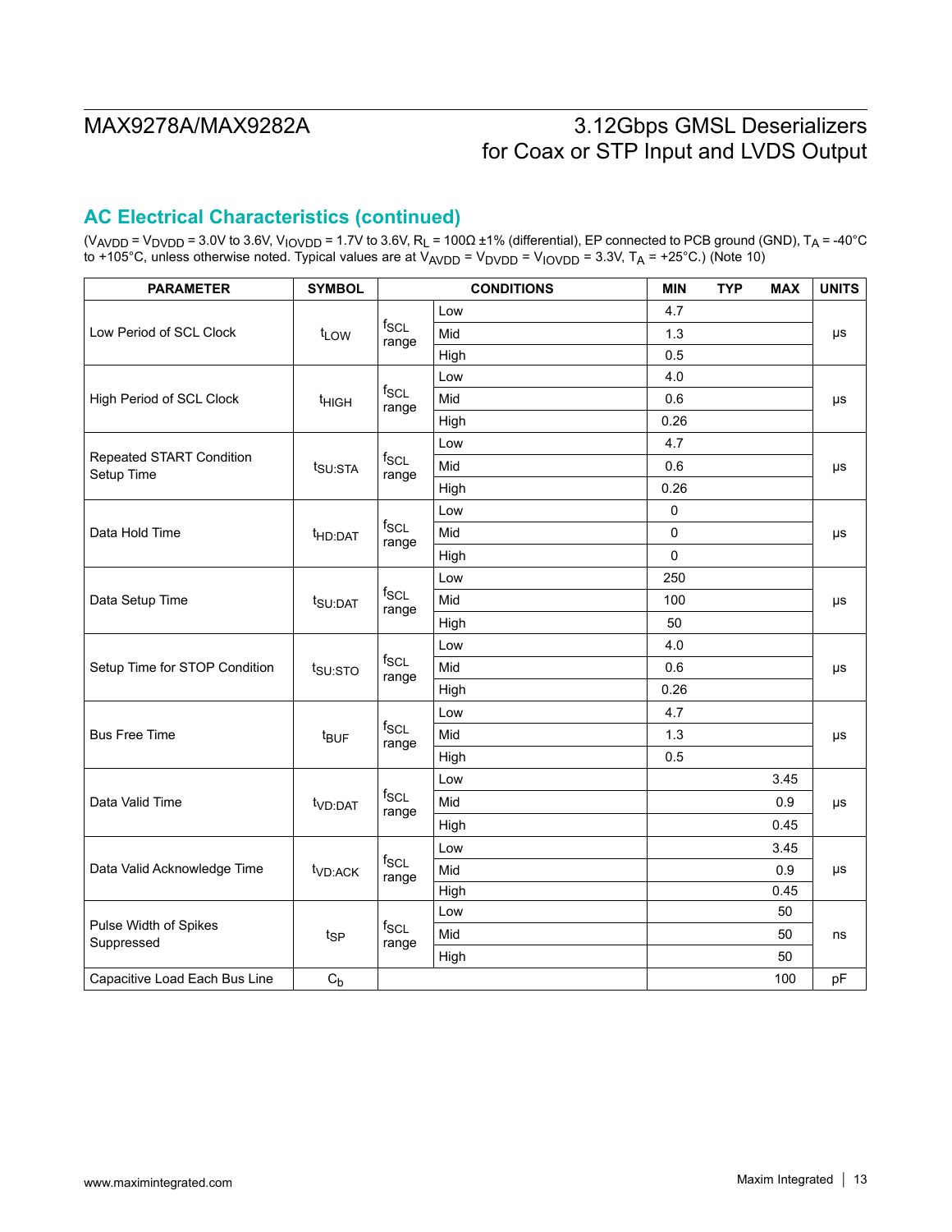## AC Electrical Characteristics (continued)

($V_{AVDD}$ = $V_{DVDD}$ = 3.0V to 3.6V, $V_{IOVDD}$ = 1.7V to 3.6V, $R_L$ = 100Ω ±1% (differential), EP connected to PCB ground (GND), $T_A$ = -40°C to +105°C, unless otherwise noted. Typical values are at $V_{AVDD}$ = $V_{DVDD}$ = $V_{IOVDD}$ = 3.3V, $T_A$ = +25°C.) (Note 10)

| PARAMETER | SYMBOL | CONDITIONS | | MIN | TYP | MAX | UNITS |
|---|---|---|---|---|---|---|---|
| Low Period of SCL Clock | $t_{LOW}$ | $f_{SCL}$ range | Low | 4.7 | | | µs |
| | | | Mid | 1.3 | | | |
| | | | High | 0.5 | | | |
| High Period of SCL Clock | $t_{HIGH}$ | $f_{SCL}$ range | Low | 4.0 | | | µs |
| | | | Mid | 0.6 | | | |
| | | | High | 0.26 | | | |
| Repeated START Condition Setup Time | $t_{SU:STA}$ | $f_{SCL}$ range | Low | 4.7 | | | µs |
| | | | Mid | 0.6 | | | |
| | | | High | 0.26 | | | |
| Data Hold Time | $t_{HD:DAT}$ | $f_{SCL}$ range | Low | 0 | | | µs |
| | | | Mid | 0 | | | |
| | | | High | 0 | | | |
| Data Setup Time | $t_{SU:DAT}$ | $f_{SCL}$ range | Low | 250 | | | µs |
| | | | Mid | 100 | | | |
| | | | High | 50 | | | |
| Setup Time for STOP Condition | $t_{SU:STO}$ | $f_{SCL}$ range | Low | 4.0 | | | µs |
| | | | Mid | 0.6 | | | |
| | | | High | 0.26 | | | |
| Bus Free Time | $t_{BUF}$ | $f_{SCL}$ range | Low | 4.7 | | | µs |
| | | | Mid | 1.3 | | | |
| | | | High | 0.5 | | | |
| Data Valid Time | $t_{VD:DAT}$ | $f_{SCL}$ range | Low | | | 3.45 | µs |
| | | | Mid | | | 0.9 | |
| | | | High | | | 0.45 | |
| Data Valid Acknowledge Time | $t_{VD:ACK}$ | $f_{SCL}$ range | Low | | | 3.45 | µs |
| | | | Mid | | | 0.9 | |
| | | | High | | | 0.45 | |
| Pulse Width of Spikes Suppressed | $t_{SP}$ | $f_{SCL}$ range | Low | | | 50 | ns |
| | | | Mid | | | 50 | |
| | | | High | | | 50 | |
| Capacitive Load Each Bus Line | $C_b$ | | | | | 100 | pF |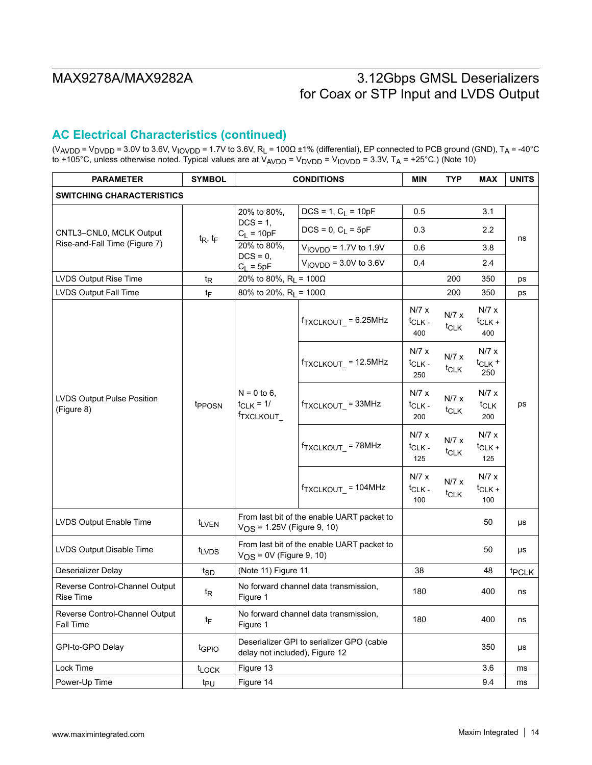## AC Electrical Characteristics (continued)

($V_{AVDD}$ = $V_{DVDD}$ = 3.0V to 3.6V, $V_{IOVDD}$ = 1.7V to 3.6V, $R_L$ = 100Ω ±1% (differential), EP connected to PCB ground (GND), $T_A$ = -40°C to +105°C, unless otherwise noted. Typical values are at $V_{AVDD}$ = $V_{DVDD}$ = $V_{IOVDD}$ = 3.3V, $T_A$ = +25°C.) (Note 10)

| PARAMETER | SYMBOL | CONDITIONS | | MIN | TYP | MAX | UNITS |
|---|---|---|---|---|---|---|---|
| **SWITCHING CHARACTERISTICS** | | | | | | | |
| CNTL3–CNL0, MCLK Output Rise-and-Fall Time (Figure 7) | $t_R$, $t_F$ | 20% to 80%, DCS = 1, $C_L$ = 10pF | DCS = 1, $C_L$ = 10pF | 0.5 | | 3.1 | ns |
| | | | DCS = 0, $C_L$ = 5pF | 0.3 | | 2.2 | |
| | | 20% to 80%, DCS = 0, $C_L$ = 5pF | $V_{IOVDD}$ = 1.7V to 1.9V | 0.6 | | 3.8 | |
| | | | $V_{IOVDD}$ = 3.0V to 3.6V | 0.4 | | 2.4 | |
| LVDS Output Rise Time | $t_R$ | 20% to 80%, $R_L$ = 100Ω | | | 200 | 350 | ps |
| LVDS Output Fall Time | $t_F$ | 80% to 20%, $R_L$ = 100Ω | | | 200 | 350 | ps |
| LVDS Output Pulse Position (Figure 8) | $t_{PPOSN}$ | N = 0 to 6, $t_{CLK}$ = 1/ $f_{TXCLKOUT\_}$ | $f_{TXCLKOUT\_}$ = 6.25MHz | N/7 x $t_{CLK}$ - 400 | N/7 x $t_{CLK}$ | N/7 x $t_{CLK}$ + 400 | ps |
| | | | $f_{TXCLKOUT\_}$ = 12.5MHz | N/7 x $t_{CLK}$ - 250 | N/7 x $t_{CLK}$ | N/7 x $t_{CLK}$ + 250 | |
| | | | $f_{TXCLKOUT\_}$ = 33MHz | N/7 x $t_{CLK}$ - 200 | N/7 x $t_{CLK}$ | N/7 x $t_{CLK}$ 200 | |
| | | | $f_{TXCLKOUT\_}$ = 78MHz | N/7 x $t_{CLK}$ - 125 | N/7 x $t_{CLK}$ | N/7 x $t_{CLK}$ + 125 | |
| | | | $f_{TXCLKOUT\_}$ = 104MHz | N/7 x $t_{CLK}$ - 100 | N/7 x $t_{CLK}$ | N/7 x $t_{CLK}$ + 100 | |
| LVDS Output Enable Time | $t_{LVEN}$ | From last bit of the enable UART packet to $V_{OS}$ = 1.25V (Figure 9, 10) | | | | 50 | µs |
| LVDS Output Disable Time | $t_{LVDS}$ | From last bit of the enable UART packet to $V_{OS}$ = 0V (Figure 9, 10) | | | | 50 | µs |
| Deserializer Delay | $t_{SD}$ | (Note 11) Figure 11 | | 38 | | 48 | $t_{PCLK}$ |
| Reverse Control-Channel Output Rise Time | $t_R$ | No forward channel data transmission, Figure 1 | | 180 | | 400 | ns |
| Reverse Control-Channel Output Fall Time | $t_F$ | No forward channel data transmission, Figure 1 | | 180 | | 400 | ns |
| GPI-to-GPO Delay | $t_{GPIO}$ | Deserializer GPI to serializer GPO (cable delay not included), Figure 12 | | | | 350 | µs |
| Lock Time | $t_{LOCK}$ | Figure 13 | | | | 3.6 | ms |
| Power-Up Time | $t_{PU}$ | Figure 14 | | | | 9.4 | ms |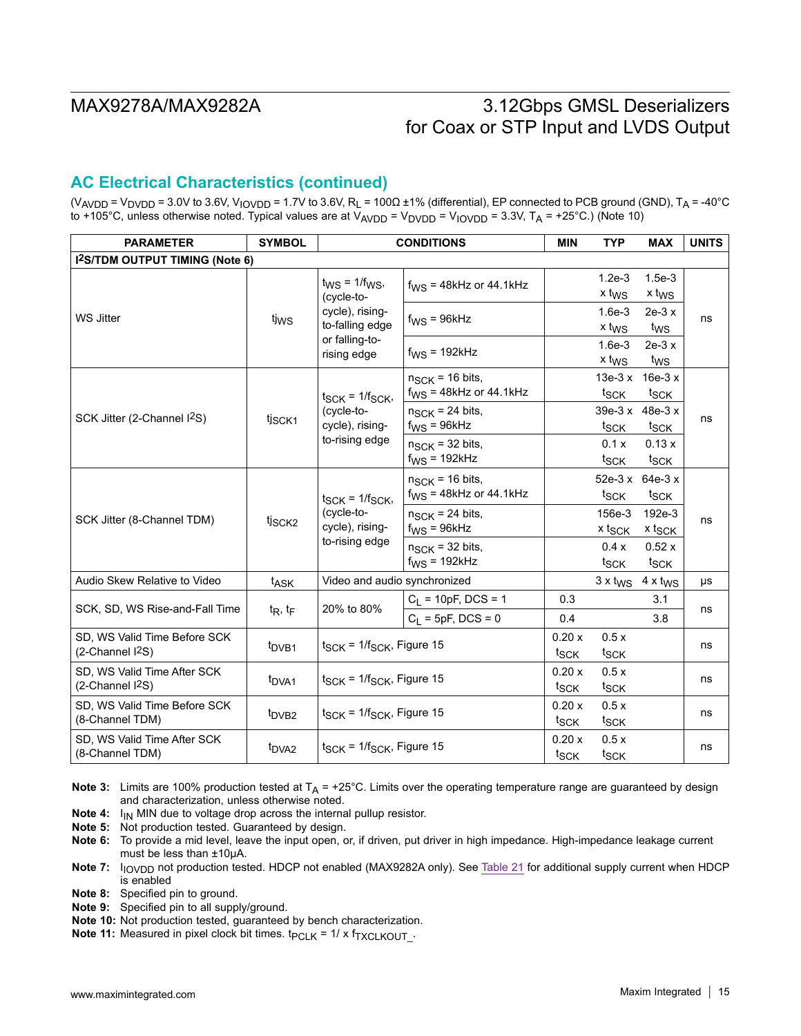## AC Electrical Characteristics (continued)

($V_{AVDD}$ = $V_{DVDD}$ = 3.0V to 3.6V, $V_{IOVDD}$ = 1.7V to 3.6V, $R_L$ = 100Ω ±1% (differential), EP connected to PCB ground (GND), $T_A$ = -40°C to +105°C, unless otherwise noted. Typical values are at $V_{AVDD}$ = $V_{DVDD}$ = $V_{IOVDD}$ = 3.3V, $T_A$ = +25°C.) (Note 10)

| PARAMETER | SYMBOL | CONDITIONS | | MIN | TYP | MAX | UNITS |
|---|---|---|---|---|---|---|---|
| **I2S/TDM OUTPUT TIMING (Note 6)** | | | | | | | |
| WS Jitter | $t_{jWS}$ | $t_{WS}$ = 1/$f_{WS}$, (cycle-to-cycle), rising-to-falling edge or falling-to-rising edge | $f_{WS}$ = 48kHz or 44.1kHz | | 1.2e-3 x $t_{WS}$ | 1.5e-3 x $t_{WS}$ | ns |
| | | | $f_{WS}$ = 96kHz | | 1.6e-3 x $t_{WS}$ | 2e-3 x $t_{WS}$ | |
| | | | $f_{WS}$ = 192kHz | | 1.6e-3 x $t_{WS}$ | 2e-3 x $t_{WS}$ | |
| SCK Jitter (2-Channel I2S) | $t_{jSCK1}$ | $t_{SCK}$ = 1/$f_{SCK}$, (cycle-to-cycle), rising-to-rising edge | $n_{SCK}$ = 16 bits, $f_{WS}$ = 48kHz or 44.1kHz | | 13e-3 x $t_{SCK}$ | 16e-3 x $t_{SCK}$ | ns |
| | | | $n_{SCK}$ = 24 bits, $f_{WS}$ = 96kHz | | 39e-3 x $t_{SCK}$ | 48e-3 x $t_{SCK}$ | |
| | | | $n_{SCK}$ = 32 bits, $f_{WS}$ = 192kHz | | 0.1 x $t_{SCK}$ | 0.13 x $t_{SCK}$ | |
| SCK Jitter (8-Channel TDM) | $t_{jSCK2}$ | $t_{SCK}$ = 1/$f_{SCK}$, (cycle-to-cycle), rising-to-rising edge | $n_{SCK}$ = 16 bits, $f_{WS}$ = 48kHz or 44.1kHz | | 52e-3 x $t_{SCK}$ | 64e-3 x $t_{SCK}$ | ns |
| | | | $n_{SCK}$ = 24 bits, $f_{WS}$ = 96kHz | | 156e-3 x $t_{SCK}$ | 192e-3 x $t_{SCK}$ | |
| | | | $n_{SCK}$ = 32 bits, $f_{WS}$ = 192kHz | | 0.4 x $t_{SCK}$ | 0.52 x $t_{SCK}$ | |
| Audio Skew Relative to Video | $t_{ASK}$ | Video and audio synchronized | | | 3 x $t_{WS}$ | 4 x $t_{WS}$ | µs |
| SCK, SD, WS Rise-and-Fall Time | $t_R$, $t_F$ | 20% to 80% | $C_L$ = 10pF, DCS = 1 | 0.3 | | 3.1 | ns |
| | | | $C_L$ = 5pF, DCS = 0 | 0.4 | | 3.8 | |
| SD, WS Valid Time Before SCK (2-Channel I2S) | $t_{DVB1}$ | $t_{SCK}$ = 1/$f_{SCK}$, Figure 15 | | 0.20 x $t_{SCK}$ | 0.5 x $t_{SCK}$ | | ns |
| SD, WS Valid Time After SCK (2-Channel I2S) | $t_{DVA1}$ | $t_{SCK}$ = 1/$f_{SCK}$, Figure 15 | | 0.20 x $t_{SCK}$ | 0.5 x $t_{SCK}$ | | ns |
| SD, WS Valid Time Before SCK (8-Channel TDM) | $t_{DVB2}$ | $t_{SCK}$ = 1/$f_{SCK}$, Figure 15 | | 0.20 x $t_{SCK}$ | 0.5 x $t_{SCK}$ | | ns |
| SD, WS Valid Time After SCK (8-Channel TDM) | $t_{DVA2}$ | $t_{SCK}$ = 1/$f_{SCK}$, Figure 15 | | 0.20 x $t_{SCK}$ | 0.5 x $t_{SCK}$ | | ns |

**Note 3:** Limits are 100% production tested at $T_A$ = +25°C. Limits over the operating temperature range are guaranteed by design and characterization, unless otherwise noted.

**Note 4:** $I_{IN}$ MIN due to voltage drop across the internal pullup resistor.

**Note 5:** Not production tested. Guaranteed by design.

**Note 6:** To provide a mid level, leave the input open, or, if driven, put driver in high impedance. High-impedance leakage current must be less than ±10µA.

**Note 7:** $I_{IOVDD}$ not production tested. HDCP not enabled (MAX9282A only). See Table 21 for additional supply current when HDCP is enabled

**Note 8:** Specified pin to ground.

**Note 9:** Specified pin to all supply/ground.

**Note 10:** Not production tested, guaranteed by bench characterization.

**Note 11:** Measured in pixel clock bit times. $t_{PCLK}$ = 1/ x $f_{TXCLKOUT\_}$.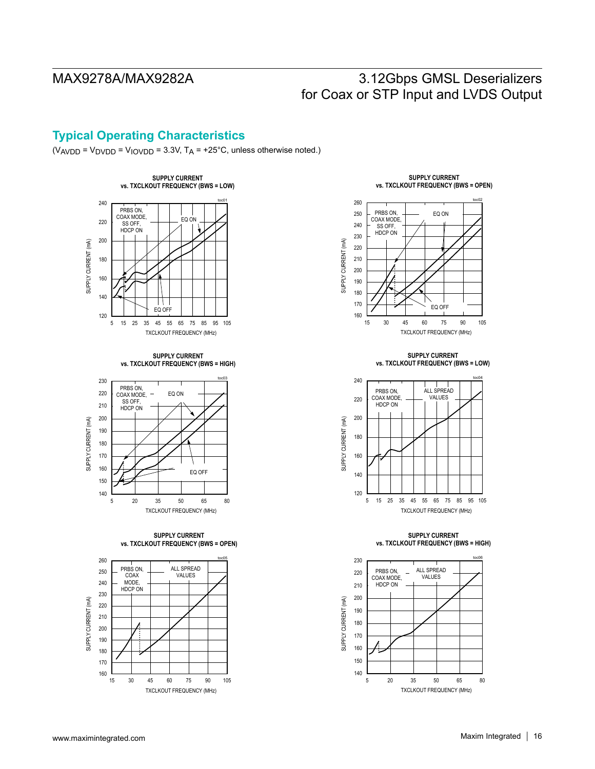## Typical Operating Characteristics

($V_{AVDD} = V_{DVDD} = V_{IOVDD} = 3.3V$, $T_A = +25°C$, unless otherwise noted.)

**SUPPLY CURRENT vs. TXCLKOUT FREQUENCY (BWS = LOW)** (toc01)

PRBS ON, COAX MODE, SS OFF, HDCP ON — EQ ON, EQ OFF

SUPPLY CURRENT (mA): 120 to 240; TXCLKOUT FREQUENCY (MHz): 5 to 105

**SUPPLY CURRENT vs. TXCLKOUT FREQUENCY (BWS = OPEN)** (toc02)

PRBS ON, COAX MODE, SS OFF, HDCP ON — EQ ON, EQ OFF

SUPPLY CURRENT (mA): 160 to 260; TXCLKOUT FREQUENCY (MHz): 15 to 105

**SUPPLY CURRENT vs. TXCLKOUT FREQUENCY (BWS = HIGH)** (toc03)

PRBS ON, COAX MODE, SS OFF, HDCP ON — EQ ON, EQ OFF

SUPPLY CURRENT (mA): 140 to 230; TXCLKOUT FREQUENCY (MHz): 5 to 80

**SUPPLY CURRENT vs. TXCLKOUT FREQUENCY (BWS = LOW)** (toc04)

PRBS ON, COAX MODE, HDCP ON — ALL SPREAD VALUES

SUPPLY CURRENT (mA): 120 to 240; TXCLKOUT FREQUENCY (MHz): 5 to 105

**SUPPLY CURRENT vs. TXCLKOUT FREQUENCY (BWS = OPEN)** (toc05)

PRBS ON, COAX MODE, HDCP ON — ALL SPREAD VALUES

SUPPLY CURRENT (mA): 160 to 260; TXCLKOUT FREQUENCY (MHz): 15 to 105

**SUPPLY CURRENT vs. TXCLKOUT FREQUENCY (BWS = HIGH)** (toc06)

PRBS ON, COAX MODE, HDCP ON — ALL SPREAD VALUES

SUPPLY CURRENT (mA): 140 to 230; TXCLKOUT FREQUENCY (MHz): 5 to 80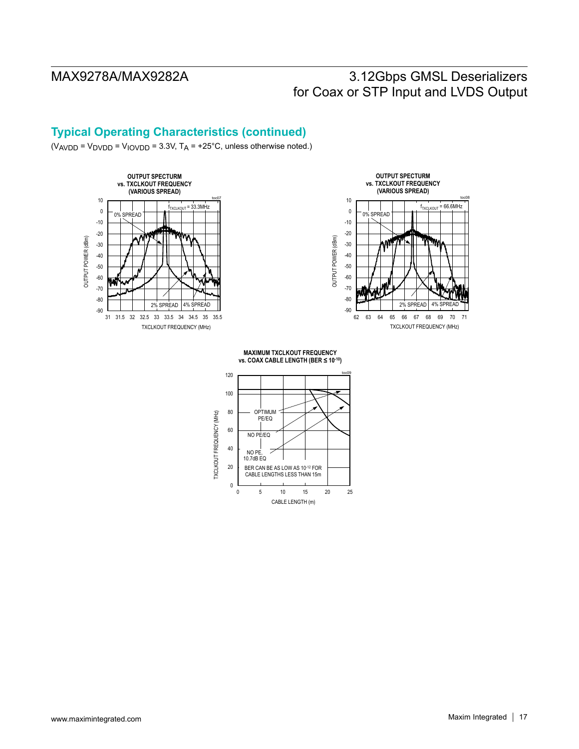## Typical Operating Characteristics (continued)

($V_{AVDD}$ = $V_{DVDD}$ = $V_{IOVDD}$ = 3.3V, $T_A$ = +25°C, unless otherwise noted.)

**OUTPUT SPECTURM vs. TXCLKOUT FREQUENCY (VARIOUS SPREAD)**

toc07

$f_{TXCLKOUT}$ = 33.3MHz

0% SPREAD, 2% SPREAD, 4% SPREAD

OUTPUT POWER (dBm): 10 to -90

TXCLKOUT FREQUENCY (MHz): 31 to 35.5

**OUTPUT SPECTURM vs. TXCLKOUT FREQUENCY (VARIOUS SPREAD)**

toc08

$f_{TXCLKOUT}$ = 66.6MHz

0% SPREAD, 2% SPREAD, 4% SPREAD

OUTPUT POWER (dBm): 10 to -90

TXCLKOUT FREQUENCY (MHz): 62 to 71

**MAXIMUM TXCLKOUT FREQUENCY vs. COAX CABLE LENGTH (BER ≤ $10^{-10}$)**

toc09

OPTIMUM PE/EQ

NO PE/EQ

NO PE, 10.7dB EQ

BER CAN BE AS LOW AS $10^{-12}$ FOR CABLE LENGTHS LESS THAN 15m

TXCLKOUT FREQUENCY (MHz): 0 to 120

CABLE LENGTH (m): 0 to 25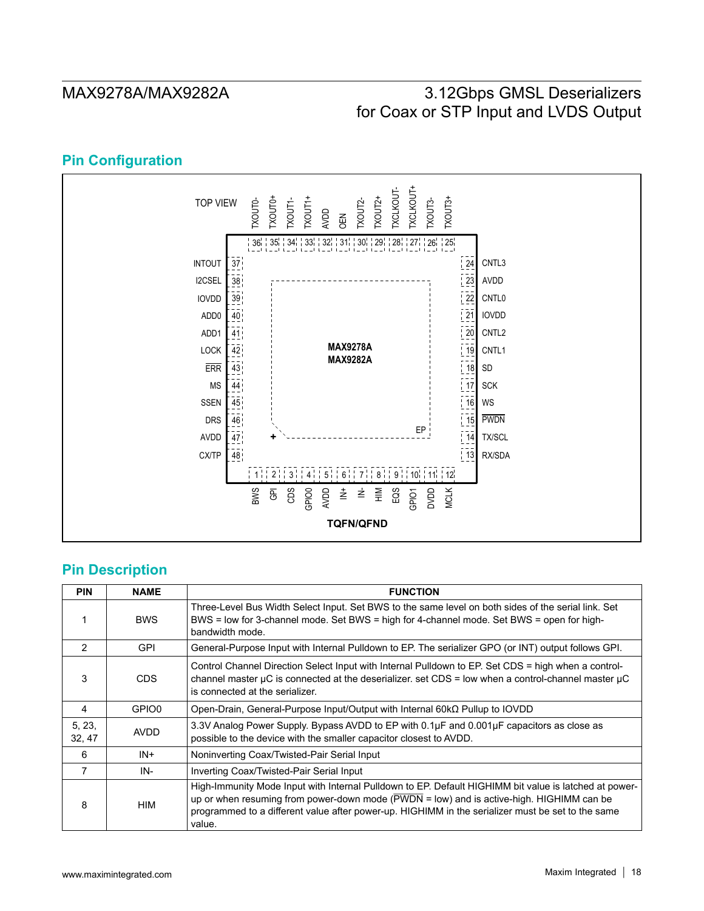## Pin Configuration

TOP VIEW

| Pin | Name |
|---|---|
| 1 | BWS |
| 2 | GPI |
| 3 | CDS |
| 4 | GPIO0 |
| 5 | AVDD |
| 6 | IN+ |
| 7 | IN- |
| 8 | HIM |
| 9 | EQS |
| 10 | GPIO1 |
| 11 | DVDD |
| 12 | MCLK |
| 13 | RX/SDA |
| 14 | TX/SCL |
| 15 | PWDN (active low) |
| 16 | WS |
| 17 | SCK |
| 18 | SD |
| 19 | CNTL1 |
| 20 | CNTL2 |
| 21 | IOVDD |
| 22 | CNTL0 |
| 23 | AVDD |
| 24 | CNTL3 |
| 25 | TXOUT3+ |
| 26 | TXOUT3- |
| 27 | TXCLKOUT+ |
| 28 | TXCLKOUT- |
| 29 | TXOUT2+ |
| 30 | TXOUT2- |
| 31 | OEN |
| 32 | AVDD |
| 33 | TXOUT1+ |
| 34 | TXOUT1- |
| 35 | TXOUT0+ |
| 36 | TXOUT0- |
| 37 | INTOUT |
| 38 | I2CSEL |
| 39 | IOVDD |
| 40 | ADD0 |
| 41 | ADD1 |
| 42 | LOCK |
| 43 | ERR (active low) |
| 44 | MS |
| 45 | SSEN |
| 46 | DRS |
| 47 | AVDD |
| 48 | CX/TP |
| — | EP |

MAX9278A
MAX9282A

TQFN/QFND

## Pin Description

| PIN | NAME | FUNCTION |
|---|---|---|
| 1 | BWS | Three-Level Bus Width Select Input. Set BWS to the same level on both sides of the serial link. Set BWS = low for 3-channel mode. Set BWS = high for 4-channel mode. Set BWS = open for high-bandwidth mode. |
| 2 | GPI | General-Purpose Input with Internal Pulldown to EP. The serializer GPO (or INT) output follows GPI. |
| 3 | CDS | Control Channel Direction Select Input with Internal Pulldown to EP. Set CDS = high when a control-channel master µC is connected at the deserializer. set CDS = low when a control-channel master µC is connected at the serializer. |
| 4 | GPIO0 | Open-Drain, General-Purpose Input/Output with Internal 60kΩ Pullup to IOVDD |
| 5, 23, 32, 47 | AVDD | 3.3V Analog Power Supply. Bypass AVDD to EP with 0.1µF and 0.001µF capacitors as close as possible to the device with the smaller capacitor closest to AVDD. |
| 6 | IN+ | Noninverting Coax/Twisted-Pair Serial Input |
| 7 | IN- | Inverting Coax/Twisted-Pair Serial Input |
| 8 | HIM | High-Immunity Mode Input with Internal Pulldown to EP. Default HIGHIMM bit value is latched at power-up or when resuming from power-down mode (PWDN = low) and is active-high. HIGHIMM can be programmed to a different value after power-up. HIGHIMM in the serializer must be set to the same value. |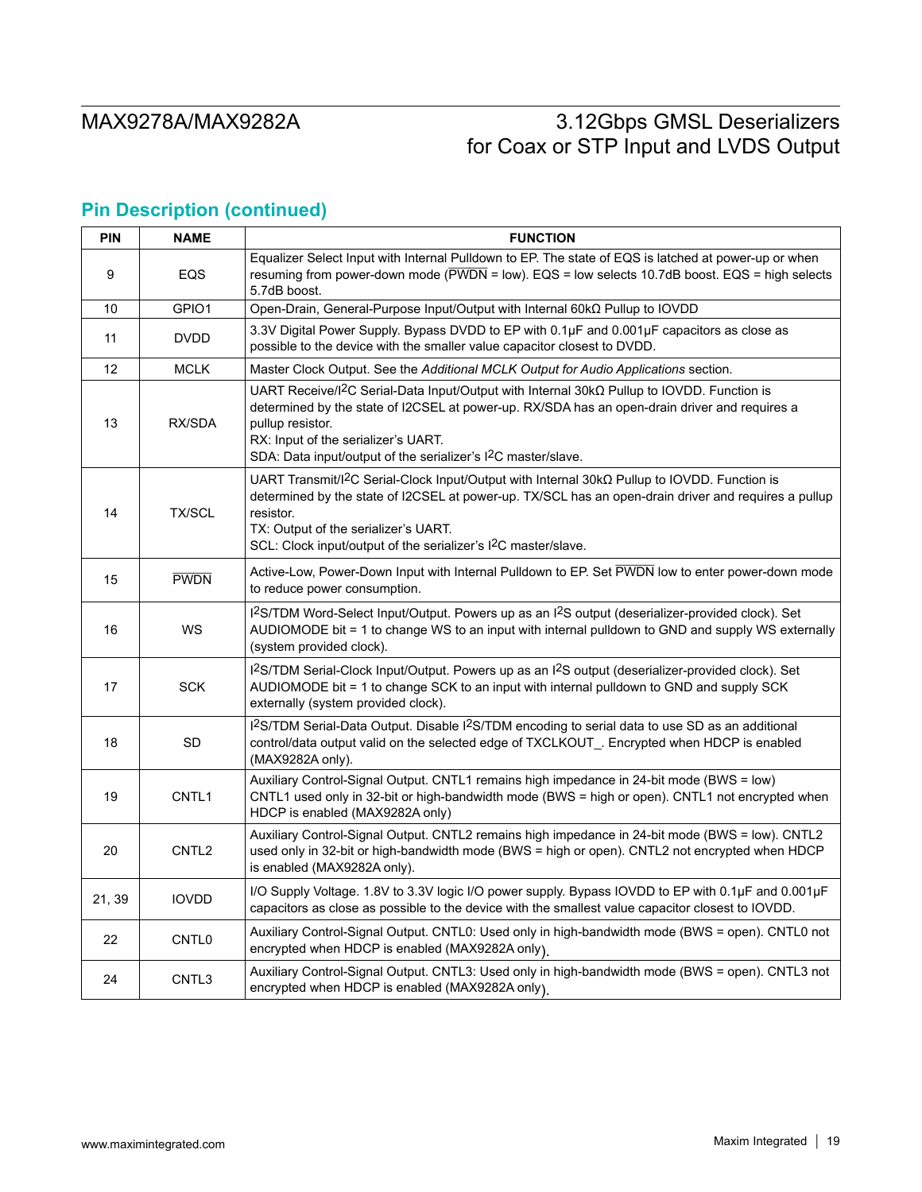## Pin Description (continued)

| PIN | NAME | FUNCTION |
|---|---|---|
| 9 | EQS | Equalizer Select Input with Internal Pulldown to EP. The state of EQS is latched at power-up or when resuming from power-down mode ($\overline{PWDN}$ = low). EQS = low selects 10.7dB boost. EQS = high selects 5.7dB boost. |
| 10 | GPIO1 | Open-Drain, General-Purpose Input/Output with Internal 60kΩ Pullup to IOVDD |
| 11 | DVDD | 3.3V Digital Power Supply. Bypass DVDD to EP with 0.1µF and 0.001µF capacitors as close as possible to the device with the smaller value capacitor closest to DVDD. |
| 12 | MCLK | Master Clock Output. See the *Additional MCLK Output for Audio Applications* section. |
| 13 | RX/SDA | UART Receive/I2C Serial-Data Input/Output with Internal 30kΩ Pullup to IOVDD. Function is determined by the state of I2CSEL at power-up. RX/SDA has an open-drain driver and requires a pullup resistor.<br>RX: Input of the serializer's UART.<br>SDA: Data input/output of the serializer's I2C master/slave. |
| 14 | TX/SCL | UART Transmit/I2C Serial-Clock Input/Output with Internal 30kΩ Pullup to IOVDD. Function is determined by the state of I2CSEL at power-up. TX/SCL has an open-drain driver and requires a pullup resistor.<br>TX: Output of the serializer's UART.<br>SCL: Clock input/output of the serializer's I2C master/slave. |
| 15 | $\overline{PWDN}$ | Active-Low, Power-Down Input with Internal Pulldown to EP. Set $\overline{PWDN}$ low to enter power-down mode to reduce power consumption. |
| 16 | WS | I2S/TDM Word-Select Input/Output. Powers up as an I2S output (deserializer-provided clock). Set AUDIOMODE bit = 1 to change WS to an input with internal pulldown to GND and supply WS externally (system provided clock). |
| 17 | SCK | I2S/TDM Serial-Clock Input/Output. Powers up as an I2S output (deserializer-provided clock). Set AUDIOMODE bit = 1 to change SCK to an input with internal pulldown to GND and supply SCK externally (system provided clock). |
| 18 | SD | I2S/TDM Serial-Data Output. Disable I2S/TDM encoding to serial data to use SD as an additional control/data output valid on the selected edge of TXCLKOUT_. Encrypted when HDCP is enabled (MAX9282A only). |
| 19 | CNTL1 | Auxiliary Control-Signal Output. CNTL1 remains high impedance in 24-bit mode (BWS = low) CNTL1 used only in 32-bit or high-bandwidth mode (BWS = high or open). CNTL1 not encrypted when HDCP is enabled (MAX9282A only) |
| 20 | CNTL2 | Auxiliary Control-Signal Output. CNTL2 remains high impedance in 24-bit mode (BWS = low). CNTL2 used only in 32-bit or high-bandwidth mode (BWS = high or open). CNTL2 not encrypted when HDCP is enabled (MAX9282A only). |
| 21, 39 | IOVDD | I/O Supply Voltage. 1.8V to 3.3V logic I/O power supply. Bypass IOVDD to EP with 0.1µF and 0.001µF capacitors as close as possible to the device with the smallest value capacitor closest to IOVDD. |
| 22 | CNTL0 | Auxiliary Control-Signal Output. CNTL0: Used only in high-bandwidth mode (BWS = open). CNTL0 not encrypted when HDCP is enabled (MAX9282A only). |
| 24 | CNTL3 | Auxiliary Control-Signal Output. CNTL3: Used only in high-bandwidth mode (BWS = open). CNTL3 not encrypted when HDCP is enabled (MAX9282A only). |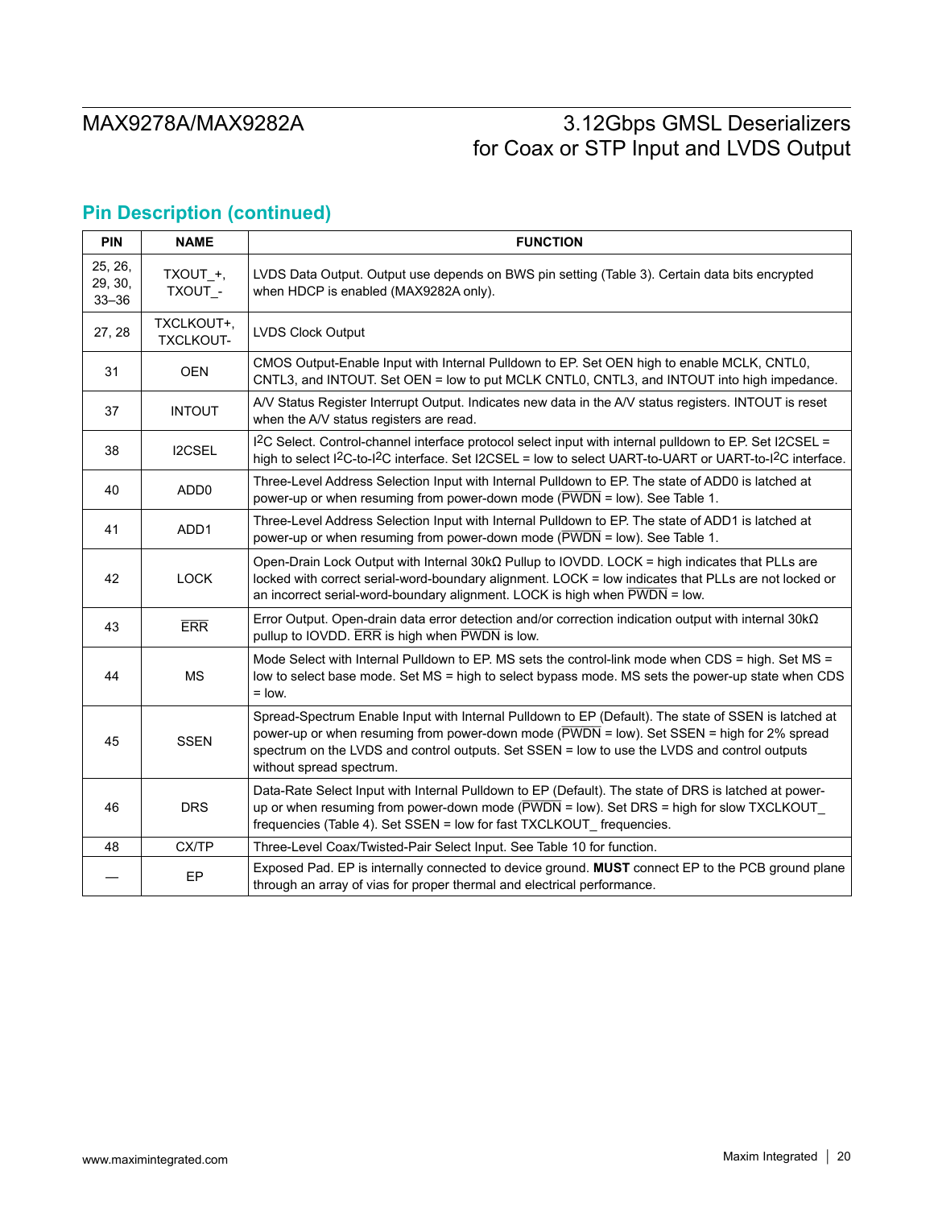## Pin Description (continued)

| PIN | NAME | FUNCTION |
|---|---|---|
| 25, 26, 29, 30, 33–36 | TXOUT_+, TXOUT_- | LVDS Data Output. Output use depends on BWS pin setting (Table 3). Certain data bits encrypted when HDCP is enabled (MAX9282A only). |
| 27, 28 | TXCLKOUT+, TXCLKOUT- | LVDS Clock Output |
| 31 | OEN | CMOS Output-Enable Input with Internal Pulldown to EP. Set OEN high to enable MCLK, CNTL0, CNTL3, and INTOUT. Set OEN = low to put MCLK CNTL0, CNTL3, and INTOUT into high impedance. |
| 37 | INTOUT | A/V Status Register Interrupt Output. Indicates new data in the A/V status registers. INTOUT is reset when the A/V status registers are read. |
| 38 | I2CSEL | I2C Select. Control-channel interface protocol select input with internal pulldown to EP. Set I2CSEL = high to select I2C-to-I2C interface. Set I2CSEL = low to select UART-to-UART or UART-to-I2C interface. |
| 40 | ADD0 | Three-Level Address Selection Input with Internal Pulldown to EP. The state of ADD0 is latched at power-up or when resuming from power-down mode ($\overline{\text{PWDN}}$ = low). See Table 1. |
| 41 | ADD1 | Three-Level Address Selection Input with Internal Pulldown to EP. The state of ADD1 is latched at power-up or when resuming from power-down mode ($\overline{\text{PWDN}}$ = low). See Table 1. |
| 42 | LOCK | Open-Drain Lock Output with Internal 30kΩ Pullup to IOVDD. LOCK = high indicates that PLLs are locked with correct serial-word-boundary alignment. LOCK = low indicates that PLLs are not locked or an incorrect serial-word-boundary alignment. LOCK is high when $\overline{\text{PWDN}}$ = low. |
| 43 | $\overline{\text{ERR}}$ | Error Output. Open-drain data error detection and/or correction indication output with internal 30kΩ pullup to IOVDD. $\overline{\text{ERR}}$ is high when $\overline{\text{PWDN}}$ is low. |
| 44 | MS | Mode Select with Internal Pulldown to EP. MS sets the control-link mode when CDS = high. Set MS = low to select base mode. Set MS = high to select bypass mode. MS sets the power-up state when CDS = low. |
| 45 | SSEN | Spread-Spectrum Enable Input with Internal Pulldown to EP (Default). The state of SSEN is latched at power-up or when resuming from power-down mode ($\overline{\text{PWDN}}$ = low). Set SSEN = high for 2% spread spectrum on the LVDS and control outputs. Set SSEN = low to use the LVDS and control outputs without spread spectrum. |
| 46 | DRS | Data-Rate Select Input with Internal Pulldown to EP (Default). The state of DRS is latched at power-up or when resuming from power-down mode ($\overline{\text{PWDN}}$ = low). Set DRS = high for slow TXCLKOUT_ frequencies (Table 4). Set SSEN = low for fast TXCLKOUT_ frequencies. |
| 48 | CX/TP | Three-Level Coax/Twisted-Pair Select Input. See Table 10 for function. |
| — | EP | Exposed Pad. EP is internally connected to device ground. **MUST** connect EP to the PCB ground plane through an array of vias for proper thermal and electrical performance. |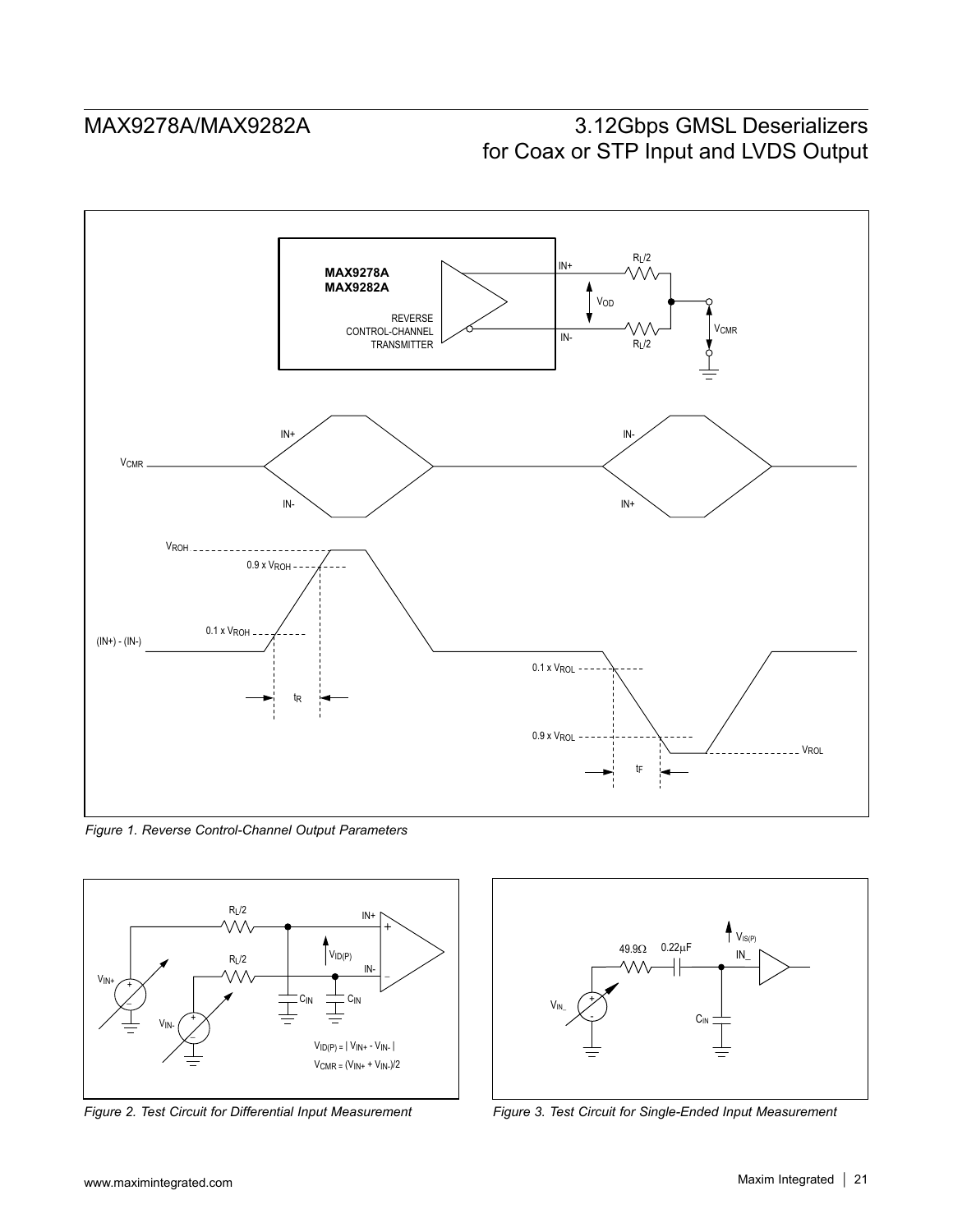Figure 1. Reverse Control-Channel Output Parameters

Figure 2. Test Circuit for Differential Input Measurement

Figure 3. Test Circuit for Single-Ended Input Measurement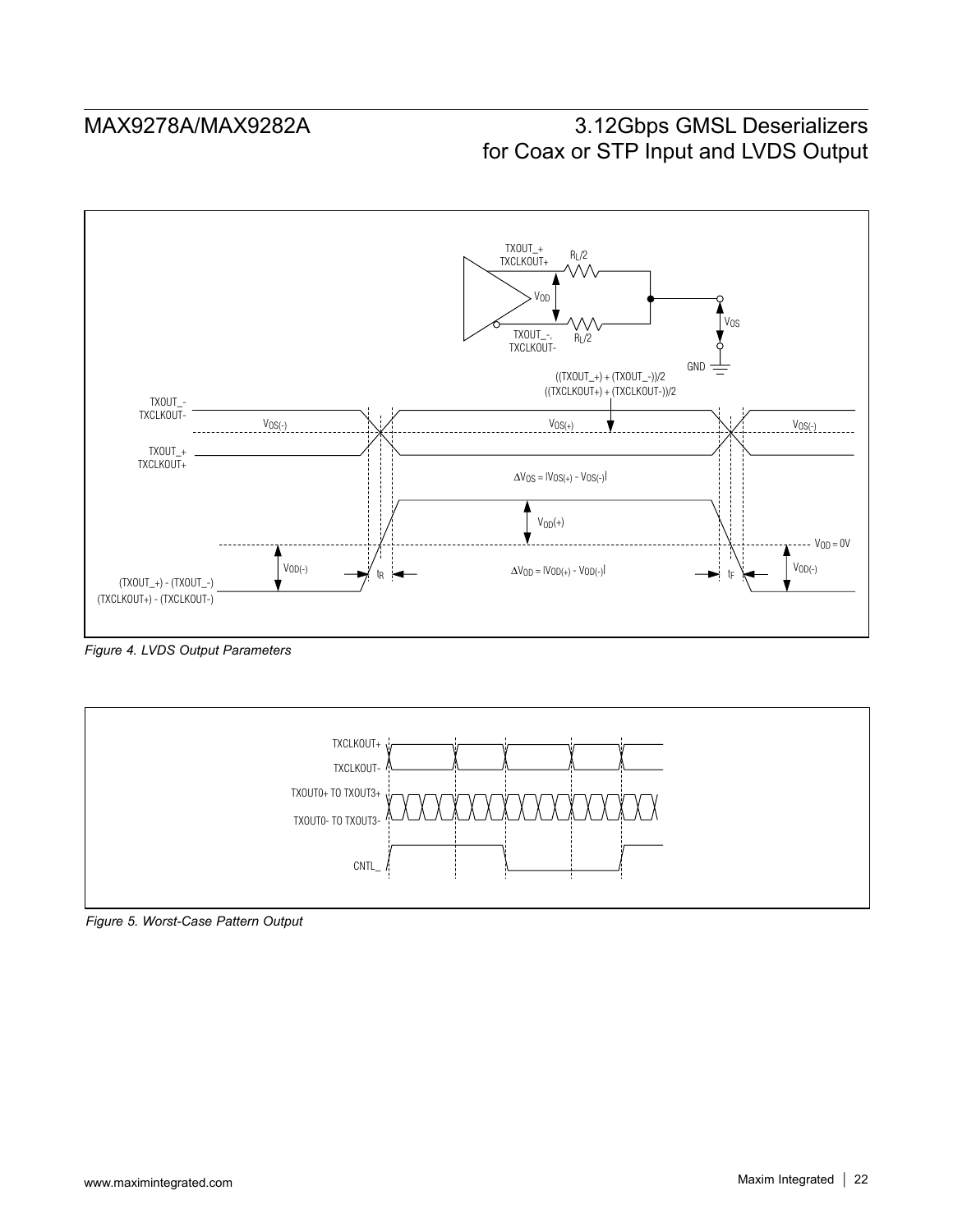Figure 4. LVDS Output Parameters

Figure 5. Worst-Case Pattern Output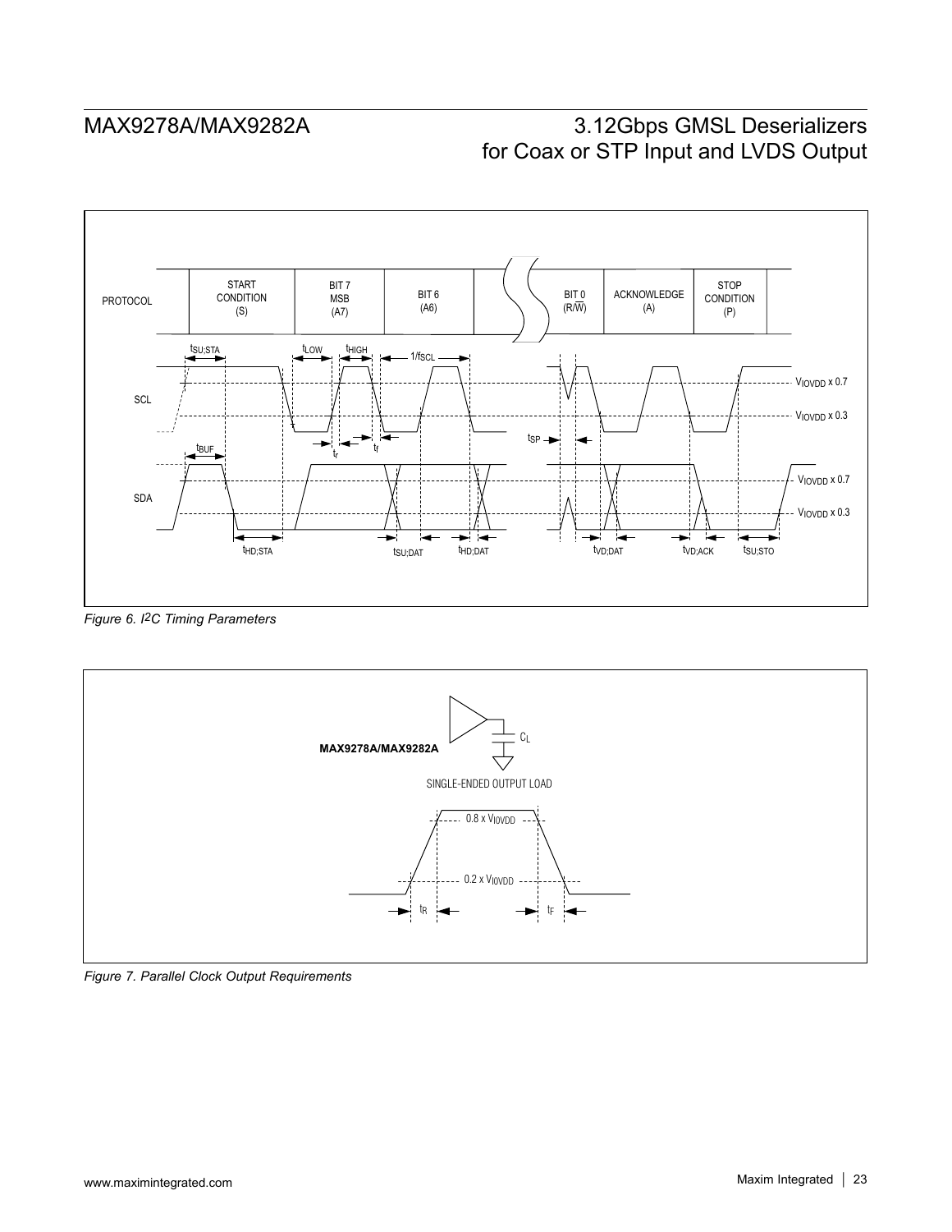Figure 6. I2C Timing Parameters

Figure 7. Parallel Clock Output Requirements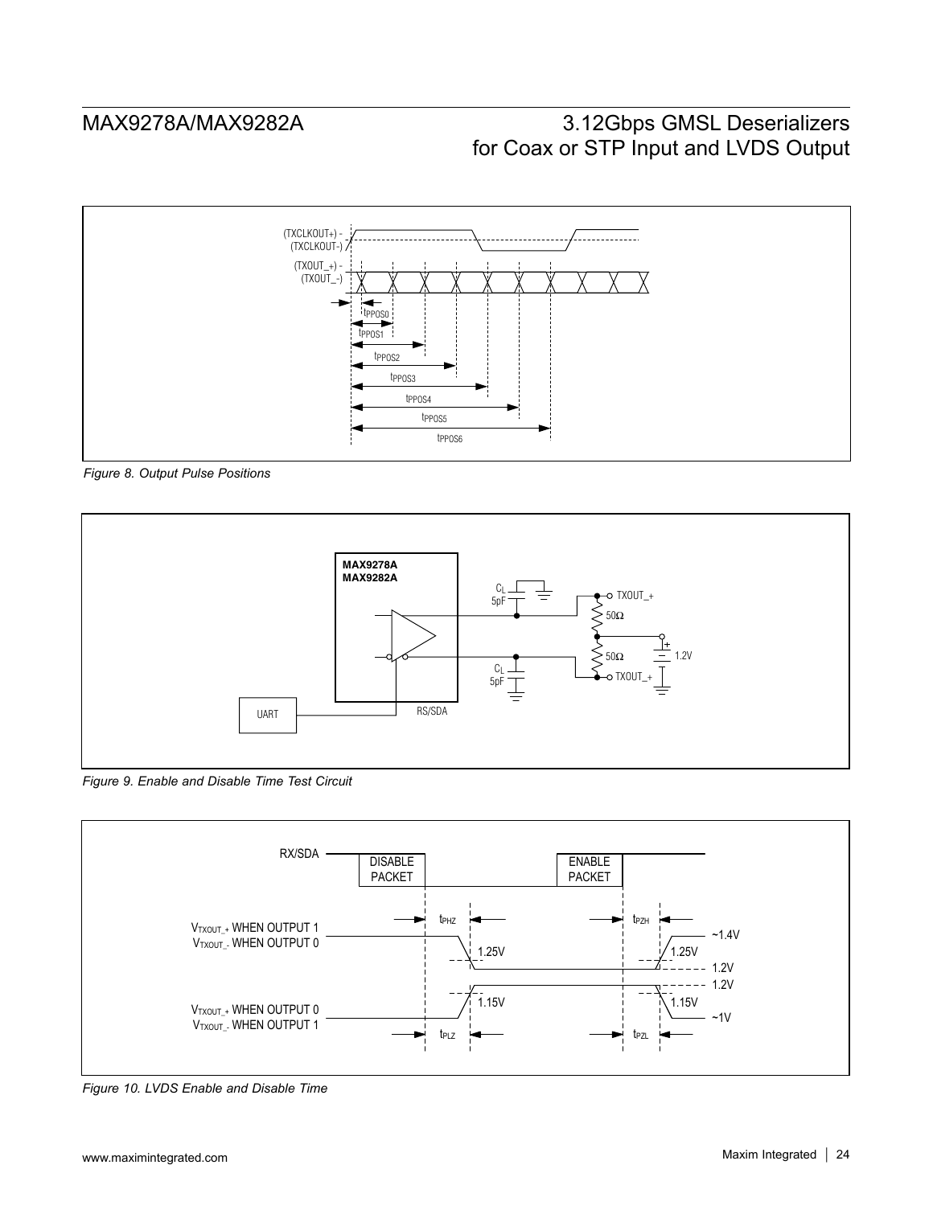Figure 8. Output Pulse Positions

Figure 9. Enable and Disable Time Test Circuit

Figure 10. LVDS Enable and Disable Time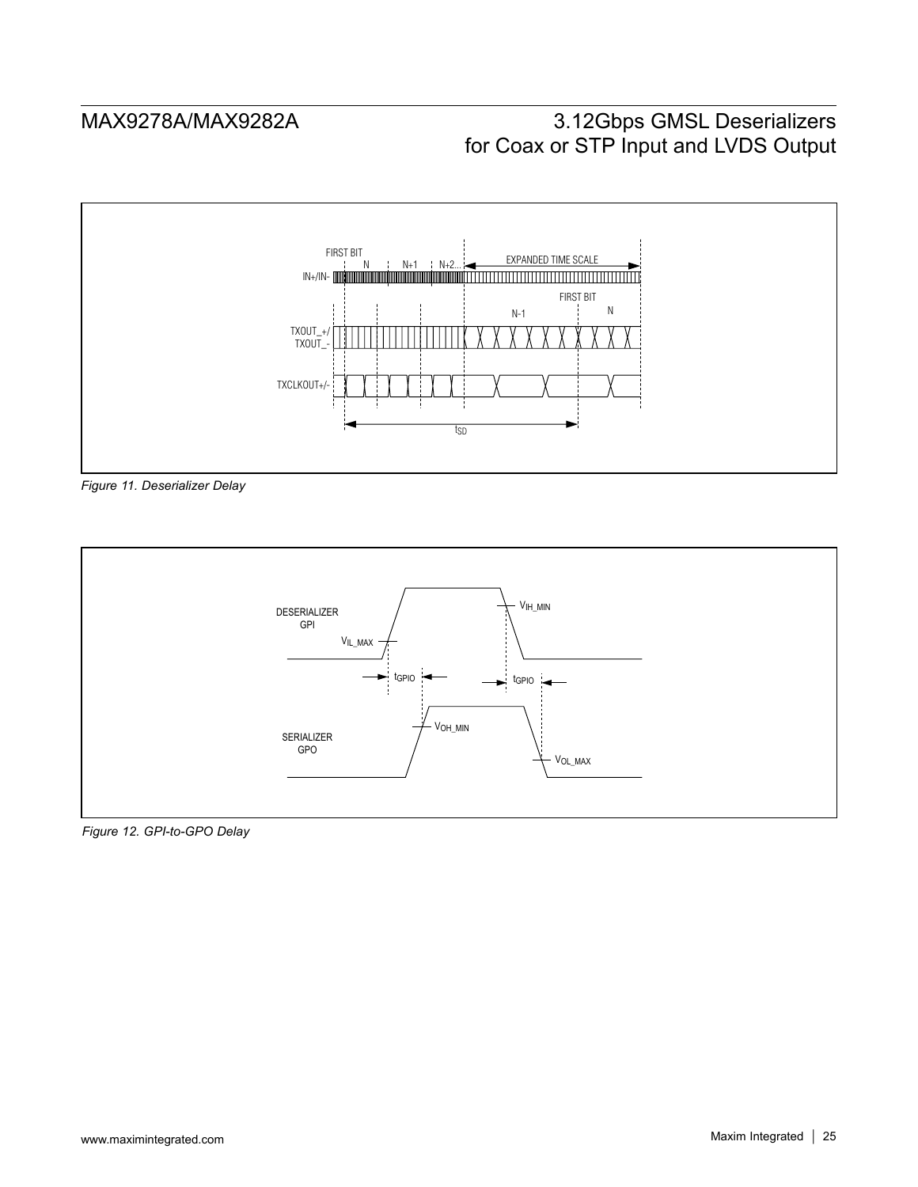*Figure 11. Deserializer Delay*

*Figure 12. GPI-to-GPO Delay*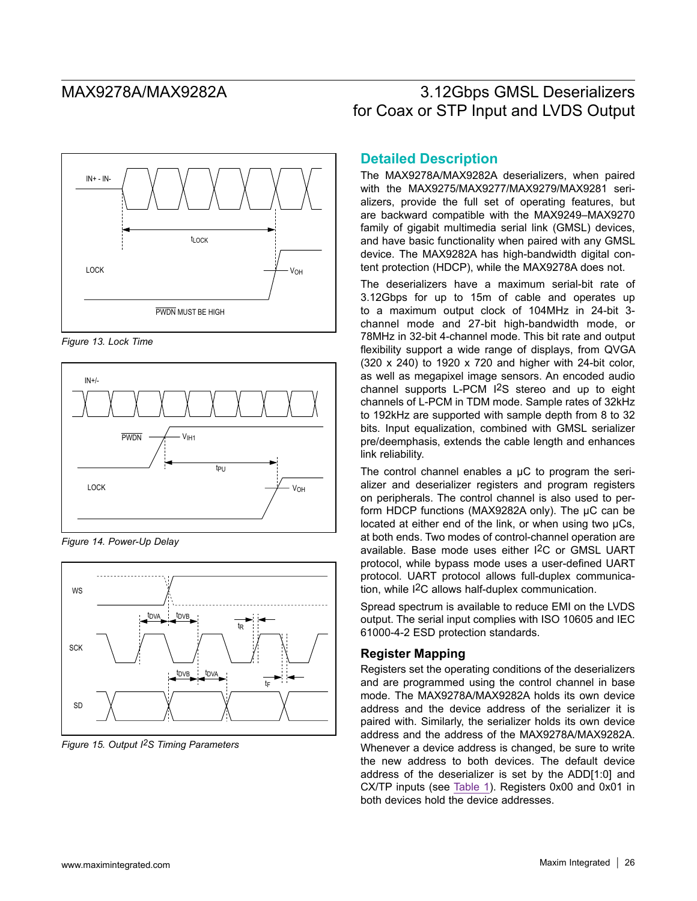Figure 13. Lock Time

Figure 14. Power-Up Delay

Figure 15. Output I2S Timing Parameters

## Detailed Description

The MAX9278A/MAX9282A deserializers, when paired with the MAX9275/MAX9277/MAX9279/MAX9281 serializers, provide the full set of operating features, but are backward compatible with the MAX9249–MAX9270 family of gigabit multimedia serial link (GMSL) devices, and have basic functionality when paired with any GMSL device. The MAX9282A has high-bandwidth digital content protection (HDCP), while the MAX9278A does not.

The deserializers have a maximum serial-bit rate of 3.12Gbps for up to 15m of cable and operates up to a maximum output clock of 104MHz in 24-bit 3-channel mode and 27-bit high-bandwidth mode, or 78MHz in 32-bit 4-channel mode. This bit rate and output flexibility support a wide range of displays, from QVGA (320 x 240) to 1920 x 720 and higher with 24-bit color, as well as megapixel image sensors. An encoded audio channel supports L-PCM I2S stereo and up to eight channels of L-PCM in TDM mode. Sample rates of 32kHz to 192kHz are supported with sample depth from 8 to 32 bits. Input equalization, combined with GMSL serializer pre/deemphasis, extends the cable length and enhances link reliability.

The control channel enables a µC to program the serializer and deserializer registers and program registers on peripherals. The control channel is also used to perform HDCP functions (MAX9282A only). The µC can be located at either end of the link, or when using two µCs, at both ends. Two modes of control-channel operation are available. Base mode uses either I2C or GMSL UART protocol, while bypass mode uses a user-defined UART protocol. UART protocol allows full-duplex communication, while I2C allows half-duplex communication.

Spread spectrum is available to reduce EMI on the LVDS output. The serial input complies with ISO 10605 and IEC 61000-4-2 ESD protection standards.

### Register Mapping

Registers set the operating conditions of the deserializers and are programmed using the control channel in base mode. The MAX9278A/MAX9282A holds its own device address and the device address of the serializer it is paired with. Similarly, the serializer holds its own device address and the address of the MAX9278A/MAX9282A. Whenever a device address is changed, be sure to write the new address to both devices. The default device address of the deserializer is set by the ADD[1:0] and CX/TP inputs (see Table 1). Registers 0x00 and 0x01 in both devices hold the device addresses.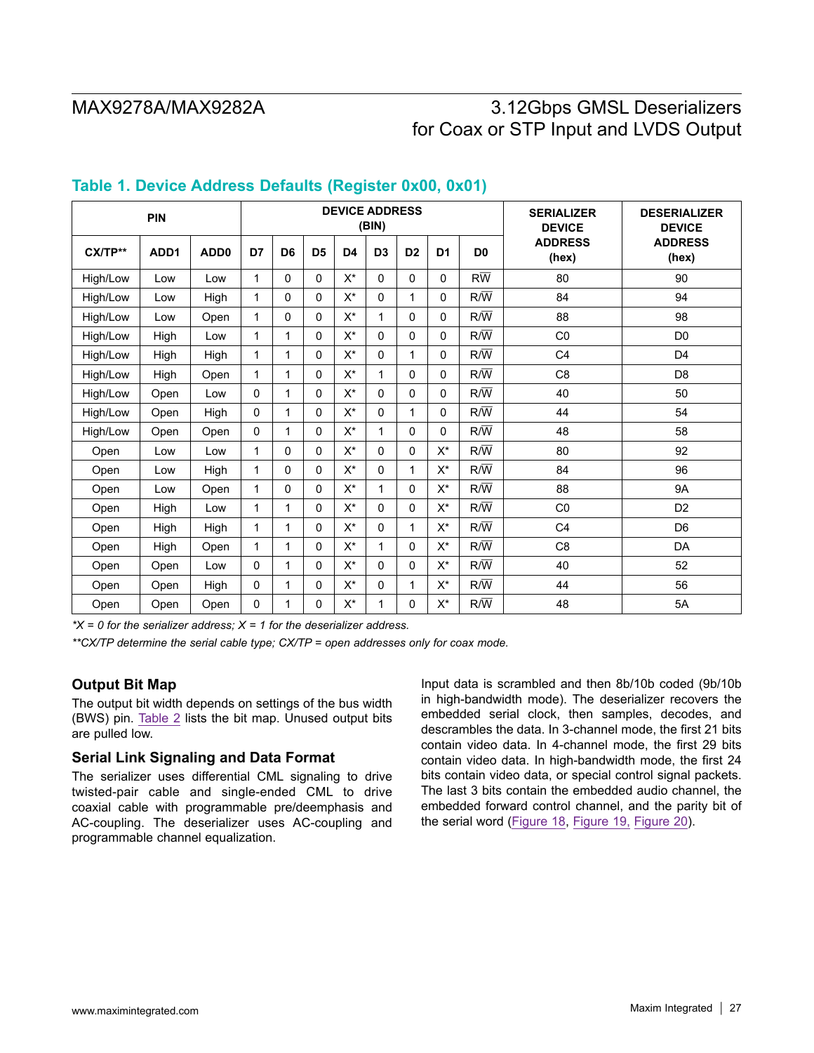## Table 1. Device Address Defaults (Register 0x00, 0x01)

| PIN | | | DEVICE ADDRESS (BIN) | | | | | | | | SERIALIZER DEVICE ADDRESS (hex) | DESERIALIZER DEVICE ADDRESS (hex) |
|---|---|---|---|---|---|---|---|---|---|---|---|---|
| CX/TP** | ADD1 | ADD0 | D7 | D6 | D5 | D4 | D3 | D2 | D1 | D0 | | |
| High/Low | Low | Low | 1 | 0 | 0 | X* | 0 | 0 | 0 | R/$\overline{W}$ | 80 | 90 |
| High/Low | Low | High | 1 | 0 | 0 | X* | 0 | 1 | 0 | R/$\overline{W}$ | 84 | 94 |
| High/Low | Low | Open | 1 | 0 | 0 | X* | 1 | 0 | 0 | R/$\overline{W}$ | 88 | 98 |
| High/Low | High | Low | 1 | 1 | 0 | X* | 0 | 0 | 0 | R/$\overline{W}$ | C0 | D0 |
| High/Low | High | High | 1 | 1 | 0 | X* | 0 | 1 | 0 | R/$\overline{W}$ | C4 | D4 |
| High/Low | High | Open | 1 | 1 | 0 | X* | 1 | 0 | 0 | R/$\overline{W}$ | C8 | D8 |
| High/Low | Open | Low | 0 | 1 | 0 | X* | 0 | 0 | 0 | R/$\overline{W}$ | 40 | 50 |
| High/Low | Open | High | 0 | 1 | 0 | X* | 0 | 1 | 0 | R/$\overline{W}$ | 44 | 54 |
| High/Low | Open | Open | 0 | 1 | 0 | X* | 1 | 0 | 0 | R/$\overline{W}$ | 48 | 58 |
| Open | Low | Low | 1 | 0 | 0 | X* | 0 | 0 | X* | R/$\overline{W}$ | 80 | 92 |
| Open | Low | High | 1 | 0 | 0 | X* | 0 | 1 | X* | R/$\overline{W}$ | 84 | 96 |
| Open | Low | Open | 1 | 0 | 0 | X* | 1 | 0 | X* | R/$\overline{W}$ | 88 | 9A |
| Open | High | Low | 1 | 1 | 0 | X* | 0 | 0 | X* | R/$\overline{W}$ | C0 | D2 |
| Open | High | High | 1 | 1 | 0 | X* | 0 | 1 | X* | R/$\overline{W}$ | C4 | D6 |
| Open | High | Open | 1 | 1 | 0 | X* | 1 | 0 | X* | R/$\overline{W}$ | C8 | DA |
| Open | Open | Low | 0 | 1 | 0 | X* | 0 | 0 | X* | R/$\overline{W}$ | 40 | 52 |
| Open | Open | High | 0 | 1 | 0 | X* | 0 | 1 | X* | R/$\overline{W}$ | 44 | 56 |
| Open | Open | Open | 0 | 1 | 0 | X* | 1 | 0 | X* | R/$\overline{W}$ | 48 | 5A |

**X = 0 for the serializer address; X = 1 for the deserializer address.*

***CX/TP determine the serial cable type; CX/TP = open addresses only for coax mode.*

### Output Bit Map

The output bit width depends on settings of the bus width (BWS) pin. Table 2 lists the bit map. Unused output bits are pulled low.

### Serial Link Signaling and Data Format

The serializer uses differential CML signaling to drive twisted-pair cable and single-ended CML to drive coaxial cable with programmable pre/deemphasis and AC-coupling. The deserializer uses AC-coupling and programmable channel equalization.

Input data is scrambled and then 8b/10b coded (9b/10b in high-bandwidth mode). The deserializer recovers the embedded serial clock, then samples, decodes, and descrambles the data. In 3-channel mode, the first 21 bits contain video data. In 4-channel mode, the first 29 bits contain video data. In high-bandwidth mode, the first 24 bits contain video data, or special control signal packets. The last 3 bits contain the embedded audio channel, the embedded forward control channel, and the parity bit of the serial word (Figure 18, Figure 19, Figure 20).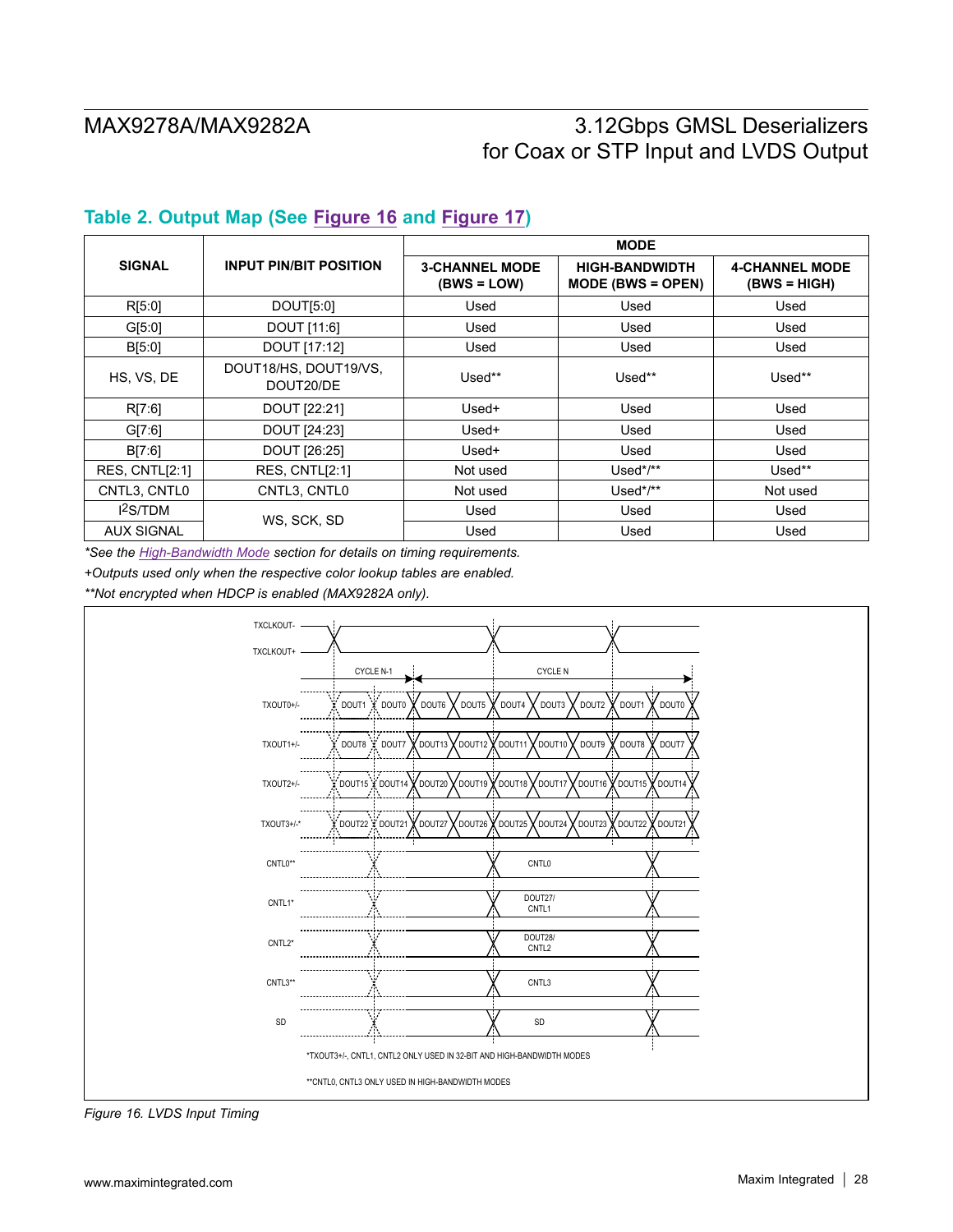## Table 2. Output Map (See Figure 16 and Figure 17)

| SIGNAL | INPUT PIN/BIT POSITION | MODE | | |
|---|---|---|---|---|
| | | 3-CHANNEL MODE (BWS = LOW) | HIGH-BANDWIDTH MODE (BWS = OPEN) | 4-CHANNEL MODE (BWS = HIGH) |
| R[5:0] | DOUT[5:0] | Used | Used | Used |
| G[5:0] | DOUT [11:6] | Used | Used | Used |
| B[5:0] | DOUT [17:12] | Used | Used | Used |
| HS, VS, DE | DOUT18/HS, DOUT19/VS, DOUT20/DE | Used** | Used** | Used** |
| R[7:6] | DOUT [22:21] | Used+ | Used | Used |
| G[7:6] | DOUT [24:23] | Used+ | Used | Used |
| B[7:6] | DOUT [26:25] | Used+ | Used | Used |
| RES, CNTL[2:1] | RES, CNTL[2:1] | Not used | Used*/** | Used** |
| CNTL3, CNTL0 | CNTL3, CNTL0 | Not used | Used*/** | Not used |
| I2S/TDM | WS, SCK, SD | Used | Used | Used |
| AUX SIGNAL | WS, SCK, SD | Used | Used | Used |

*See the High-Bandwidth Mode section for details on timing requirements.

+Outputs used only when the respective color lookup tables are enabled.

**Not encrypted when HDCP is enabled (MAX9282A only).

*Figure 16. LVDS Input Timing*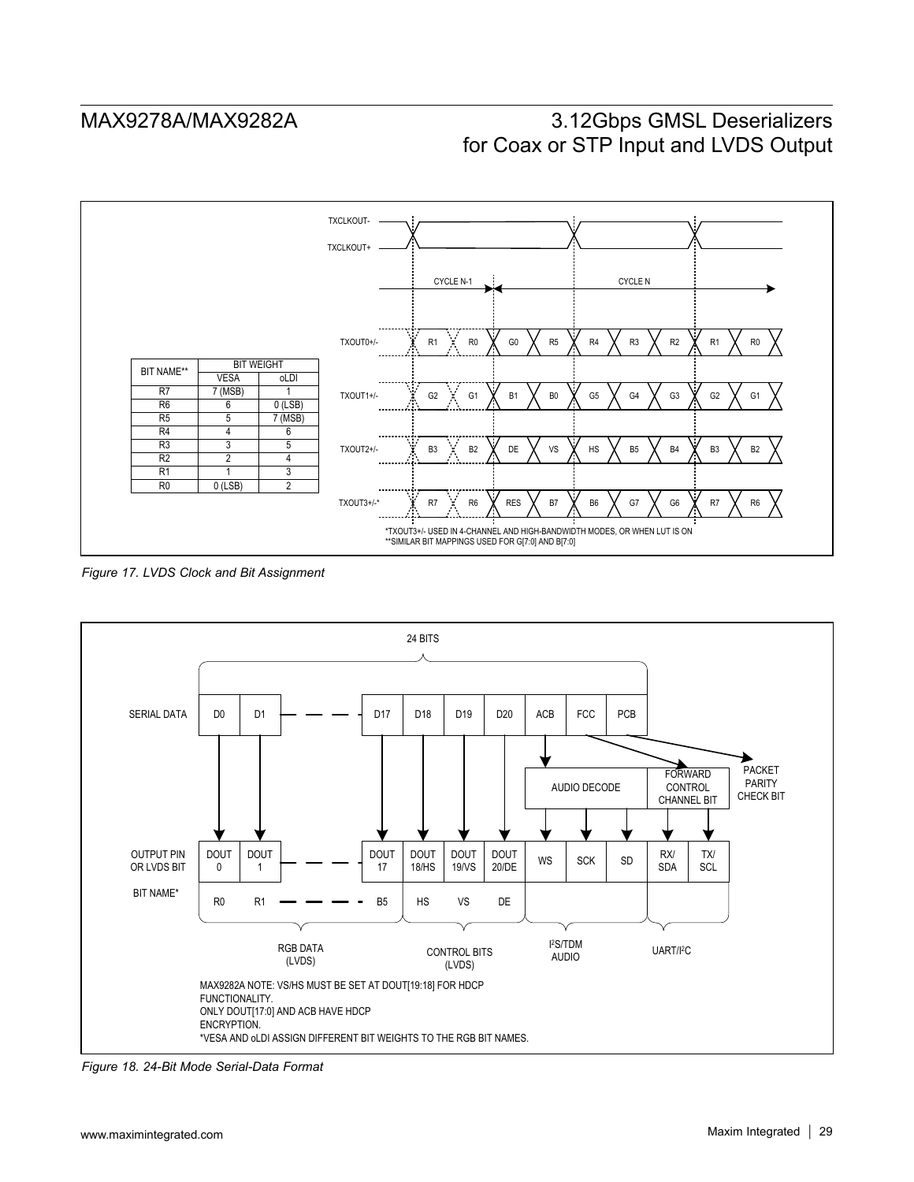| BIT NAME** | BIT WEIGHT | |
|---|---|---|
| | VESA | oLDI |
| R7 | 7 (MSB) | 1 |
| R6 | 6 | 0 (LSB) |
| R5 | 5 | 7 (MSB) |
| R4 | 4 | 6 |
| R3 | 3 | 5 |
| R2 | 2 | 4 |
| R1 | 1 | 3 |
| R0 | 0 (LSB) | 2 |

| | CYCLE N-1 | | CYCLE N | | | | | | | |
|---|---|---|---|---|---|---|---|---|---|---|
| TXOUT0+/- | R1 | R0 | G0 | R5 | R4 | R3 | R2 | R1 | R0 |
| TXOUT1+/- | G2 | G1 | B1 | B0 | G5 | G4 | G3 | G2 | G1 |
| TXOUT2+/- | B3 | B2 | DE | VS | HS | B5 | B4 | B3 | B2 |
| TXOUT3+/-* | R7 | R6 | RES | B7 | B6 | G7 | G6 | R7 | R6 |

*TXOUT3+/- USED IN 4-CHANNEL AND HIGH-BANDWIDTH MODES, OR WHEN LUT IS ON
**SIMILAR BIT MAPPINGS USED FOR G[7:0] AND B[7:0]

*Figure 17. LVDS Clock and Bit Assignment*

24 BITS

| SERIAL DATA | D0 | D1 | — — | D17 | D18 | D19 | D20 | ACB | FCC | PCB |
|---|---|---|---|---|---|---|---|---|---|---|
| OUTPUT PIN OR LVDS BIT | DOUT 0 | DOUT 1 | — — | DOUT 17 | DOUT 18/HS | DOUT 19/VS | DOUT 20/DE | WS, SCK, SD (AUDIO DECODE) | RX/SDA, TX/SCL (FORWARD CONTROL CHANNEL BIT) | PACKET PARITY CHECK BIT |
| BIT NAME* | R0 | R1 | — — | B5 | HS | VS | DE | | | |
| | RGB DATA (LVDS) | | | | CONTROL BITS (LVDS) | | | I²S/TDM AUDIO | UART/I²C | |

MAX9282A NOTE: VS/HS MUST BE SET AT DOUT[19:18] FOR HDCP FUNCTIONALITY.
ONLY DOUT[17:0] AND ACB HAVE HDCP ENCRYPTION.
*VESA AND oLDI ASSIGN DIFFERENT BIT WEIGHTS TO THE RGB BIT NAMES.

*Figure 18. 24-Bit Mode Serial-Data Format*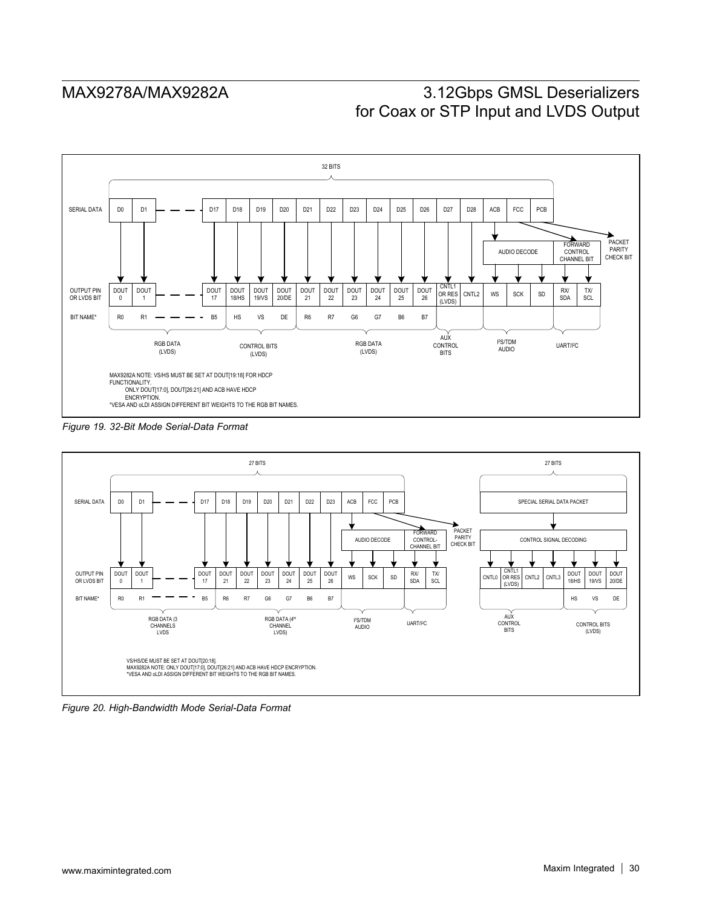Figure 19. 32-Bit Mode Serial-Data Format

Figure 20. High-Bandwidth Mode Serial-Data Format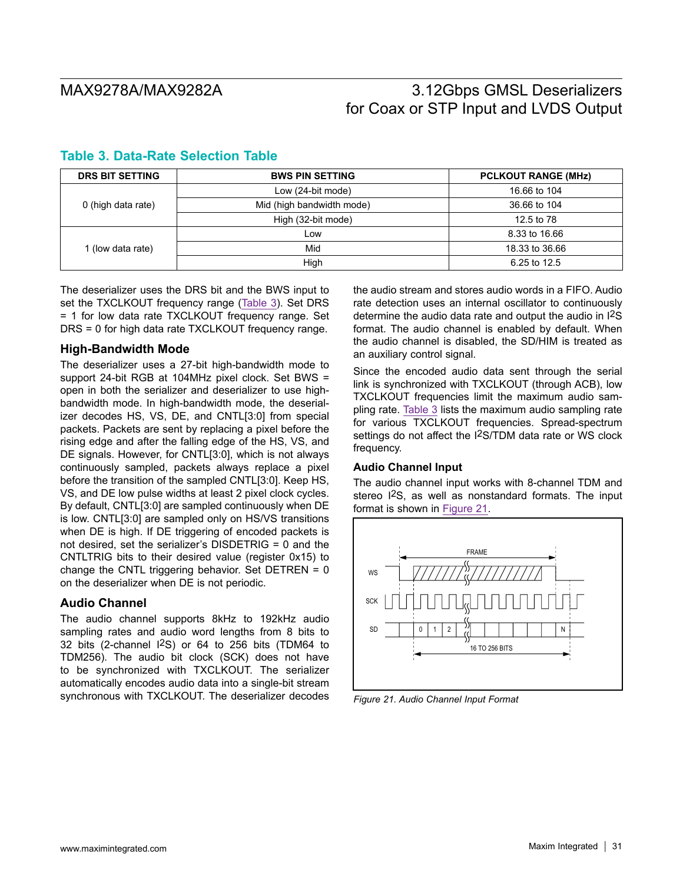## Table 3. Data-Rate Selection Table

| DRS BIT SETTING | BWS PIN SETTING | PCLKOUT RANGE (MHz) |
|---|---|---|
| 0 (high data rate) | Low (24-bit mode) | 16.66 to 104 |
| | Mid (high bandwidth mode) | 36.66 to 104 |
| | High (32-bit mode) | 12.5 to 78 |
| 1 (low data rate) | Low | 8.33 to 16.66 |
| | Mid | 18.33 to 36.66 |
| | High | 6.25 to 12.5 |

The deserializer uses the DRS bit and the BWS input to set the TXCLKOUT frequency range (Table 3). Set DRS = 1 for low data rate TXCLKOUT frequency range. Set DRS = 0 for high data rate TXCLKOUT frequency range.

### High-Bandwidth Mode

The deserializer uses a 27-bit high-bandwidth mode to support 24-bit RGB at 104MHz pixel clock. Set BWS = open in both the serializer and deserializer to use high-bandwidth mode. In high-bandwidth mode, the deserializer decodes HS, VS, DE, and CNTL[3:0] from special packets. Packets are sent by replacing a pixel before the rising edge and after the falling edge of the HS, VS, and DE signals. However, for CNTL[3:0], which is not always continuously sampled, packets always replace a pixel before the transition of the sampled CNTL[3:0]. Keep HS, VS, and DE low pulse widths at least 2 pixel clock cycles. By default, CNTL[3:0] are sampled continuously when DE is low. CNTL[3:0] are sampled only on HS/VS transitions when DE is high. If DE triggering of encoded packets is not desired, set the serializer's DISDETRIG = 0 and the CNTLTRIG bits to their desired value (register 0x15) to change the CNTL triggering behavior. Set DETREN = 0 on the deserializer when DE is not periodic.

### Audio Channel

The audio channel supports 8kHz to 192kHz audio sampling rates and audio word lengths from 8 bits to 32 bits (2-channel I2S) or 64 to 256 bits (TDM64 to TDM256). The audio bit clock (SCK) does not have to be synchronized with TXCLKOUT. The serializer automatically encodes audio data into a single-bit stream synchronous with TXCLKOUT. The deserializer decodes the audio stream and stores audio words in a FIFO. Audio rate detection uses an internal oscillator to continuously determine the audio data rate and output the audio in I2S format. The audio channel is enabled by default. When the audio channel is disabled, the SD/HIM is treated as an auxiliary control signal.

Since the encoded audio data sent through the serial link is synchronized with TXCLKOUT (through ACB), low TXCLKOUT frequencies limit the maximum audio sampling rate. Table 3 lists the maximum audio sampling rate for various TXCLKOUT frequencies. Spread-spectrum settings do not affect the I2S/TDM data rate or WS clock frequency.

### Audio Channel Input

The audio channel input works with 8-channel TDM and stereo I2S, as well as nonstandard formats. The input format is shown in Figure 21.

*Figure 21. Audio Channel Input Format*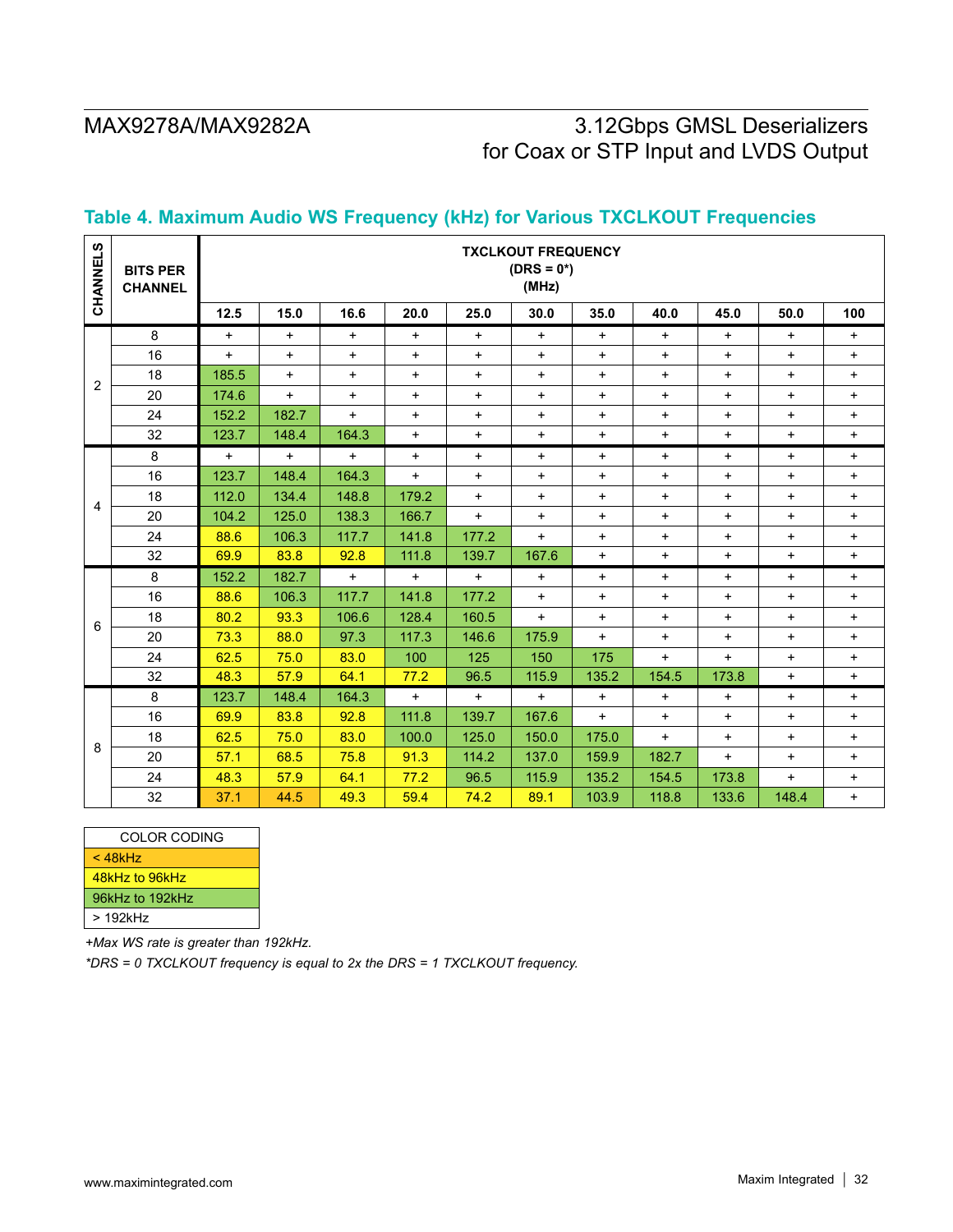## Table 4. Maximum Audio WS Frequency (kHz) for Various TXCLKOUT Frequencies

| CHANNELS | BITS PER CHANNEL | TXCLKOUT FREQUENCY (DRS = 0*) (MHz) | | | | | | | | | | |
|---|---|---|---|---|---|---|---|---|---|---|---|---|
| | | 12.5 | 15.0 | 16.6 | 20.0 | 25.0 | 30.0 | 35.0 | 40.0 | 45.0 | 50.0 | 100 |
| 2 | 8 | + | + | + | + | + | + | + | + | + | + | + |
| | 16 | + | + | + | + | + | + | + | + | + | + | + |
| | 18 | 185.5 | + | + | + | + | + | + | + | + | + | + |
| | 20 | 174.6 | + | + | + | + | + | + | + | + | + | + |
| | 24 | 152.2 | 182.7 | + | + | + | + | + | + | + | + | + |
| | 32 | 123.7 | 148.4 | 164.3 | + | + | + | + | + | + | + | + |
| 4 | 8 | + | + | + | + | + | + | + | + | + | + | + |
| | 16 | 123.7 | 148.4 | 164.3 | + | + | + | + | + | + | + | + |
| | 18 | 112.0 | 134.4 | 148.8 | 179.2 | + | + | + | + | + | + | + |
| | 20 | 104.2 | 125.0 | 138.3 | 166.7 | + | + | + | + | + | + | + |
| | 24 | 88.6 | 106.3 | 117.7 | 141.8 | 177.2 | + | + | + | + | + | + |
| | 32 | 69.9 | 83.8 | 92.8 | 111.8 | 139.7 | 167.6 | + | + | + | + | + |
| 6 | 8 | 152.2 | 182.7 | + | + | + | + | + | + | + | + | + |
| | 16 | 88.6 | 106.3 | 117.7 | 141.8 | 177.2 | + | + | + | + | + | + |
| | 18 | 80.2 | 93.3 | 106.6 | 128.4 | 160.5 | + | + | + | + | + | + |
| | 20 | 73.3 | 88.0 | 97.3 | 117.3 | 146.6 | 175.9 | + | + | + | + | + |
| | 24 | 62.5 | 75.0 | 83.0 | 100 | 125 | 150 | 175 | + | + | + | + |
| | 32 | 48.3 | 57.9 | 64.1 | 77.2 | 96.5 | 115.9 | 135.2 | 154.5 | 173.8 | + | + |
| 8 | 8 | 123.7 | 148.4 | 164.3 | + | + | + | + | + | + | + | + |
| | 16 | 69.9 | 83.8 | 92.8 | 111.8 | 139.7 | 167.6 | + | + | + | + | + |
| | 18 | 62.5 | 75.0 | 83.0 | 100.0 | 125.0 | 150.0 | 175.0 | + | + | + | + |
| | 20 | 57.1 | 68.5 | 75.8 | 91.3 | 114.2 | 137.0 | 159.9 | 182.7 | + | + | + |
| | 24 | 48.3 | 57.9 | 64.1 | 77.2 | 96.5 | 115.9 | 135.2 | 154.5 | 173.8 | + | + |
| | 32 | 37.1 | 44.5 | 49.3 | 59.4 | 74.2 | 89.1 | 103.9 | 118.8 | 133.6 | 148.4 | + |

| COLOR CODING |
|---|
| < 48kHz |
| 48kHz to 96kHz |
| 96kHz to 192kHz |
| > 192kHz |

*+Max WS rate is greater than 192kHz.*

*\*DRS = 0 TXCLKOUT frequency is equal to 2x the DRS = 1 TXCLKOUT frequency.*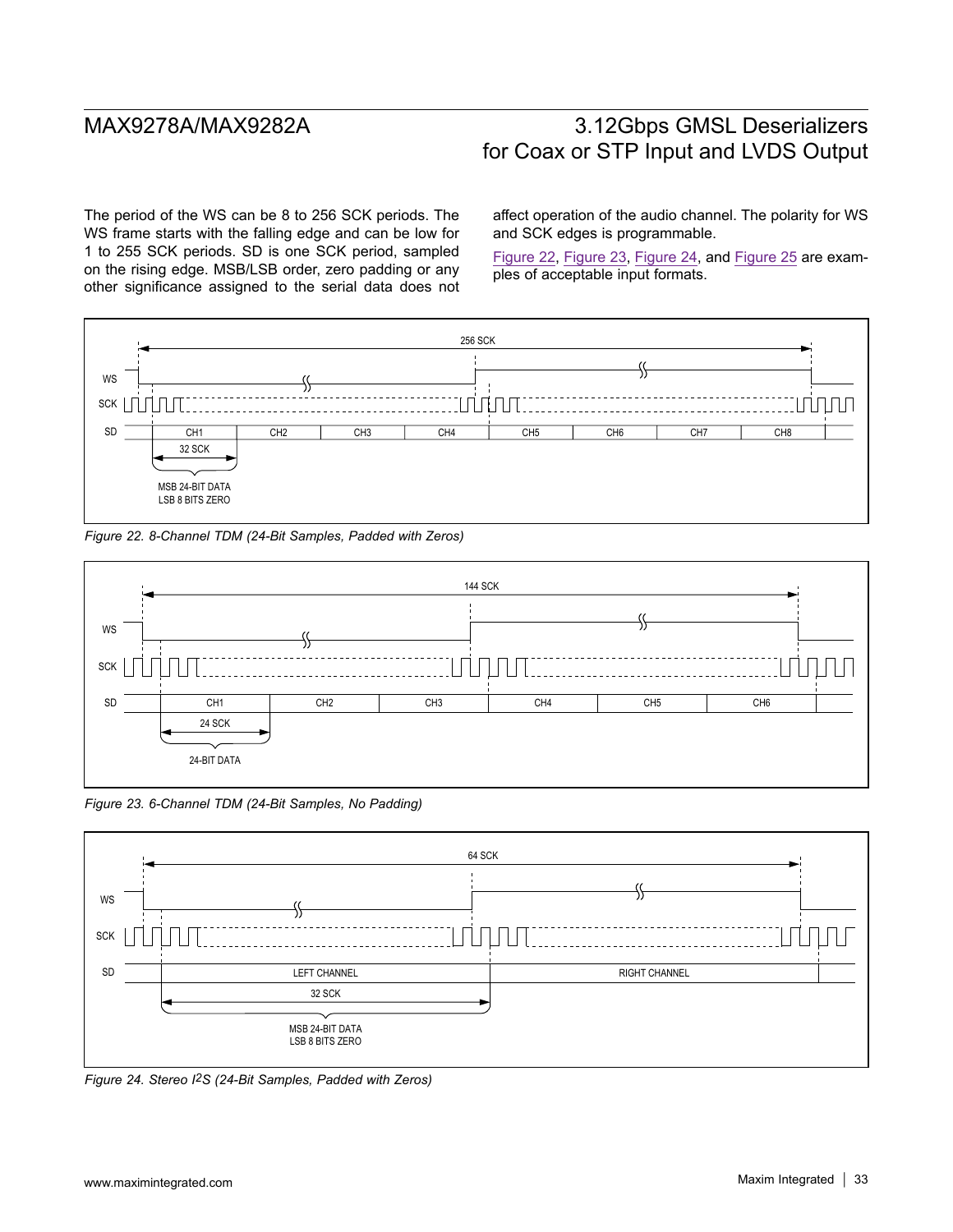The period of the WS can be 8 to 256 SCK periods. The WS frame starts with the falling edge and can be low for 1 to 255 SCK periods. SD is one SCK period, sampled on the rising edge. MSB/LSB order, zero padding or any other significance assigned to the serial data does not affect operation of the audio channel. The polarity for WS and SCK edges is programmable.

Figure 22, Figure 23, Figure 24, and Figure 25 are examples of acceptable input formats.

*Figure 22. 8-Channel TDM (24-Bit Samples, Padded with Zeros)*

*Figure 23. 6-Channel TDM (24-Bit Samples, No Padding)*

*Figure 24. Stereo I2S (24-Bit Samples, Padded with Zeros)*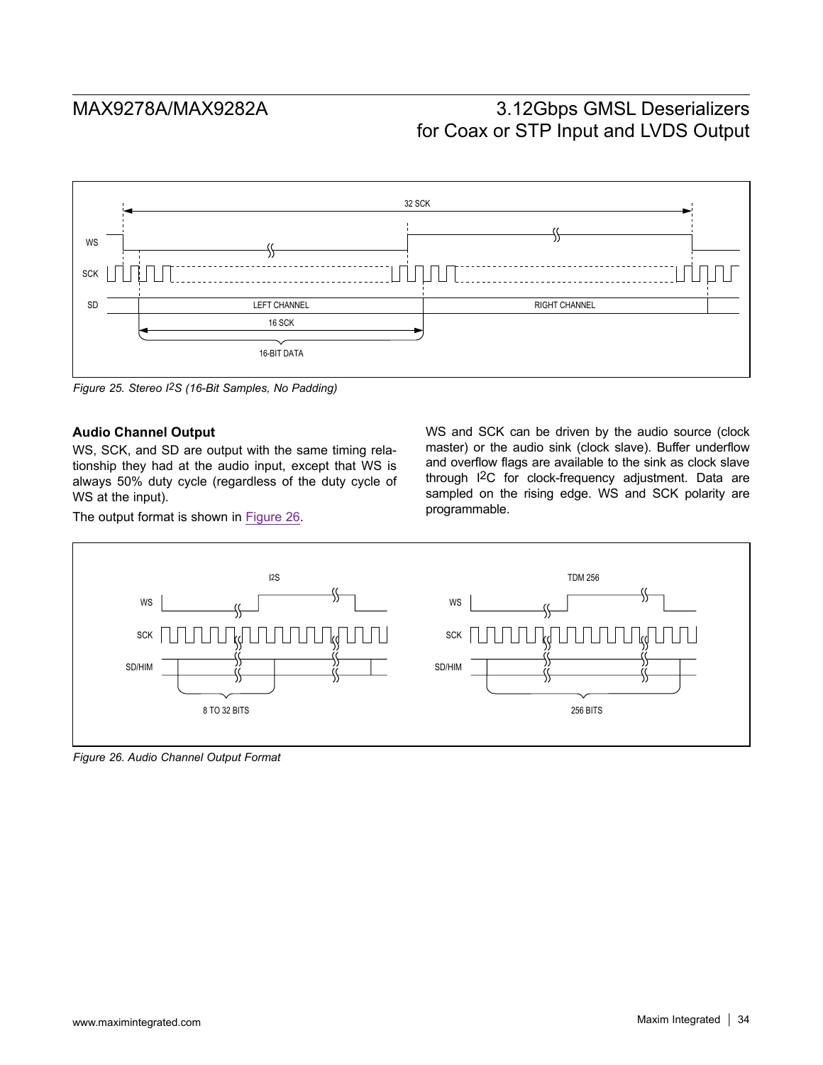Figure 25. Stereo I2S (16-Bit Samples, No Padding)

### Audio Channel Output

WS, SCK, and SD are output with the same timing relationship they had at the audio input, except that WS is always 50% duty cycle (regardless of the duty cycle of WS at the input).

The output format is shown in Figure 26.

WS and SCK can be driven by the audio source (clock master) or the audio sink (clock slave). Buffer underflow and overflow flags are available to the sink as clock slave through I2C for clock-frequency adjustment. Data are sampled on the rising edge. WS and SCK polarity are programmable.

Figure 26. Audio Channel Output Format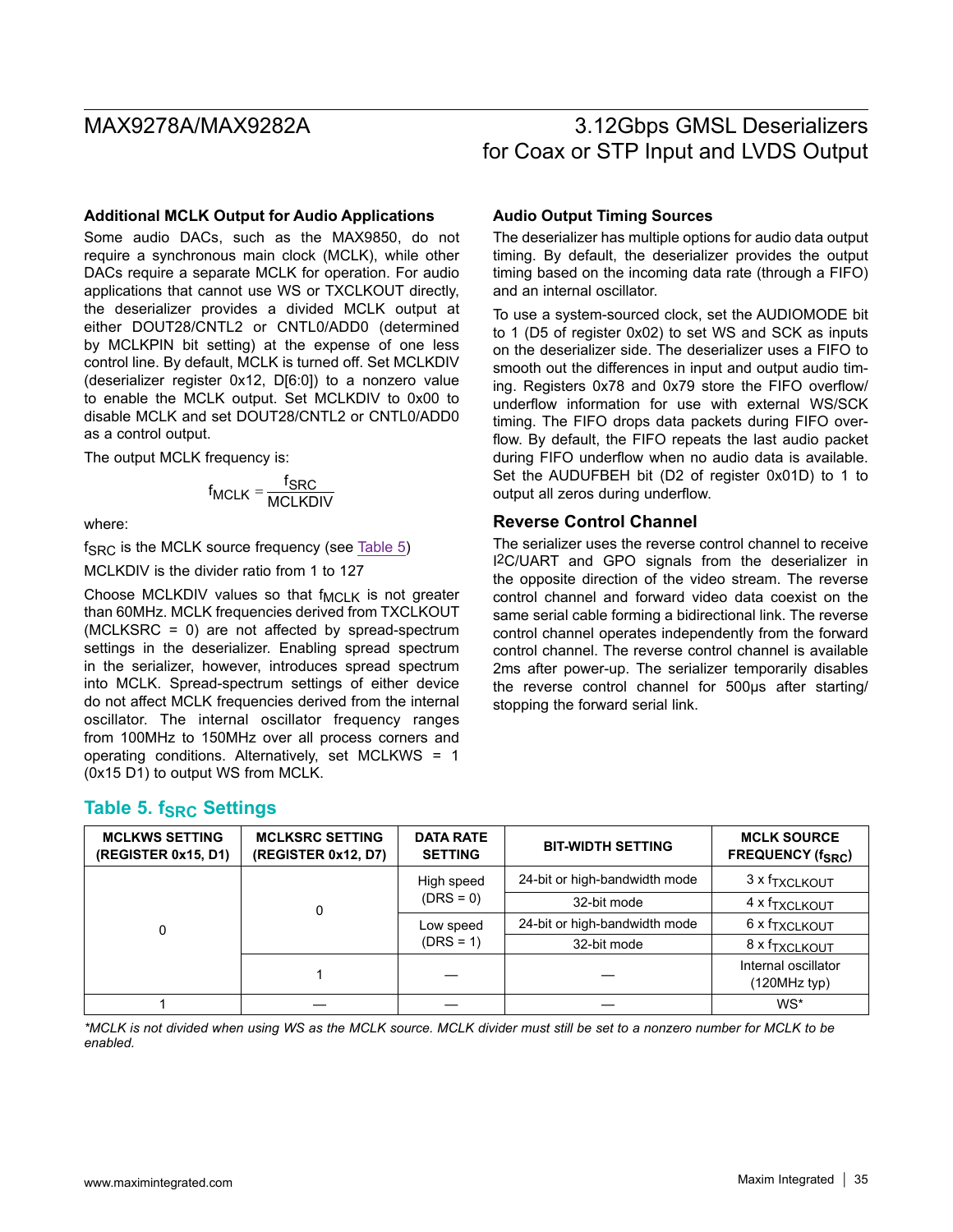### Additional MCLK Output for Audio Applications

Some audio DACs, such as the MAX9850, do not require a synchronous main clock (MCLK), while other DACs require a separate MCLK for operation. For audio applications that cannot use WS or TXCLKOUT directly, the deserializer provides a divided MCLK output at either DOUT28/CNTL2 or CNTL0/ADD0 (determined by MCLKPIN bit setting) at the expense of one less control line. By default, MCLK is turned off. Set MCLKDIV (deserializer register 0x12, D[6:0]) to a nonzero value to enable the MCLK output. Set MCLKDIV to 0x00 to disable MCLK and set DOUT28/CNTL2 or CNTL0/ADD0 as a control output.

The output MCLK frequency is:

$$f_{MCLK} = \frac{f_{SRC}}{MCLKDIV}$$

where:

$f_{SRC}$ is the MCLK source frequency (see Table 5)

MCLKDIV is the divider ratio from 1 to 127

Choose MCLKDIV values so that $f_{MCLK}$ is not greater than 60MHz. MCLK frequencies derived from TXCLKOUT (MCLKSRC = 0) are not affected by spread-spectrum settings in the deserializer. Enabling spread spectrum in the serializer, however, introduces spread spectrum into MCLK. Spread-spectrum settings of either device do not affect MCLK frequencies derived from the internal oscillator. The internal oscillator frequency ranges from 100MHz to 150MHz over all process corners and operating conditions. Alternatively, set MCLKWS = 1 (0x15 D1) to output WS from MCLK.

### Audio Output Timing Sources

The deserializer has multiple options for audio data output timing. By default, the deserializer provides the output timing based on the incoming data rate (through a FIFO) and an internal oscillator.

To use a system-sourced clock, set the AUDIOMODE bit to 1 (D5 of register 0x02) to set WS and SCK as inputs on the deserializer side. The deserializer uses a FIFO to smooth out the differences in input and output audio timing. Registers 0x78 and 0x79 store the FIFO overflow/underflow information for use with external WS/SCK timing. The FIFO drops data packets during FIFO overflow. By default, the FIFO repeats the last audio packet during FIFO underflow when no audio data is available. Set the AUDUFBEH bit (D2 of register 0x01D) to 1 to output all zeros during underflow.

## Reverse Control Channel

The serializer uses the reverse control channel to receive I2C/UART and GPO signals from the deserializer in the opposite direction of the video stream. The reverse control channel and forward video data coexist on the same serial cable forming a bidirectional link. The reverse control channel operates independently from the forward control channel. The reverse control channel is available 2ms after power-up. The serializer temporarily disables the reverse control channel for 500µs after starting/stopping the forward serial link.

### Table 5. $f_{SRC}$ Settings

| MCLKWS SETTING (REGISTER 0x15, D1) | MCLKSRC SETTING (REGISTER 0x12, D7) | DATA RATE SETTING | BIT-WIDTH SETTING | MCLK SOURCE FREQUENCY ($f_{SRC}$) |
|---|---|---|---|---|
| 0 | 0 | High speed (DRS = 0) | 24-bit or high-bandwidth mode | 3 x $f_{TXCLKOUT}$ |
| | | | 32-bit mode | 4 x $f_{TXCLKOUT}$ |
| | | Low speed (DRS = 1) | 24-bit or high-bandwidth mode | 6 x $f_{TXCLKOUT}$ |
| | | | 32-bit mode | 8 x $f_{TXCLKOUT}$ |
| | 1 | — | — | Internal oscillator (120MHz typ) |
| 1 | — | — | — | WS* |

*MCLK is not divided when using WS as the MCLK source. MCLK divider must still be set to a nonzero number for MCLK to be enabled.*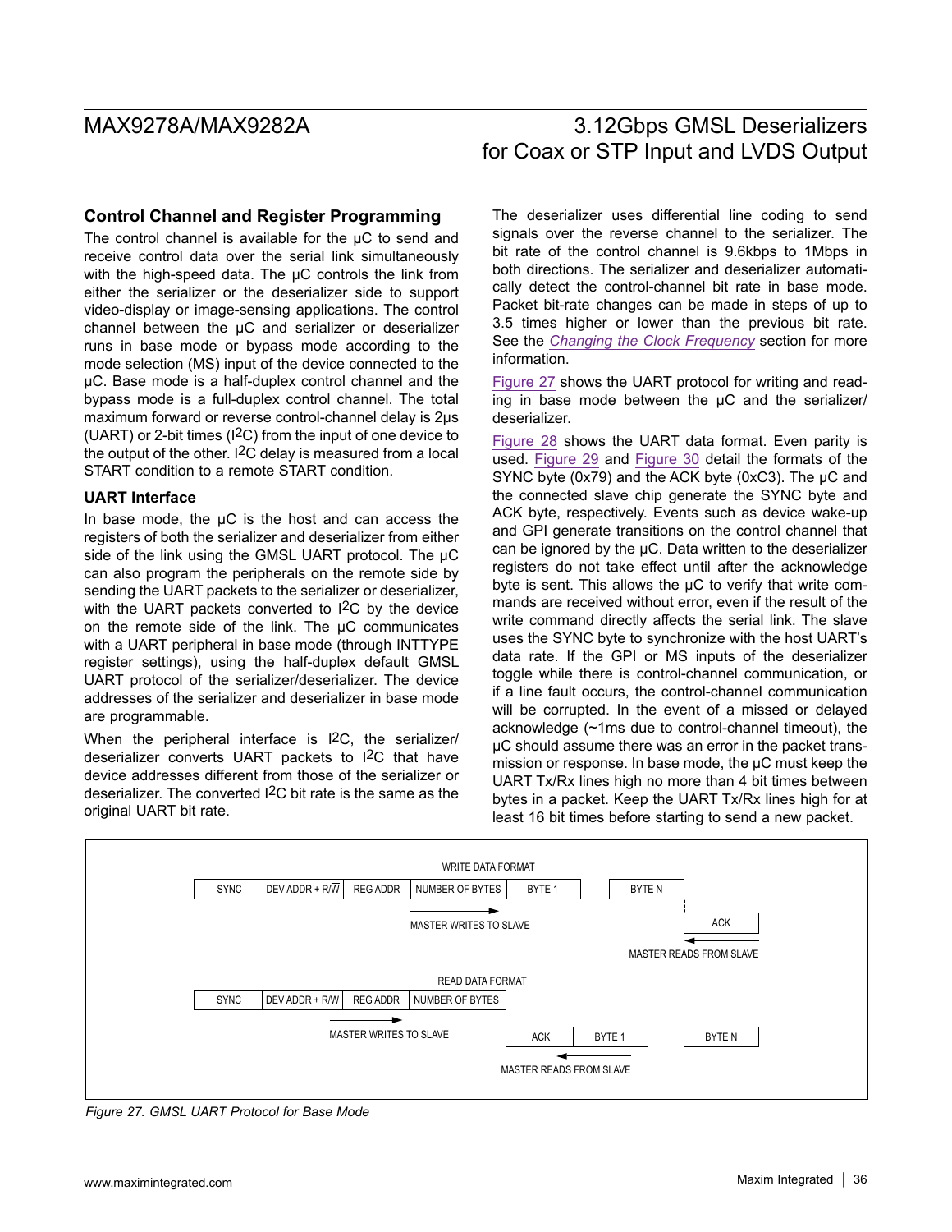## Control Channel and Register Programming

The control channel is available for the µC to send and receive control data over the serial link simultaneously with the high-speed data. The µC controls the link from either the serializer or the deserializer side to support video-display or image-sensing applications. The control channel between the µC and serializer or deserializer runs in base mode or bypass mode according to the mode selection (MS) input of the device connected to the µC. Base mode is a half-duplex control channel and the bypass mode is a full-duplex control channel. The total maximum forward or reverse control-channel delay is 2µs (UART) or 2-bit times ($I^2C$) from the input of one device to the output of the other. $I^2C$ delay is measured from a local START condition to a remote START condition.

### UART Interface

In base mode, the µC is the host and can access the registers of both the serializer and deserializer from either side of the link using the GMSL UART protocol. The µC can also program the peripherals on the remote side by sending the UART packets to the serializer or deserializer, with the UART packets converted to $I^2C$ by the device on the remote side of the link. The µC communicates with a UART peripheral in base mode (through INTTYPE register settings), using the half-duplex default GMSL UART protocol of the serializer/deserializer. The device addresses of the serializer and deserializer in base mode are programmable.

When the peripheral interface is $I^2C$, the serializer/deserializer converts UART packets to $I^2C$ that have device addresses different from those of the serializer or deserializer. The converted $I^2C$ bit rate is the same as the original UART bit rate.

The deserializer uses differential line coding to send signals over the reverse channel to the serializer. The bit rate of the control channel is 9.6kbps to 1Mbps in both directions. The serializer and deserializer automatically detect the control-channel bit rate in base mode. Packet bit-rate changes can be made in steps of up to 3.5 times higher or lower than the previous bit rate. See the *Changing the Clock Frequency* section for more information.

Figure 27 shows the UART protocol for writing and reading in base mode between the µC and the serializer/deserializer.

Figure 28 shows the UART data format. Even parity is used. Figure 29 and Figure 30 detail the formats of the SYNC byte (0x79) and the ACK byte (0xC3). The µC and the connected slave chip generate the SYNC byte and ACK byte, respectively. Events such as device wake-up and GPI generate transitions on the control channel that can be ignored by the µC. Data written to the deserializer registers do not take effect until after the acknowledge byte is sent. This allows the µC to verify that write commands are received without error, even if the result of the write command directly affects the serial link. The slave uses the SYNC byte to synchronize with the host UART's data rate. If the GPI or MS inputs of the deserializer toggle while there is control-channel communication, or if a line fault occurs, the control-channel communication will be corrupted. In the event of a missed or delayed acknowledge (~1ms due to control-channel timeout), the µC should assume there was an error in the packet transmission or response. In base mode, the µC must keep the UART Tx/Rx lines high no more than 4 bit times between bytes in a packet. Keep the UART Tx/Rx lines high for at least 16 bit times before starting to send a new packet.

WRITE DATA FORMAT

| SYNC | DEV ADDR + R/W̄ | REG ADDR | NUMBER OF BYTES | BYTE 1 | ------- | BYTE N | |
|---|---|---|---|---|---|---|---|
| | | | MASTER WRITES TO SLAVE → | | | | ACK |
| | | | | | | | ← MASTER READS FROM SLAVE |

READ DATA FORMAT

| SYNC | DEV ADDR + R/W̄ | REG ADDR | NUMBER OF BYTES | | | |
|---|---|---|---|---|---|---|
| | MASTER WRITES TO SLAVE → | | | ACK | BYTE 1 | ------- BYTE N |
| | | | | ← MASTER READS FROM SLAVE | | |

*Figure 27. GMSL UART Protocol for Base Mode*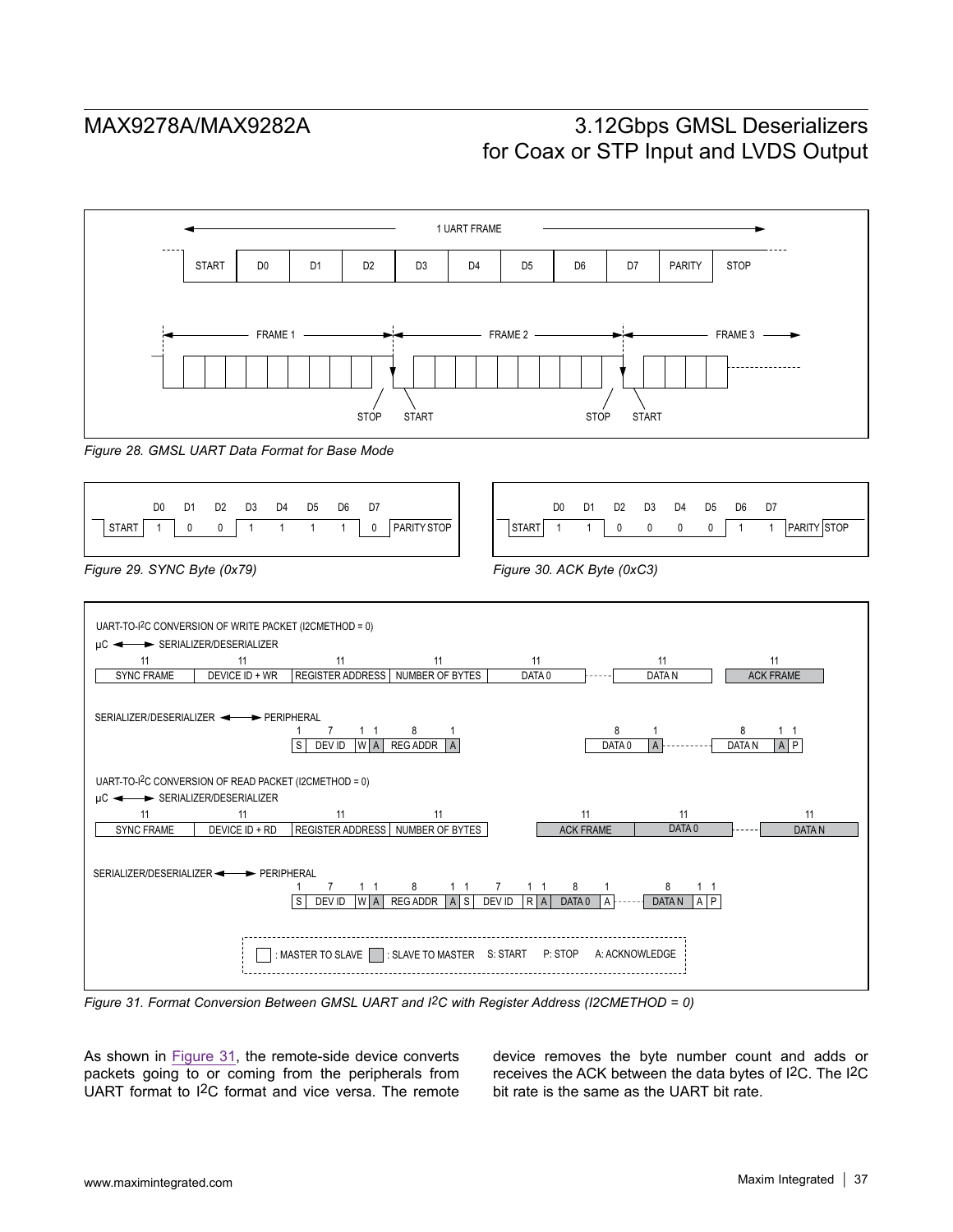Figure 28. GMSL UART Data Format for Base Mode

Figure 29. SYNC Byte (0x79)

Figure 30. ACK Byte (0xC3)

Figure 31. Format Conversion Between GMSL UART and I2C with Register Address (I2CMETHOD = 0)

As shown in Figure 31, the remote-side device converts packets going to or coming from the peripherals from UART format to I2C format and vice versa. The remote device removes the byte number count and adds or receives the ACK between the data bytes of I2C. The I2C bit rate is the same as the UART bit rate.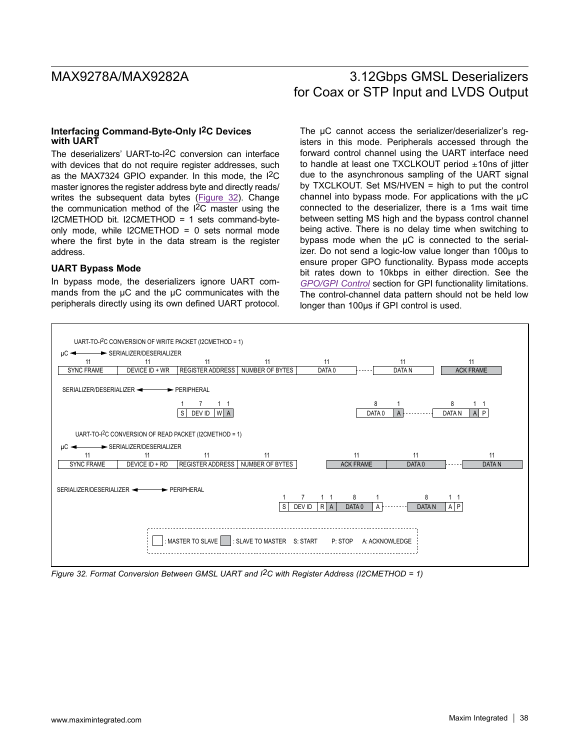### Interfacing Command-Byte-Only I2C Devices with UART

The deserializers' UART-to-I2C conversion can interface with devices that do not require register addresses, such as the MAX7324 GPIO expander. In this mode, the I2C master ignores the register address byte and directly reads/writes the subsequent data bytes (Figure 32). Change the communication method of the I2C master using the I2CMETHOD bit. I2CMETHOD = 1 sets command-byte-only mode, while I2CMETHOD = 0 sets normal mode where the first byte in the data stream is the register address.

### UART Bypass Mode

In bypass mode, the deserializers ignore UART commands from the µC and the µC communicates with the peripherals directly using its own defined UART protocol. The µC cannot access the serializer/deserializer's registers in this mode. Peripherals accessed through the forward control channel using the UART interface need to handle at least one TXCLKOUT period ±10ns of jitter due to the asynchronous sampling of the UART signal by TXCLKOUT. Set MS/HVEN = high to put the control channel into bypass mode. For applications with the µC connected to the deserializer, there is a 1ms wait time between setting MS high and the bypass control channel being active. There is no delay time when switching to bypass mode when the µC is connected to the serializer. Do not send a logic-low value longer than 100µs to ensure proper GPO functionality. Bypass mode accepts bit rates down to 10kbps in either direction. See the *GPO/GPI Control* section for GPI functionality limitations. The control-channel data pattern should not be held low longer than 100µs if GPI control is used.

*Figure 32. Format Conversion Between GMSL UART and I2C with Register Address (I2CMETHOD = 1)*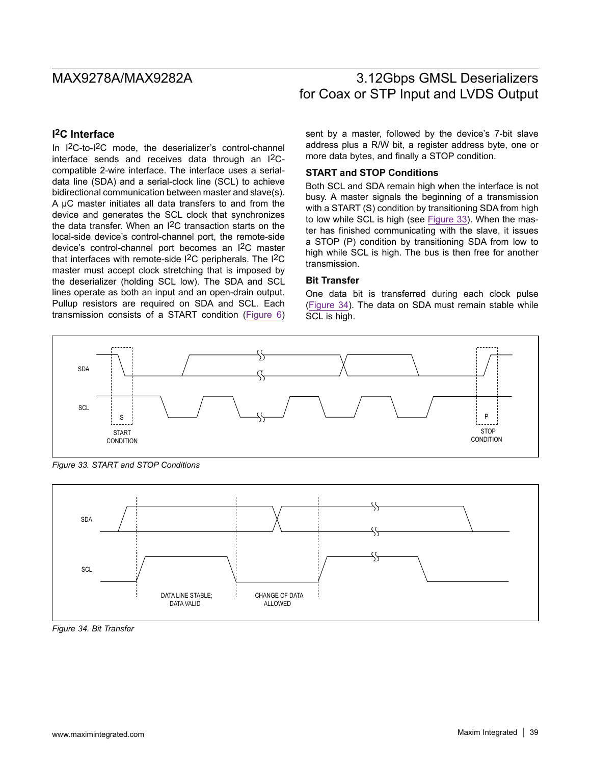## I2C Interface

In I2C-to-I2C mode, the deserializer's control-channel interface sends and receives data through an I2C-compatible 2-wire interface. The interface uses a serial-data line (SDA) and a serial-clock line (SCL) to achieve bidirectional communication between master and slave(s). A µC master initiates all data transfers to and from the device and generates the SCL clock that synchronizes the data transfer. When an I2C transaction starts on the local-side device's control-channel port, the remote-side device's control-channel port becomes an I2C master that interfaces with remote-side I2C peripherals. The I2C master must accept clock stretching that is imposed by the deserializer (holding SCL low). The SDA and SCL lines operate as both an input and an open-drain output. Pullup resistors are required on SDA and SCL. Each transmission consists of a START condition (Figure 6) sent by a master, followed by the device's 7-bit slave address plus a R/$\overline{W}$ bit, a register address byte, one or more data bytes, and finally a STOP condition.

### START and STOP Conditions

Both SCL and SDA remain high when the interface is not busy. A master signals the beginning of a transmission with a START (S) condition by transitioning SDA from high to low while SCL is high (see Figure 33). When the master has finished communicating with the slave, it issues a STOP (P) condition by transitioning SDA from low to high while SCL is high. The bus is then free for another transmission.

### Bit Transfer

One data bit is transferred during each clock pulse (Figure 34). The data on SDA must remain stable while SCL is high.

SDA
SCL
S
START CONDITION
P
STOP CONDITION

*Figure 33. START and STOP Conditions*

SDA
SCL
DATA LINE STABLE; DATA VALID
CHANGE OF DATA ALLOWED

*Figure 34. Bit Transfer*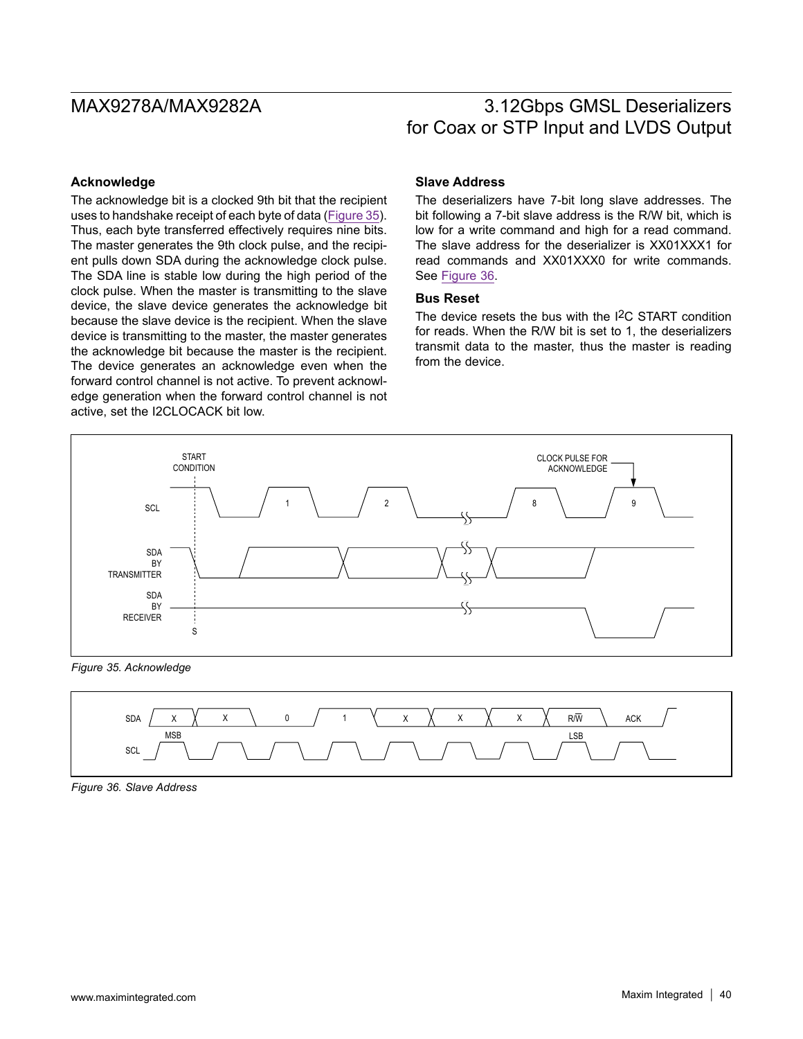### Acknowledge

The acknowledge bit is a clocked 9th bit that the recipient uses to handshake receipt of each byte of data (Figure 35). Thus, each byte transferred effectively requires nine bits. The master generates the 9th clock pulse, and the recipient pulls down SDA during the acknowledge clock pulse. The SDA line is stable low during the high period of the clock pulse. When the master is transmitting to the slave device, the slave device generates the acknowledge bit because the slave device is the recipient. When the slave device is transmitting to the master, the master generates the acknowledge bit because the master is the recipient. The device generates an acknowledge even when the forward control channel is not active. To prevent acknowledge generation when the forward control channel is not active, set the I2CLOCACK bit low.

### Slave Address

The deserializers have 7-bit long slave addresses. The bit following a 7-bit slave address is the R/W bit, which is low for a write command and high for a read command. The slave address for the deserializer is XX01XXX1 for read commands and XX01XXX0 for write commands. See Figure 36.

### Bus Reset

The device resets the bus with the I2C START condition for reads. When the R/W bit is set to 1, the deserializers transmit data to the master, thus the master is reading from the device.

*Figure 35. Acknowledge*

*Figure 36. Slave Address*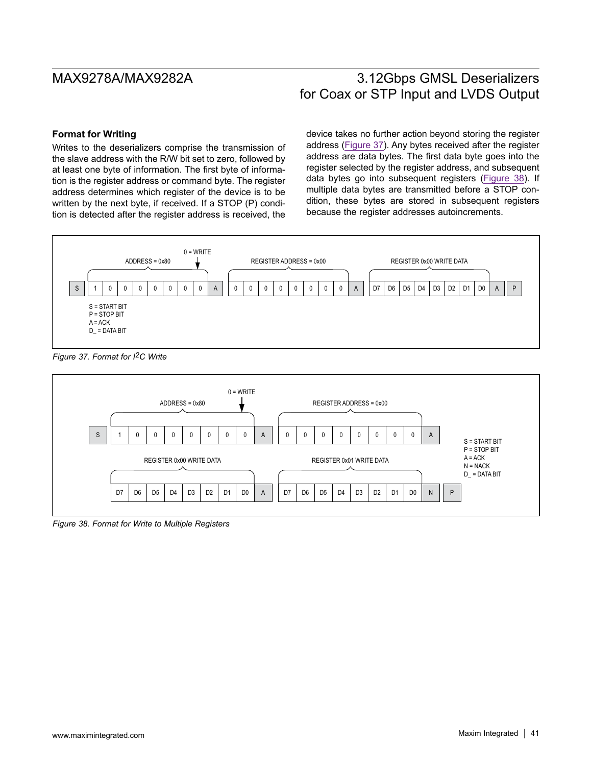### Format for Writing

Writes to the deserializers comprise the transmission of the slave address with the R/W bit set to zero, followed by at least one byte of information. The first byte of information is the register address or command byte. The register address determines which register of the device is to be written by the next byte, if received. If a STOP (P) condition is detected after the register address is received, the device takes no further action beyond storing the register address (Figure 37). Any bytes received after the register address are data bytes. The first data byte goes into the register selected by the register address, and subsequent data bytes go into subsequent registers (Figure 38). If multiple data bytes are transmitted before a STOP condition, these bytes are stored in subsequent registers because the register addresses autoincrements.

| S | 1 | 0 | 0 | 0 | 0 | 0 | 0 | 0 | A | 0 | 0 | 0 | 0 | 0 | 0 | 0 | 0 | A | D7 | D6 | D5 | D4 | D3 | D2 | D1 | D0 | A | P |
|---|---|---|---|---|---|---|---|---|---|---|---|---|---|---|---|---|---|---|---|---|---|---|---|---|---|---|---|---|

ADDRESS = 0x80; 0 = WRITE; REGISTER ADDRESS = 0x00; REGISTER 0x00 WRITE DATA

S = START BIT
P = STOP BIT
A = ACK
D_ = DATA BIT

*Figure 37. Format for I²C Write*

| S | 1 | 0 | 0 | 0 | 0 | 0 | 0 | 0 | A | 0 | 0 | 0 | 0 | 0 | 0 | 0 | 0 | A |
|---|---|---|---|---|---|---|---|---|---|---|---|---|---|---|---|---|---|---|

ADDRESS = 0x80; 0 = WRITE; REGISTER ADDRESS = 0x00

| D7 | D6 | D5 | D4 | D3 | D2 | D1 | D0 | A | D7 | D6 | D5 | D4 | D3 | D2 | D1 | D0 | N | P |
|---|---|---|---|---|---|---|---|---|---|---|---|---|---|---|---|---|---|---|

REGISTER 0x00 WRITE DATA; REGISTER 0x01 WRITE DATA

S = START BIT
P = STOP BIT
A = ACK
N = NACK
D_ = DATA BIT

*Figure 38. Format for Write to Multiple Registers*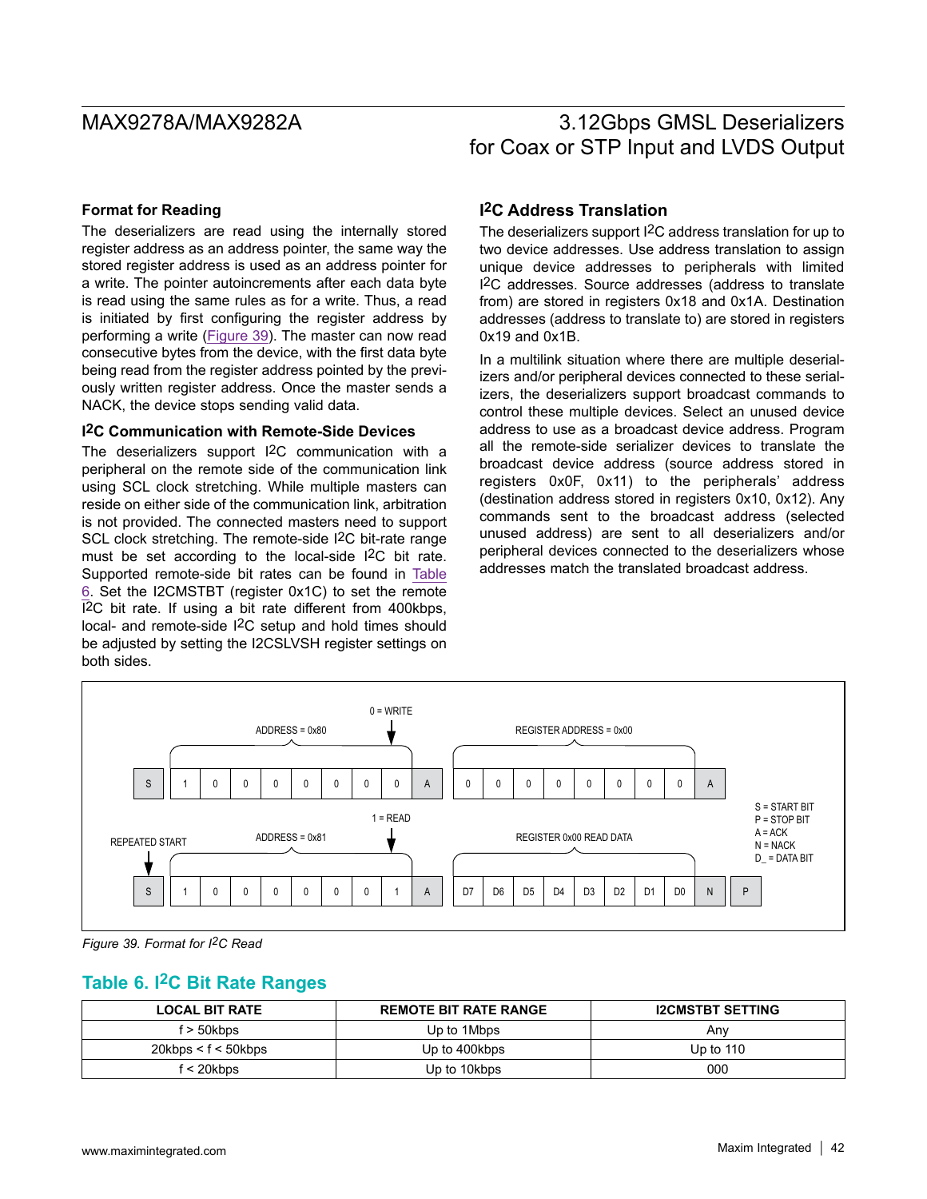### Format for Reading

The deserializers are read using the internally stored register address as an address pointer, the same way the stored register address is used as an address pointer for a write. The pointer autoincrements after each data byte is read using the same rules as for a write. Thus, a read is initiated by first configuring the register address by performing a write (Figure 39). The master can now read consecutive bytes from the device, with the first data byte being read from the register address pointed by the previously written register address. Once the master sends a NACK, the device stops sending valid data.

### I2C Communication with Remote-Side Devices

The deserializers support I2C communication with a peripheral on the remote side of the communication link using SCL clock stretching. While multiple masters can reside on either side of the communication link, arbitration is not provided. The connected masters need to support SCL clock stretching. The remote-side I2C bit-rate range must be set according to the local-side I2C bit rate. Supported remote-side bit rates can be found in Table 6. Set the I2CMSTBT (register 0x1C) to set the remote I2C bit rate. If using a bit rate different from 400kbps, local- and remote-side I2C setup and hold times should be adjusted by setting the I2CSLVSH register settings on both sides.

### I2C Address Translation

The deserializers support I2C address translation for up to two device addresses. Use address translation to assign unique device addresses to peripherals with limited I2C addresses. Source addresses (address to translate from) are stored in registers 0x18 and 0x1A. Destination addresses (address to translate to) are stored in registers 0x19 and 0x1B.

In a multilink situation where there are multiple deserializers and/or peripheral devices connected to these serializers, the deserializers support broadcast commands to control these multiple devices. Select an unused device address to use as a broadcast device address. Program all the remote-side serializer devices to translate the broadcast device address (source address stored in registers 0x0F, 0x11) to the peripherals' address (destination address stored in registers 0x10, 0x12). Any commands sent to the broadcast address (selected unused address) are sent to all deserializers and/or peripheral devices connected to the deserializers whose addresses match the translated broadcast address.

| S | 1 | 0 | 0 | 0 | 0 | 0 | 0 | 0 | A | 0 | 0 | 0 | 0 | 0 | 0 | 0 | 0 | A | |
|---|---|---|---|---|---|---|---|---|---|---|---|---|---|---|---|---|---|---|---|
| S | 1 | 0 | 0 | 0 | 0 | 0 | 0 | 1 | A | D7 | D6 | D5 | D4 | D3 | D2 | D1 | D0 | N | P |

ADDRESS = 0x80; 0 = WRITE; REGISTER ADDRESS = 0x00; REPEATED START; ADDRESS = 0x81; 1 = READ; REGISTER 0x00 READ DATA

S = START BIT
P = STOP BIT
A = ACK
N = NACK
D_ = DATA BIT

*Figure 39. Format for I2C Read*

## Table 6. I2C Bit Rate Ranges

| LOCAL BIT RATE | REMOTE BIT RATE RANGE | I2CMSTBT SETTING |
|---|---|---|
| f > 50kbps | Up to 1Mbps | Any |
| 20kbps < f < 50kbps | Up to 400kbps | Up to 110 |
| f < 20kbps | Up to 10kbps | 000 |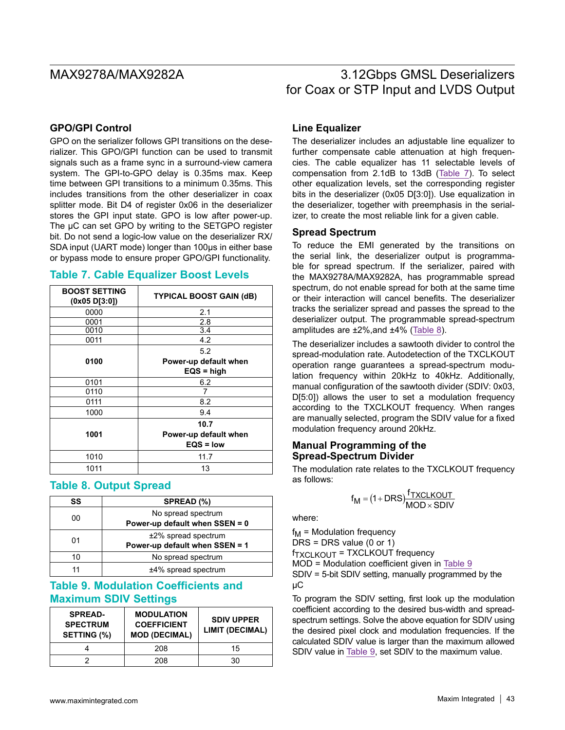### GPO/GPI Control

GPO on the serializer follows GPI transitions on the deserializer. This GPO/GPI function can be used to transmit signals such as a frame sync in a surround-view camera system. The GPI-to-GPO delay is 0.35ms max. Keep time between GPI transitions to a minimum 0.35ms. This includes transitions from the other deserializer in coax splitter mode. Bit D4 of register 0x06 in the deserializer stores the GPI input state. GPO is low after power-up. The µC can set GPO by writing to the SETGPO register bit. Do not send a logic-low value on the deserializer RX/SDA input (UART mode) longer than 100µs in either base or bypass mode to ensure proper GPO/GPI functionality.

## Table 7. Cable Equalizer Boost Levels

| BOOST SETTING (0x05 D[3:0]) | TYPICAL BOOST GAIN (dB) |
|---|---|
| 0000 | 2.1 |
| 0001 | 2.8 |
| 0010 | 3.4 |
| 0011 | 4.2 |
| **0100** | 5.2 **Power-up default when EQS = high** |
| 0101 | 6.2 |
| 0110 | 7 |
| 0111 | 8.2 |
| 1000 | 9.4 |
| **1001** | **10.7 Power-up default when EQS = low** |
| 1010 | 11.7 |
| 1011 | 13 |

## Table 8. Output Spread

| SS | SPREAD (%) |
|---|---|
| 00 | No spread spectrum **Power-up default when SSEN = 0** |
| 01 | ±2% spread spectrum **Power-up default when SSEN = 1** |
| 10 | No spread spectrum |
| 11 | ±4% spread spectrum |

## Table 9. Modulation Coefficients and Maximum SDIV Settings

| SPREAD-SPECTRUM SETTING (%) | MODULATION COEFFICIENT MOD (DECIMAL) | SDIV UPPER LIMIT (DECIMAL) |
|---|---|---|
| 4 | 208 | 15 |
| 2 | 208 | 30 |

### Line Equalizer

The deserializer includes an adjustable line equalizer to further compensate cable attenuation at high frequencies. The cable equalizer has 11 selectable levels of compensation from 2.1dB to 13dB (Table 7). To select other equalization levels, set the corresponding register bits in the deserializer (0x05 D[3:0]). Use equalization in the deserializer, together with preemphasis in the serializer, to create the most reliable link for a given cable.

### Spread Spectrum

To reduce the EMI generated by the transitions on the serial link, the deserializer output is programmable for spread spectrum. If the serializer, paired with the MAX9278A/MAX9282A, has programmable spread spectrum, do not enable spread for both at the same time or their interaction will cancel benefits. The deserializer tracks the serializer spread and passes the spread to the deserializer output. The programmable spread-spectrum amplitudes are ±2%,and ±4% (Table 8).

The deserializer includes a sawtooth divider to control the spread-modulation rate. Autodetection of the TXCLKOUT operation range guarantees a spread-spectrum modulation frequency within 20kHz to 40kHz. Additionally, manual configuration of the sawtooth divider (SDIV: 0x03, D[5:0]) allows the user to set a modulation frequency according to the TXCLKOUT frequency. When ranges are manually selected, program the SDIV value for a fixed modulation frequency around 20kHz.

### Manual Programming of the Spread-Spectrum Divider

The modulation rate relates to the TXCLKOUT frequency as follows:

$$f_M = (1 + DRS)\frac{f_{TXCLKOUT}}{MOD \times SDIV}$$

where:

$f_M$ = Modulation frequency
DRS = DRS value (0 or 1)
$f_{TXCLKOUT}$ = TXCLKOUT frequency
MOD = Modulation coefficient given in Table 9
SDIV = 5-bit SDIV setting, manually programmed by the µC

To program the SDIV setting, first look up the modulation coefficient according to the desired bus-width and spread-spectrum settings. Solve the above equation for SDIV using the desired pixel clock and modulation frequencies. If the calculated SDIV value is larger than the maximum allowed SDIV value in Table 9, set SDIV to the maximum value.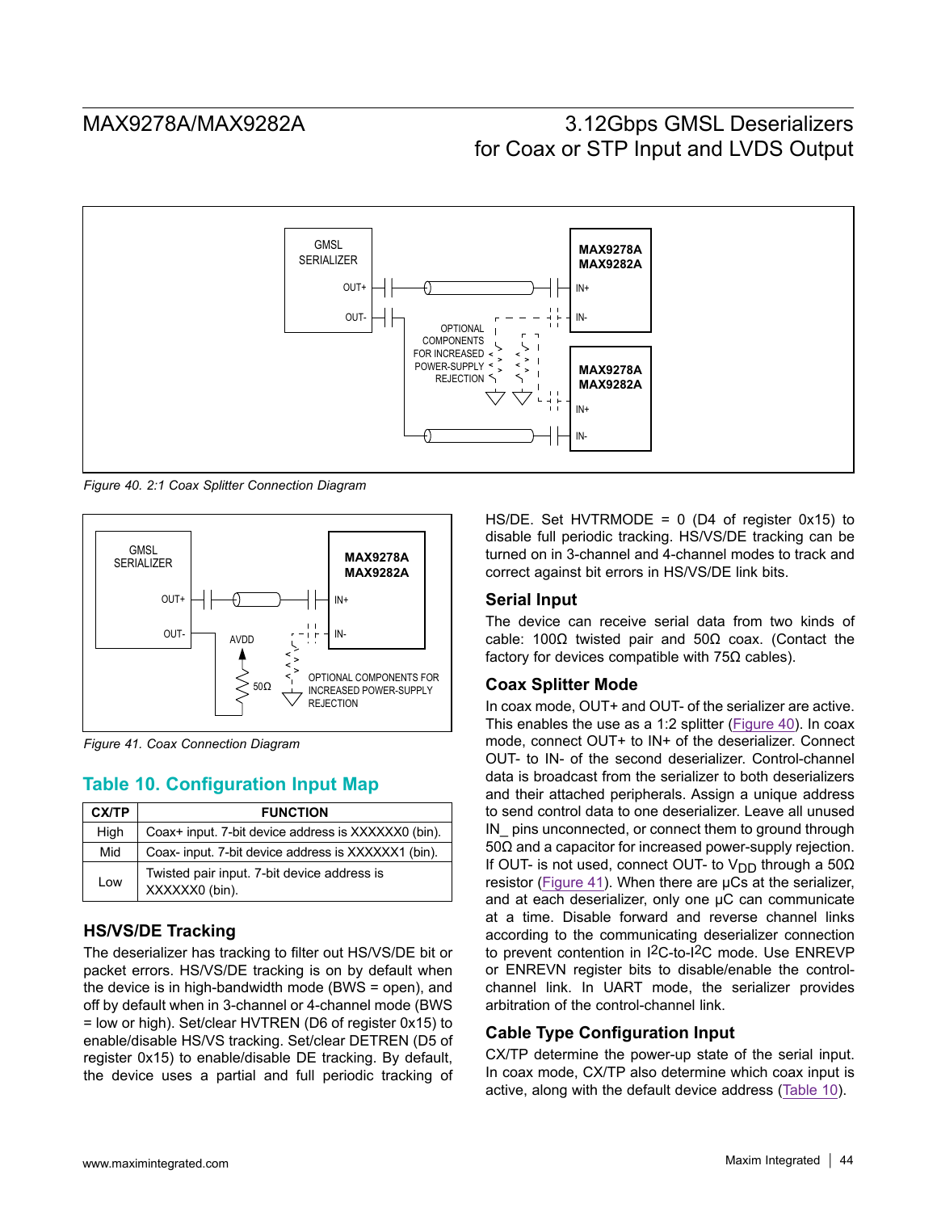Figure 40. 2:1 Coax Splitter Connection Diagram

Figure 41. Coax Connection Diagram

## Table 10. Configuration Input Map

| CX/TP | FUNCTION |
|---|---|
| High | Coax+ input. 7-bit device address is XXXXXX0 (bin). |
| Mid | Coax- input. 7-bit device address is XXXXXX1 (bin). |
| Low | Twisted pair input. 7-bit device address is XXXXXX0 (bin). |

### HS/VS/DE Tracking

The deserializer has tracking to filter out HS/VS/DE bit or packet errors. HS/VS/DE tracking is on by default when the device is in high-bandwidth mode (BWS = open), and off by default when in 3-channel or 4-channel mode (BWS = low or high). Set/clear HVTREN (D6 of register 0x15) to enable/disable HS/VS tracking. Set/clear DETREN (D5 of register 0x15) to enable/disable DE tracking. By default, the device uses a partial and full periodic tracking of HS/DE. Set HVTRMODE = 0 (D4 of register 0x15) to disable full periodic tracking. HS/VS/DE tracking can be turned on in 3-channel and 4-channel modes to track and correct against bit errors in HS/VS/DE link bits.

### Serial Input

The device can receive serial data from two kinds of cable: 100Ω twisted pair and 50Ω coax. (Contact the factory for devices compatible with 75Ω cables).

### Coax Splitter Mode

In coax mode, OUT+ and OUT- of the serializer are active. This enables the use as a 1:2 splitter (Figure 40). In coax mode, connect OUT+ to IN+ of the deserializer. Connect OUT- to IN- of the second deserializer. Control-channel data is broadcast from the serializer to both deserializers and their attached peripherals. Assign a unique address to send control data to one deserializer. Leave all unused IN_ pins unconnected, or connect them to ground through 50Ω and a capacitor for increased power-supply rejection. If OUT- is not used, connect OUT- to $V_{DD}$ through a 50Ω resistor (Figure 41). When there are µCs at the serializer, and at each deserializer, only one µC can communicate at a time. Disable forward and reverse channel links according to the communicating deserializer connection to prevent contention in $I^2C$-to-$I^2C$ mode. Use ENREVP or ENREVN register bits to disable/enable the control-channel link. In UART mode, the serializer provides arbitration of the control-channel link.

### Cable Type Configuration Input

CX/TP determine the power-up state of the serial input. In coax mode, CX/TP also determine which coax input is active, along with the default device address (Table 10).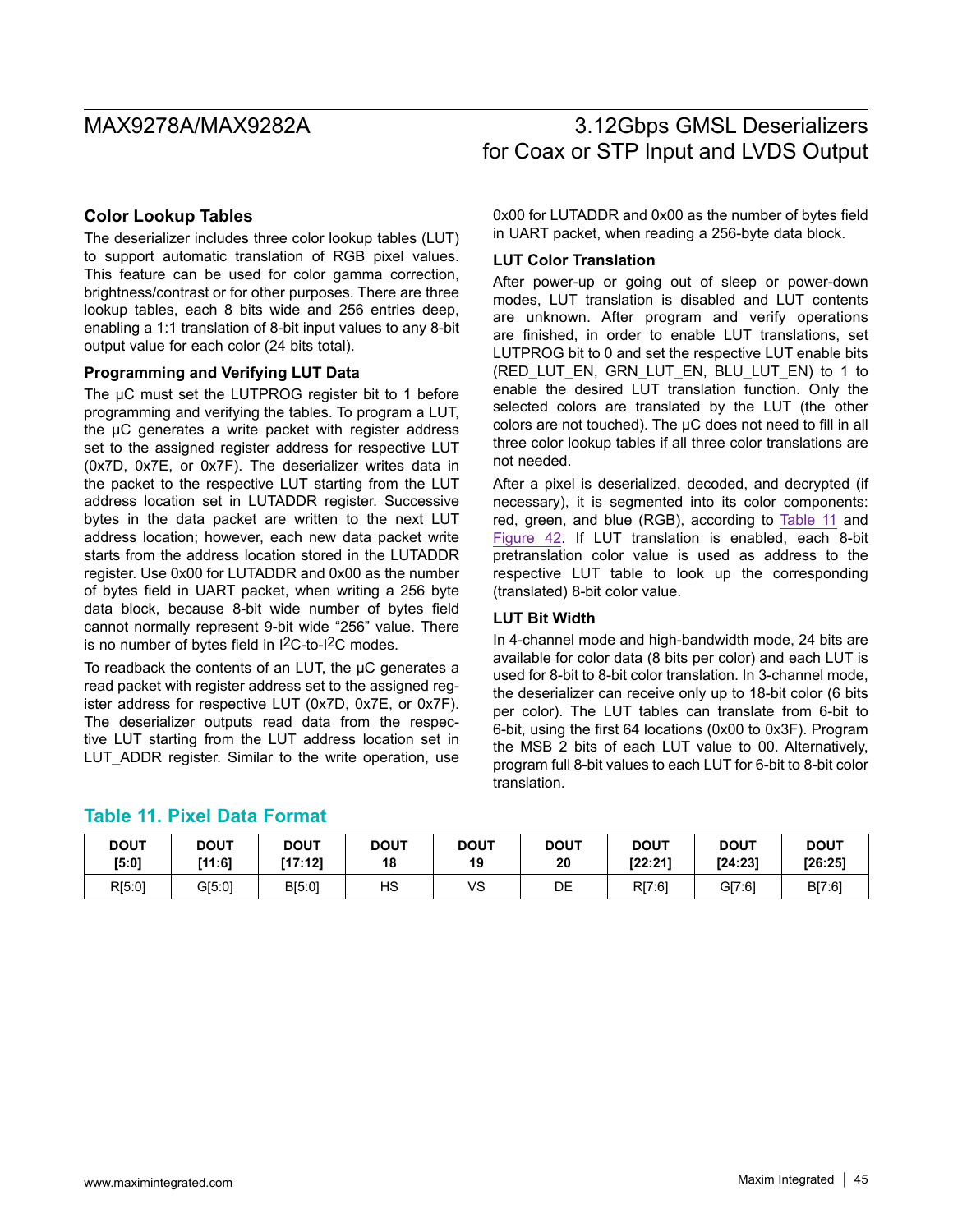## Color Lookup Tables

The deserializer includes three color lookup tables (LUT) to support automatic translation of RGB pixel values. This feature can be used for color gamma correction, brightness/contrast or for other purposes. There are three lookup tables, each 8 bits wide and 256 entries deep, enabling a 1:1 translation of 8-bit input values to any 8-bit output value for each color (24 bits total).

### Programming and Verifying LUT Data

The µC must set the LUTPROG register bit to 1 before programming and verifying the tables. To program a LUT, the µC generates a write packet with register address set to the assigned register address for respective LUT (0x7D, 0x7E, or 0x7F). The deserializer writes data in the packet to the respective LUT starting from the LUT address location set in LUTADDR register. Successive bytes in the data packet are written to the next LUT address location; however, each new data packet write starts from the address location stored in the LUTADDR register. Use 0x00 for LUTADDR and 0x00 as the number of bytes field in UART packet, when writing a 256 byte data block, because 8-bit wide number of bytes field cannot normally represent 9-bit wide "256" value. There is no number of bytes field in I2C-to-I2C modes.

To readback the contents of an LUT, the µC generates a read packet with register address set to the assigned register address for respective LUT (0x7D, 0x7E, or 0x7F). The deserializer outputs read data from the respective LUT starting from the LUT address location set in LUT_ADDR register. Similar to the write operation, use 0x00 for LUTADDR and 0x00 as the number of bytes field in UART packet, when reading a 256-byte data block.

### LUT Color Translation

After power-up or going out of sleep or power-down modes, LUT translation is disabled and LUT contents are unknown. After program and verify operations are finished, in order to enable LUT translations, set LUTPROG bit to 0 and set the respective LUT enable bits (RED_LUT_EN, GRN_LUT_EN, BLU_LUT_EN) to 1 to enable the desired LUT translation function. Only the selected colors are translated by the LUT (the other colors are not touched). The µC does not need to fill in all three color lookup tables if all three color translations are not needed.

After a pixel is deserialized, decoded, and decrypted (if necessary), it is segmented into its color components: red, green, and blue (RGB), according to Table 11 and Figure 42. If LUT translation is enabled, each 8-bit pretranslation color value is used as address to the respective LUT table to look up the corresponding (translated) 8-bit color value.

### LUT Bit Width

In 4-channel mode and high-bandwidth mode, 24 bits are available for color data (8 bits per color) and each LUT is used for 8-bit to 8-bit color translation. In 3-channel mode, the deserializer can receive only up to 18-bit color (6 bits per color). The LUT tables can translate from 6-bit to 6-bit, using the first 64 locations (0x00 to 0x3F). Program the MSB 2 bits of each LUT value to 00. Alternatively, program full 8-bit values to each LUT for 6-bit to 8-bit color translation.

### Table 11. Pixel Data Format

| DOUT [5:0] | DOUT [11:6] | DOUT [17:12] | DOUT 18 | DOUT 19 | DOUT 20 | DOUT [22:21] | DOUT [24:23] | DOUT [26:25] |
|---|---|---|---|---|---|---|---|---|
| R[5:0] | G[5:0] | B[5:0] | HS | VS | DE | R[7:6] | G[7:6] | B[7:6] |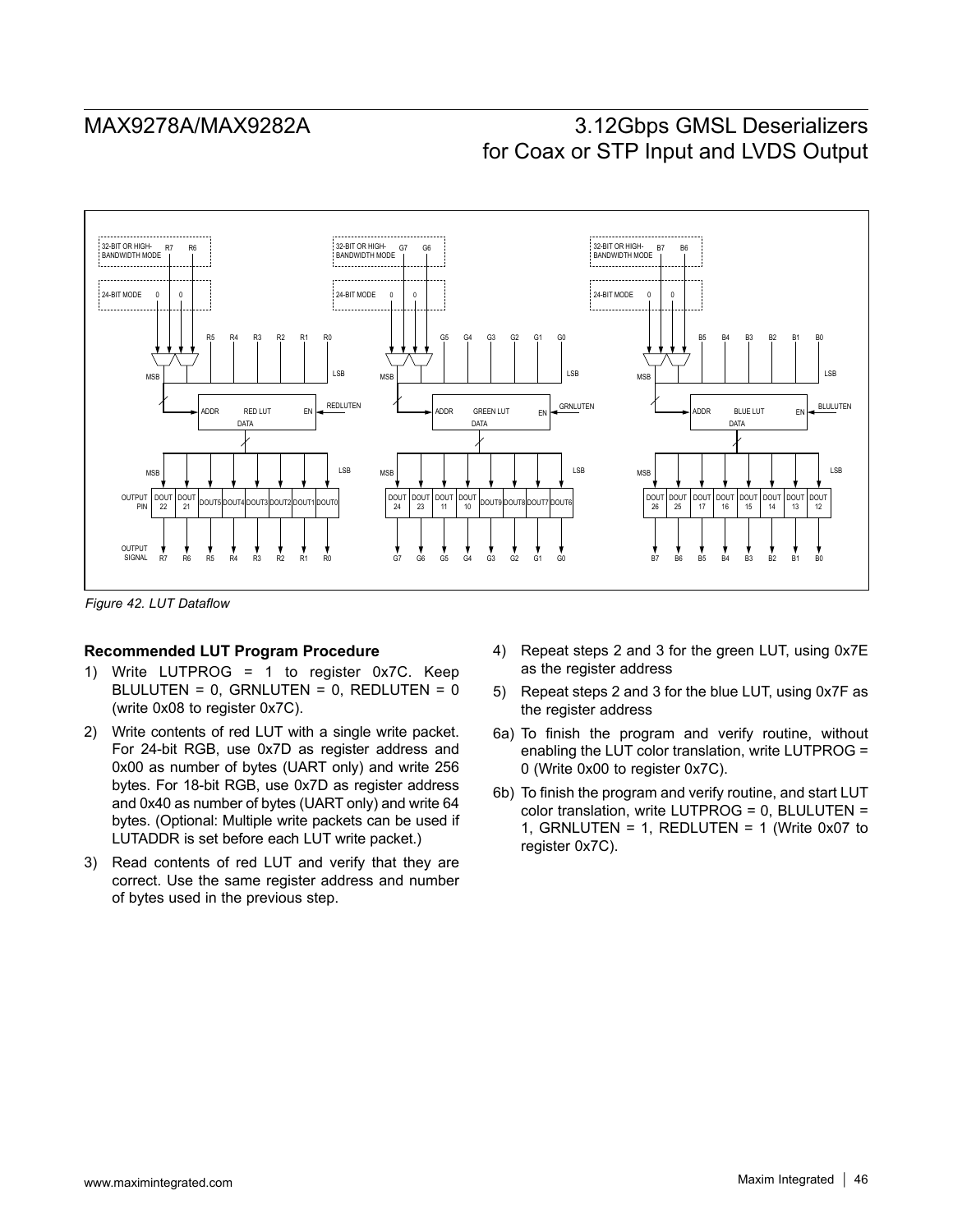Figure 42. LUT Dataflow

### Recommended LUT Program Procedure

1) Write LUTPROG = 1 to register 0x7C. Keep BLULUTEN = 0, GRNLUTEN = 0, REDLUTEN = 0 (write 0x08 to register 0x7C).
2) Write contents of red LUT with a single write packet. For 24-bit RGB, use 0x7D as register address and 0x00 as number of bytes (UART only) and write 256 bytes. For 18-bit RGB, use 0x7D as register address and 0x40 as number of bytes (UART only) and write 64 bytes. (Optional: Multiple write packets can be used if LUTADDR is set before each LUT write packet.)
3) Read contents of red LUT and verify that they are correct. Use the same register address and number of bytes used in the previous step.
4) Repeat steps 2 and 3 for the green LUT, using 0x7E as the register address
5) Repeat steps 2 and 3 for the blue LUT, using 0x7F as the register address

6a) To finish the program and verify routine, without enabling the LUT color translation, write LUTPROG = 0 (Write 0x00 to register 0x7C).

6b) To finish the program and verify routine, and start LUT color translation, write LUTPROG = 0, BLULUTEN = 1, GRNLUTEN = 1, REDLUTEN = 1 (Write 0x07 to register 0x7C).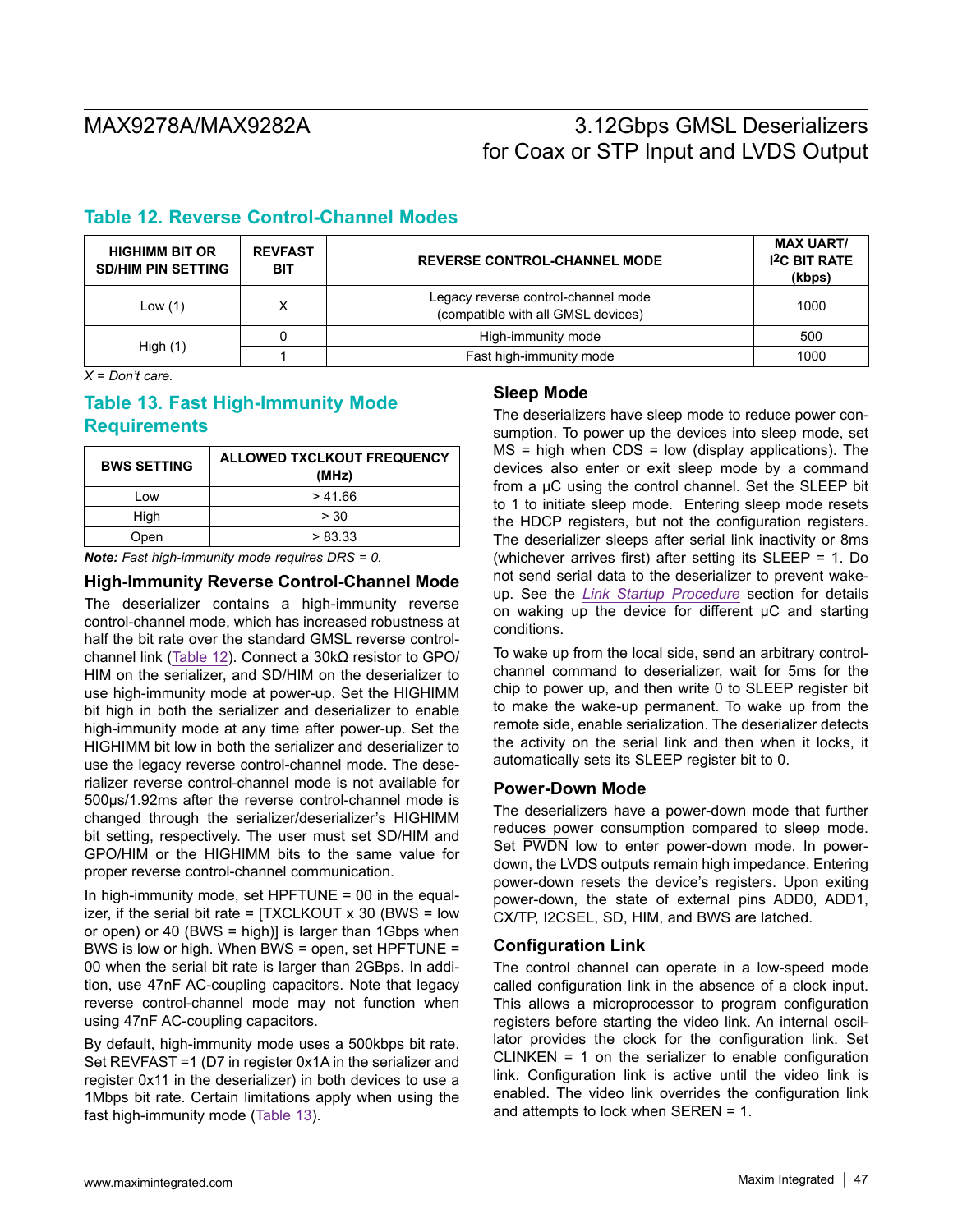## Table 12. Reverse Control-Channel Modes

| HIGHIMM BIT OR SD/HIM PIN SETTING | REVFAST BIT | REVERSE CONTROL-CHANNEL MODE | MAX UART/ I²C BIT RATE (kbps) |
|---|---|---|---|
| Low (1) | X | Legacy reverse control-channel mode (compatible with all GMSL devices) | 1000 |
| High (1) | 0 | High-immunity mode | 500 |
| | 1 | Fast high-immunity mode | 1000 |

*X = Don't care.*

## Table 13. Fast High-Immunity Mode Requirements

| BWS SETTING | ALLOWED TXCLKOUT FREQUENCY (MHz) |
|---|---|
| Low | > 41.66 |
| High | > 30 |
| Open | > 83.33 |

***Note:** Fast high-immunity mode requires DRS = 0.*

### High-Immunity Reverse Control-Channel Mode

The deserializer contains a high-immunity reverse control-channel mode, which has increased robustness at half the bit rate over the standard GMSL reverse control-channel link (Table 12). Connect a 30kΩ resistor to GPO/HIM on the serializer, and SD/HIM on the deserializer to use high-immunity mode at power-up. Set the HIGHIMM bit high in both the serializer and deserializer to enable high-immunity mode at any time after power-up. Set the HIGHIMM bit low in both the serializer and deserializer to use the legacy reverse control-channel mode. The deserializer reverse control-channel mode is not available for 500µs/1.92ms after the reverse control-channel mode is changed through the serializer/deserializer's HIGHIMM bit setting, respectively. The user must set SD/HIM and GPO/HIM or the HIGHIMM bits to the same value for proper reverse control-channel communication.

In high-immunity mode, set HPFTUNE = 00 in the equalizer, if the serial bit rate = [TXCLKOUT x 30 (BWS = low or open) or 40 (BWS = high)] is larger than 1Gbps when BWS is low or high. When BWS = open, set HPFTUNE = 00 when the serial bit rate is larger than 2GBps. In addition, use 47nF AC-coupling capacitors. Note that legacy reverse control-channel mode may not function when using 47nF AC-coupling capacitors.

By default, high-immunity mode uses a 500kbps bit rate. Set REVFAST =1 (D7 in register 0x1A in the serializer and register 0x11 in the deserializer) in both devices to use a 1Mbps bit rate. Certain limitations apply when using the fast high-immunity mode (Table 13).

### Sleep Mode

The deserializers have sleep mode to reduce power consumption. To power up the devices into sleep mode, set MS = high when CDS = low (display applications). The devices also enter or exit sleep mode by a command from a µC using the control channel. Set the SLEEP bit to 1 to initiate sleep mode. Entering sleep mode resets the HDCP registers, but not the configuration registers. The deserializer sleeps after serial link inactivity or 8ms (whichever arrives first) after setting its SLEEP = 1. Do not send serial data to the deserializer to prevent wake-up. See the *Link Startup Procedure* section for details on waking up the device for different µC and starting conditions.

To wake up from the local side, send an arbitrary control-channel command to deserializer, wait for 5ms for the chip to power up, and then write 0 to SLEEP register bit to make the wake-up permanent. To wake up from the remote side, enable serialization. The deserializer detects the activity on the serial link and then when it locks, it automatically sets its SLEEP register bit to 0.

### Power-Down Mode

The deserializers have a power-down mode that further reduces power consumption compared to sleep mode. Set $\overline{\text{PWDN}}$ low to enter power-down mode. In power-down, the LVDS outputs remain high impedance. Entering power-down resets the device's registers. Upon exiting power-down, the state of external pins ADD0, ADD1, CX/TP, I2CSEL, SD, HIM, and BWS are latched.

### Configuration Link

The control channel can operate in a low-speed mode called configuration link in the absence of a clock input. This allows a microprocessor to program configuration registers before starting the video link. An internal oscillator provides the clock for the configuration link. Set CLINKEN = 1 on the serializer to enable configuration link. Configuration link is active until the video link is enabled. The video link overrides the configuration link and attempts to lock when SEREN = 1.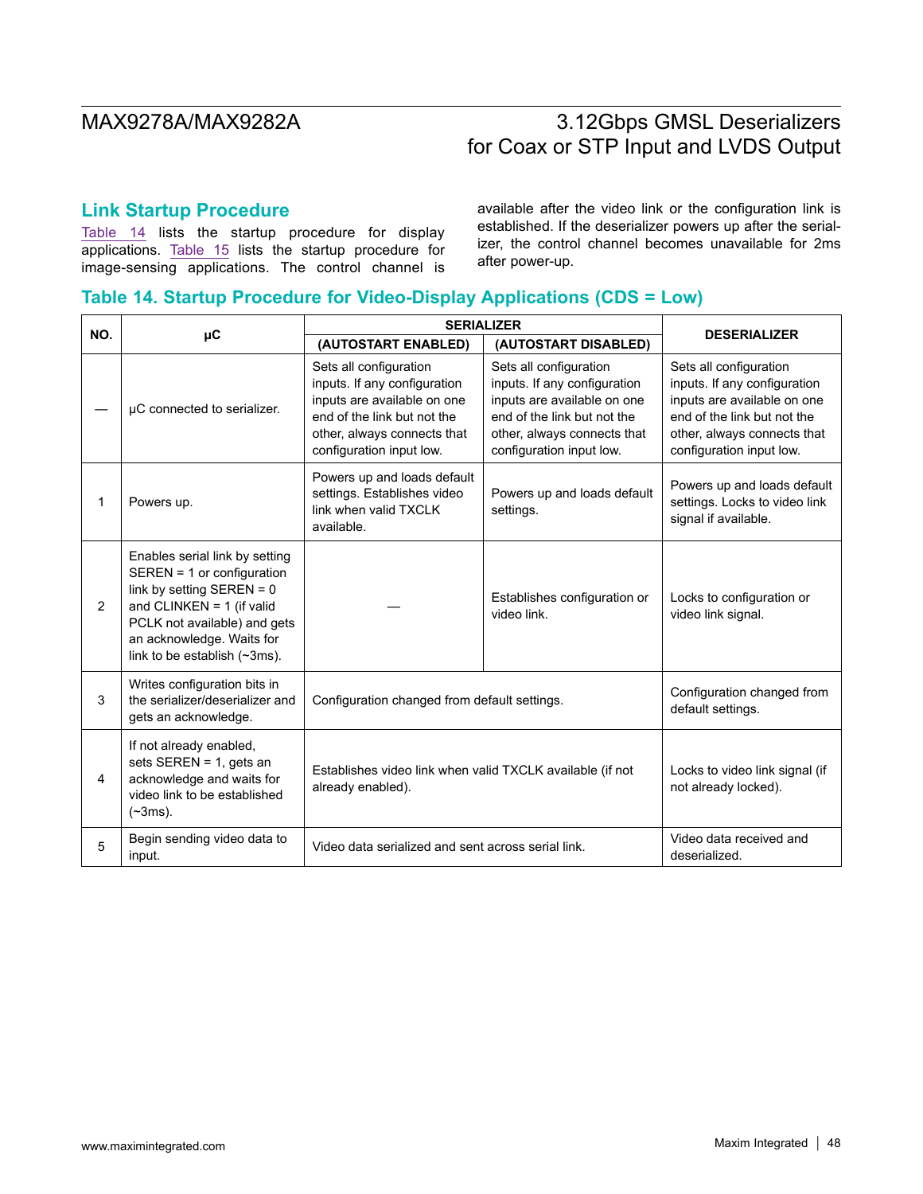## Link Startup Procedure

Table 14 lists the startup procedure for display applications. Table 15 lists the startup procedure for image-sensing applications. The control channel is available after the video link or the configuration link is established. If the deserializer powers up after the serializer, the control channel becomes unavailable for 2ms after power-up.

### Table 14. Startup Procedure for Video-Display Applications (CDS = Low)

| NO. | µC | SERIALIZER | | DESERIALIZER |
|---|---|---|---|---|
| | | (AUTOSTART ENABLED) | (AUTOSTART DISABLED) | |
| — | µC connected to serializer. | Sets all configuration inputs. If any configuration inputs are available on one end of the link but not the other, always connects that configuration input low. | Sets all configuration inputs. If any configuration inputs are available on one end of the link but not the other, always connects that configuration input low. | Sets all configuration inputs. If any configuration inputs are available on one end of the link but not the other, always connects that configuration input low. |
| 1 | Powers up. | Powers up and loads default settings. Establishes video link when valid TXCLK available. | Powers up and loads default settings. | Powers up and loads default settings. Locks to video link signal if available. |
| 2 | Enables serial link by setting SEREN = 1 or configuration link by setting SEREN = 0 and CLINKEN = 1 (if valid PCLK not available) and gets an acknowledge. Waits for link to be establish (~3ms). | — | Establishes configuration or video link. | Locks to configuration or video link signal. |
| 3 | Writes configuration bits in the serializer/deserializer and gets an acknowledge. | Configuration changed from default settings. | | Configuration changed from default settings. |
| 4 | If not already enabled, sets SEREN = 1, gets an acknowledge and waits for video link to be established (~3ms). | Establishes video link when valid TXCLK available (if not already enabled). | | Locks to video link signal (if not already locked). |
| 5 | Begin sending video data to input. | Video data serialized and sent across serial link. | | Video data received and deserialized. |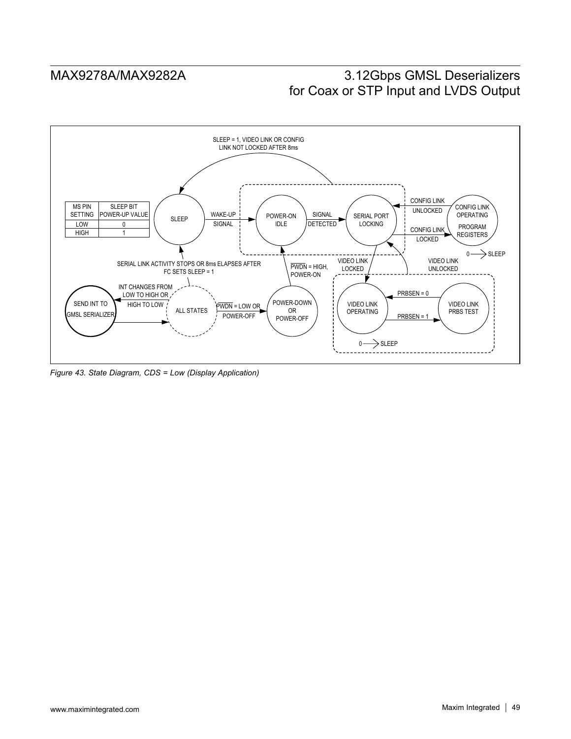| MS PIN SETTING | SLEEP BIT POWER-UP VALUE |
|---|---|
| LOW | 0 |
| HIGH | 1 |

*Figure 43. State Diagram, CDS = Low (Display Application)*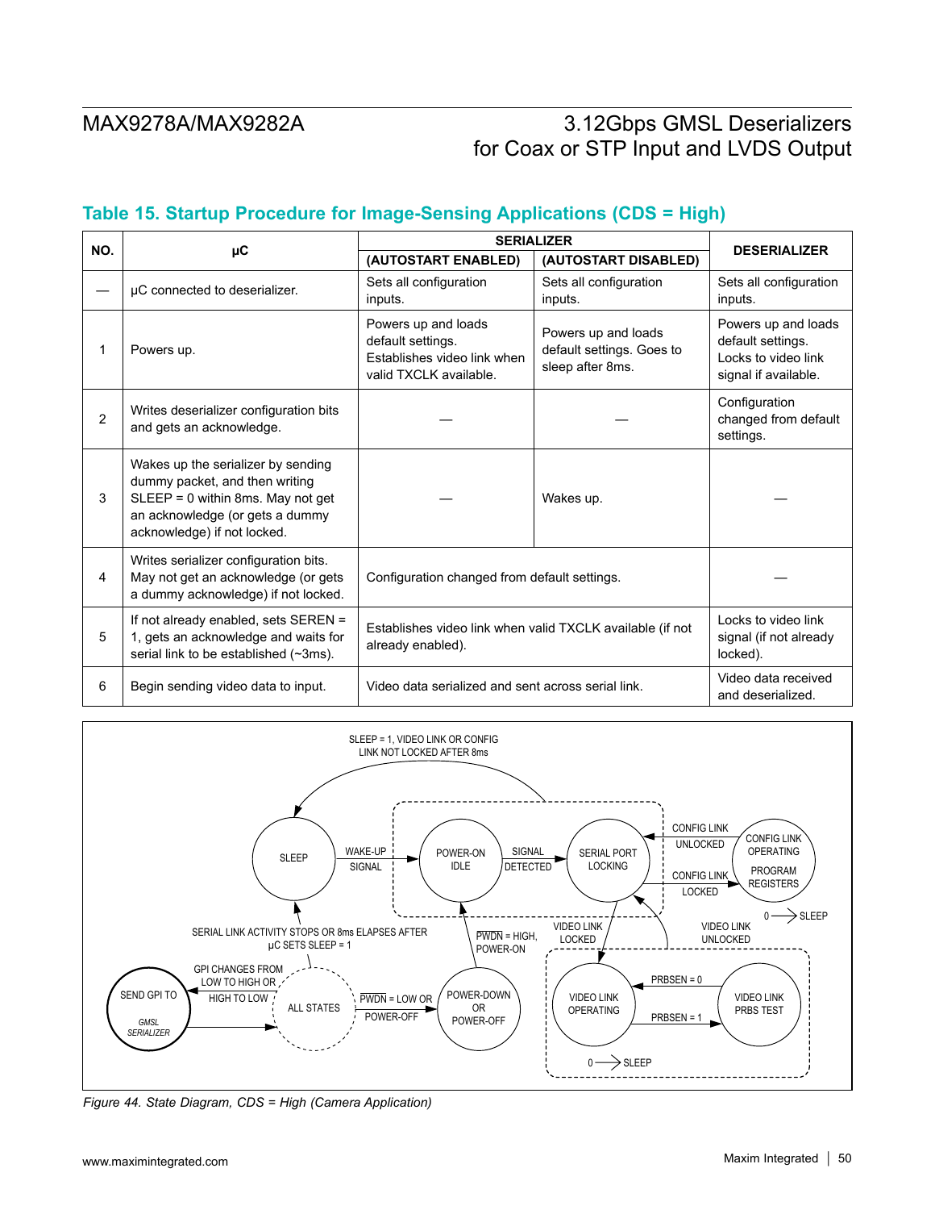## Table 15. Startup Procedure for Image-Sensing Applications (CDS = High)

| NO. | µC | SERIALIZER | | DESERIALIZER |
|---|---|---|---|---|
| | | (AUTOSTART ENABLED) | (AUTOSTART DISABLED) | |
| — | µC connected to deserializer. | Sets all configuration inputs. | Sets all configuration inputs. | Sets all configuration inputs. |
| 1 | Powers up. | Powers up and loads default settings. Establishes video link when valid TXCLK available. | Powers up and loads default settings. Goes to sleep after 8ms. | Powers up and loads default settings. Locks to video link signal if available. |
| 2 | Writes deserializer configuration bits and gets an acknowledge. | — | — | Configuration changed from default settings. |
| 3 | Wakes up the serializer by sending dummy packet, and then writing SLEEP = 0 within 8ms. May not get an acknowledge (or gets a dummy acknowledge) if not locked. | — | Wakes up. | — |
| 4 | Writes serializer configuration bits. May not get an acknowledge (or gets a dummy acknowledge) if not locked. | Configuration changed from default settings. | | — |
| 5 | If not already enabled, sets SEREN = 1, gets an acknowledge and waits for serial link to be established (~3ms). | Establishes video link when valid TXCLK available (if not already enabled). | | Locks to video link signal (if not already locked). |
| 6 | Begin sending video data to input. | Video data serialized and sent across serial link. | | Video data received and deserialized. |

*Figure 44. State Diagram, CDS = High (Camera Application)*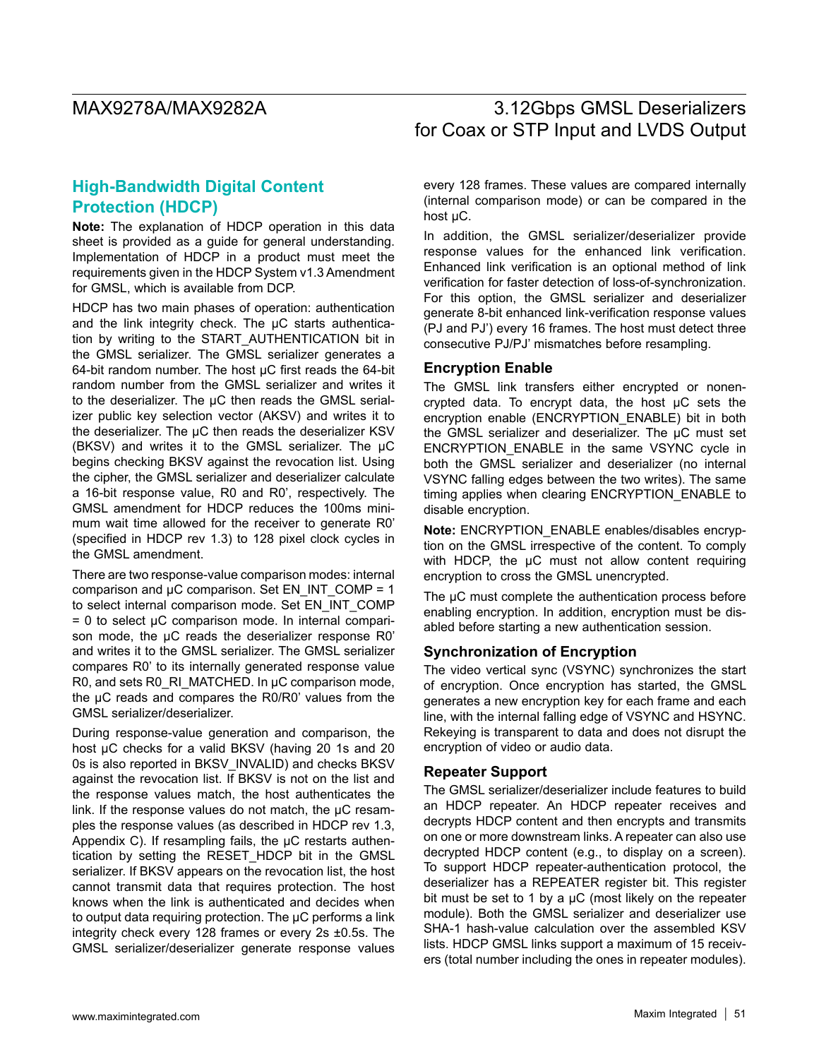## High-Bandwidth Digital Content Protection (HDCP)

**Note:** The explanation of HDCP operation in this data sheet is provided as a guide for general understanding. Implementation of HDCP in a product must meet the requirements given in the HDCP System v1.3 Amendment for GMSL, which is available from DCP.

HDCP has two main phases of operation: authentication and the link integrity check. The µC starts authentication by writing to the START_AUTHENTICATION bit in the GMSL serializer. The GMSL serializer generates a 64-bit random number. The host µC first reads the 64-bit random number from the GMSL serializer and writes it to the deserializer. The µC then reads the GMSL serializer public key selection vector (AKSV) and writes it to the deserializer. The µC then reads the deserializer KSV (BKSV) and writes it to the GMSL serializer. The µC begins checking BKSV against the revocation list. Using the cipher, the GMSL serializer and deserializer calculate a 16-bit response value, R0 and R0', respectively. The GMSL amendment for HDCP reduces the 100ms minimum wait time allowed for the receiver to generate R0' (specified in HDCP rev 1.3) to 128 pixel clock cycles in the GMSL amendment.

There are two response-value comparison modes: internal comparison and µC comparison. Set EN_INT_COMP = 1 to select internal comparison mode. Set EN_INT_COMP = 0 to select µC comparison mode. In internal comparison mode, the µC reads the deserializer response R0' and writes it to the GMSL serializer. The GMSL serializer compares R0' to its internally generated response value R0, and sets R0_RI_MATCHED. In µC comparison mode, the µC reads and compares the R0/R0' values from the GMSL serializer/deserializer.

During response-value generation and comparison, the host µC checks for a valid BKSV (having 20 1s and 20 0s is also reported in BKSV_INVALID) and checks BKSV against the revocation list. If BKSV is not on the list and the response values match, the host authenticates the link. If the response values do not match, the µC resamples the response values (as described in HDCP rev 1.3, Appendix C). If resampling fails, the µC restarts authentication by setting the RESET_HDCP bit in the GMSL serializer. If BKSV appears on the revocation list, the host cannot transmit data that requires protection. The host knows when the link is authenticated and decides when to output data requiring protection. The µC performs a link integrity check every 128 frames or every 2s ±0.5s. The GMSL serializer/deserializer generate response values every 128 frames. These values are compared internally (internal comparison mode) or can be compared in the host µC.

In addition, the GMSL serializer/deserializer provide response values for the enhanced link verification. Enhanced link verification is an optional method of link verification for faster detection of loss-of-synchronization. For this option, the GMSL serializer and deserializer generate 8-bit enhanced link-verification response values (PJ and PJ') every 16 frames. The host must detect three consecutive PJ/PJ' mismatches before resampling.

### Encryption Enable

The GMSL link transfers either encrypted or nonencrypted data. To encrypt data, the host µC sets the encryption enable (ENCRYPTION_ENABLE) bit in both the GMSL serializer and deserializer. The µC must set ENCRYPTION_ENABLE in the same VSYNC cycle in both the GMSL serializer and deserializer (no internal VSYNC falling edges between the two writes). The same timing applies when clearing ENCRYPTION_ENABLE to disable encryption.

**Note:** ENCRYPTION_ENABLE enables/disables encryption on the GMSL irrespective of the content. To comply with HDCP, the µC must not allow content requiring encryption to cross the GMSL unencrypted.

The µC must complete the authentication process before enabling encryption. In addition, encryption must be disabled before starting a new authentication session.

### Synchronization of Encryption

The video vertical sync (VSYNC) synchronizes the start of encryption. Once encryption has started, the GMSL generates a new encryption key for each frame and each line, with the internal falling edge of VSYNC and HSYNC. Rekeying is transparent to data and does not disrupt the encryption of video or audio data.

### Repeater Support

The GMSL serializer/deserializer include features to build an HDCP repeater. An HDCP repeater receives and decrypts HDCP content and then encrypts and transmits on one or more downstream links. A repeater can also use decrypted HDCP content (e.g., to display on a screen). To support HDCP repeater-authentication protocol, the deserializer has a REPEATER register bit. This register bit must be set to 1 by a µC (most likely on the repeater module). Both the GMSL serializer and deserializer use SHA-1 hash-value calculation over the assembled KSV lists. HDCP GMSL links support a maximum of 15 receivers (total number including the ones in repeater modules).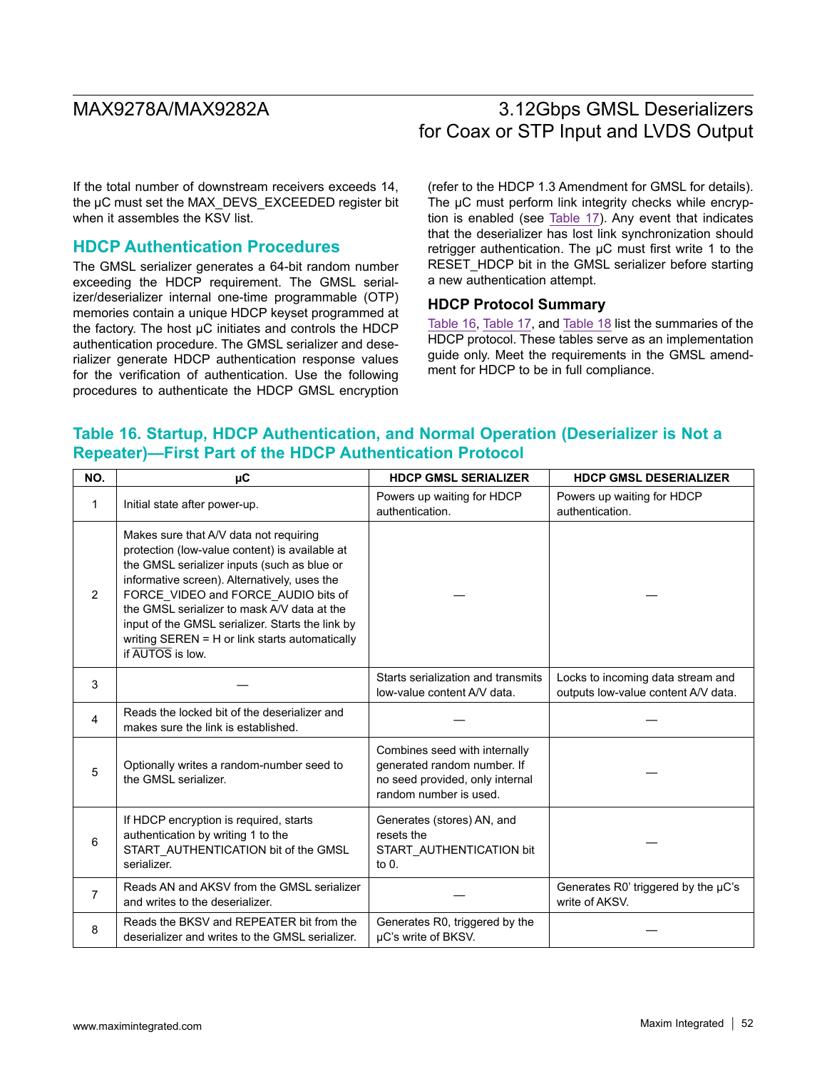If the total number of downstream receivers exceeds 14, the µC must set the MAX_DEVS_EXCEEDED register bit when it assembles the KSV list.

## HDCP Authentication Procedures

The GMSL serializer generates a 64-bit random number exceeding the HDCP requirement. The GMSL serializer/deserializer internal one-time programmable (OTP) memories contain a unique HDCP keyset programmed at the factory. The host µC initiates and controls the HDCP authentication procedure. The GMSL serializer and deserializer generate HDCP authentication response values for the verification of authentication. Use the following procedures to authenticate the HDCP GMSL encryption (refer to the HDCP 1.3 Amendment for GMSL for details). The µC must perform link integrity checks while encryption is enabled (see Table 17). Any event that indicates that the deserializer has lost link synchronization should retrigger authentication. The µC must first write 1 to the RESET_HDCP bit in the GMSL serializer before starting a new authentication attempt.

### HDCP Protocol Summary

Table 16, Table 17, and Table 18 list the summaries of the HDCP protocol. These tables serve as an implementation guide only. Meet the requirements in the GMSL amendment for HDCP to be in full compliance.

## Table 16. Startup, HDCP Authentication, and Normal Operation (Deserializer is Not a Repeater)—First Part of the HDCP Authentication Protocol

| NO. | µC | HDCP GMSL SERIALIZER | HDCP GMSL DESERIALIZER |
|---|---|---|---|
| 1 | Initial state after power-up. | Powers up waiting for HDCP authentication. | Powers up waiting for HDCP authentication. |
| 2 | Makes sure that A/V data not requiring protection (low-value content) is available at the GMSL serializer inputs (such as blue or informative screen). Alternatively, uses the FORCE_VIDEO and FORCE_AUDIO bits of the GMSL serializer to mask A/V data at the input of the GMSL serializer. Starts the link by writing SEREN = H or link starts automatically if $\overline{\text{AUTOS}}$ is low. | — | — |
| 3 | — | Starts serialization and transmits low-value content A/V data. | Locks to incoming data stream and outputs low-value content A/V data. |
| 4 | Reads the locked bit of the deserializer and makes sure the link is established. | — | — |
| 5 | Optionally writes a random-number seed to the GMSL serializer. | Combines seed with internally generated random number. If no seed provided, only internal random number is used. | — |
| 6 | If HDCP encryption is required, starts authentication by writing 1 to the START_AUTHENTICATION bit of the GMSL serializer. | Generates (stores) AN, and resets the START_AUTHENTICATION bit to 0. | — |
| 7 | Reads AN and AKSV from the GMSL serializer and writes to the deserializer. | — | Generates R0' triggered by the µC's write of AKSV. |
| 8 | Reads the BKSV and REPEATER bit from the deserializer and writes to the GMSL serializer. | Generates R0, triggered by the µC's write of BKSV. | — |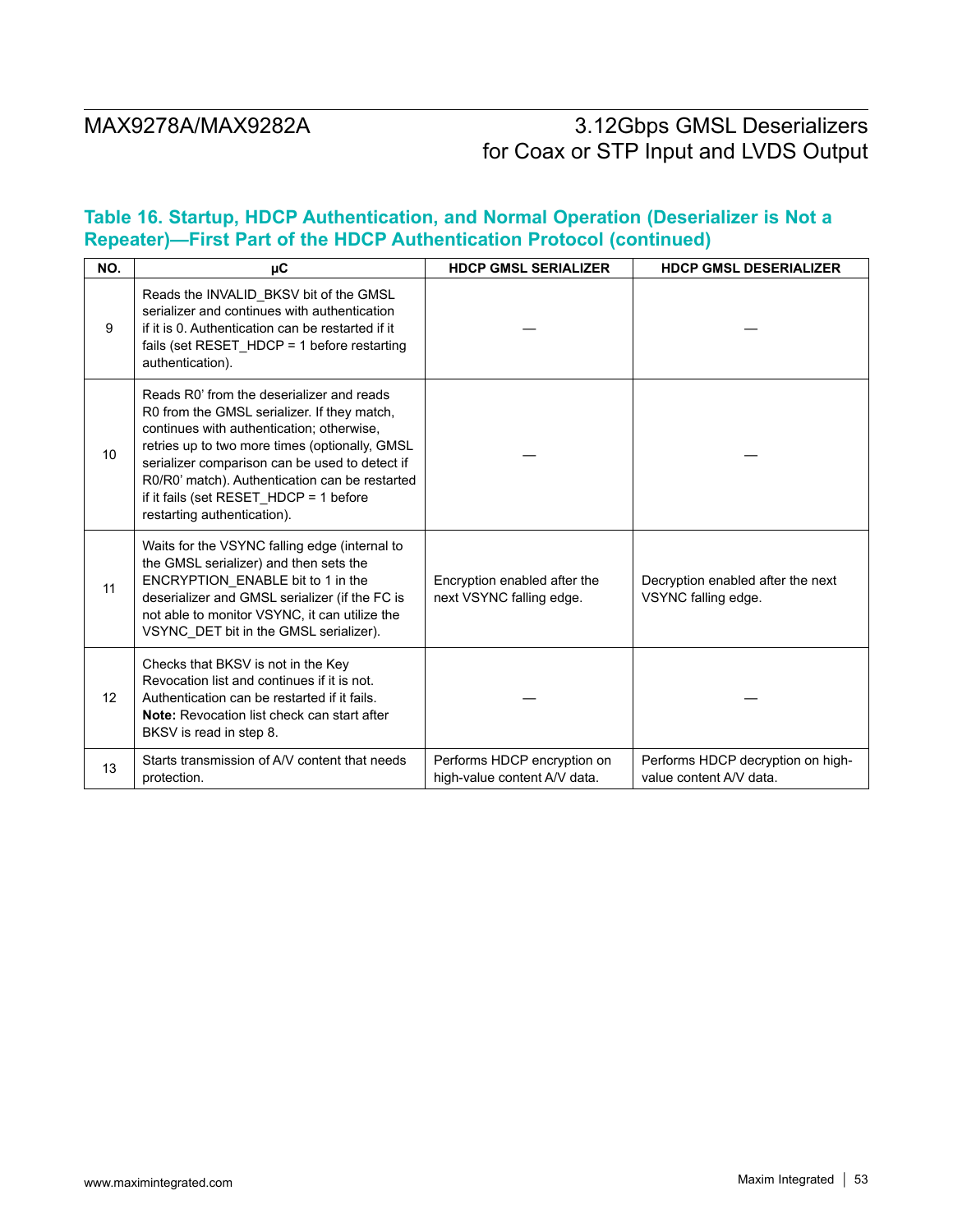## Table 16. Startup, HDCP Authentication, and Normal Operation (Deserializer is Not a Repeater)—First Part of the HDCP Authentication Protocol (continued)

| NO. | µC | HDCP GMSL SERIALIZER | HDCP GMSL DESERIALIZER |
|---|---|---|---|
| 9 | Reads the INVALID_BKSV bit of the GMSL serializer and continues with authentication if it is 0. Authentication can be restarted if it fails (set RESET_HDCP = 1 before restarting authentication). | — | — |
| 10 | Reads R0' from the deserializer and reads R0 from the GMSL serializer. If they match, continues with authentication; otherwise, retries up to two more times (optionally, GMSL serializer comparison can be used to detect if R0/R0' match). Authentication can be restarted if it fails (set RESET_HDCP = 1 before restarting authentication). | — | — |
| 11 | Waits for the VSYNC falling edge (internal to the GMSL serializer) and then sets the ENCRYPTION_ENABLE bit to 1 in the deserializer and GMSL serializer (if the FC is not able to monitor VSYNC, it can utilize the VSYNC_DET bit in the GMSL serializer). | Encryption enabled after the next VSYNC falling edge. | Decryption enabled after the next VSYNC falling edge. |
| 12 | Checks that BKSV is not in the Key Revocation list and continues if it is not. Authentication can be restarted if it fails. **Note:** Revocation list check can start after BKSV is read in step 8. | — | — |
| 13 | Starts transmission of A/V content that needs protection. | Performs HDCP encryption on high-value content A/V data. | Performs HDCP decryption on high-value content A/V data. |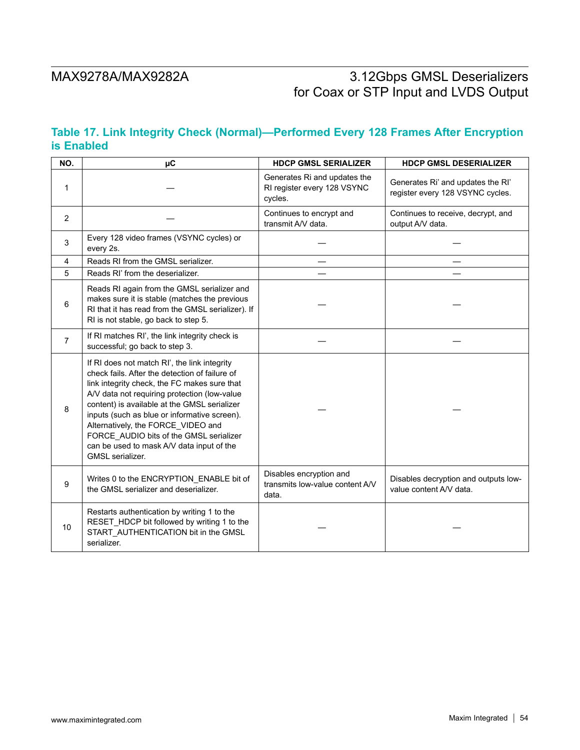## Table 17. Link Integrity Check (Normal)—Performed Every 128 Frames After Encryption is Enabled

| NO. | µC | HDCP GMSL SERIALIZER | HDCP GMSL DESERIALIZER |
|---|---|---|---|
| 1 | — | Generates Ri and updates the RI register every 128 VSYNC cycles. | Generates Ri' and updates the RI' register every 128 VSYNC cycles. |
| 2 | — | Continues to encrypt and transmit A/V data. | Continues to receive, decrypt, and output A/V data. |
| 3 | Every 128 video frames (VSYNC cycles) or every 2s. | — | — |
| 4 | Reads RI from the GMSL serializer. | — | — |
| 5 | Reads RI' from the deserializer. | — | — |
| 6 | Reads RI again from the GMSL serializer and makes sure it is stable (matches the previous RI that it has read from the GMSL serializer). If RI is not stable, go back to step 5. | — | — |
| 7 | If RI matches RI', the link integrity check is successful; go back to step 3. | — | — |
| 8 | If RI does not match RI', the link integrity check fails. After the detection of failure of link integrity check, the FC makes sure that A/V data not requiring protection (low-value content) is available at the GMSL serializer inputs (such as blue or informative screen). Alternatively, the FORCE_VIDEO and FORCE_AUDIO bits of the GMSL serializer can be used to mask A/V data input of the GMSL serializer. | — | — |
| 9 | Writes 0 to the ENCRYPTION_ENABLE bit of the GMSL serializer and deserializer. | Disables encryption and transmits low-value content A/V data. | Disables decryption and outputs low-value content A/V data. |
| 10 | Restarts authentication by writing 1 to the RESET_HDCP bit followed by writing 1 to the START_AUTHENTICATION bit in the GMSL serializer. | — | — |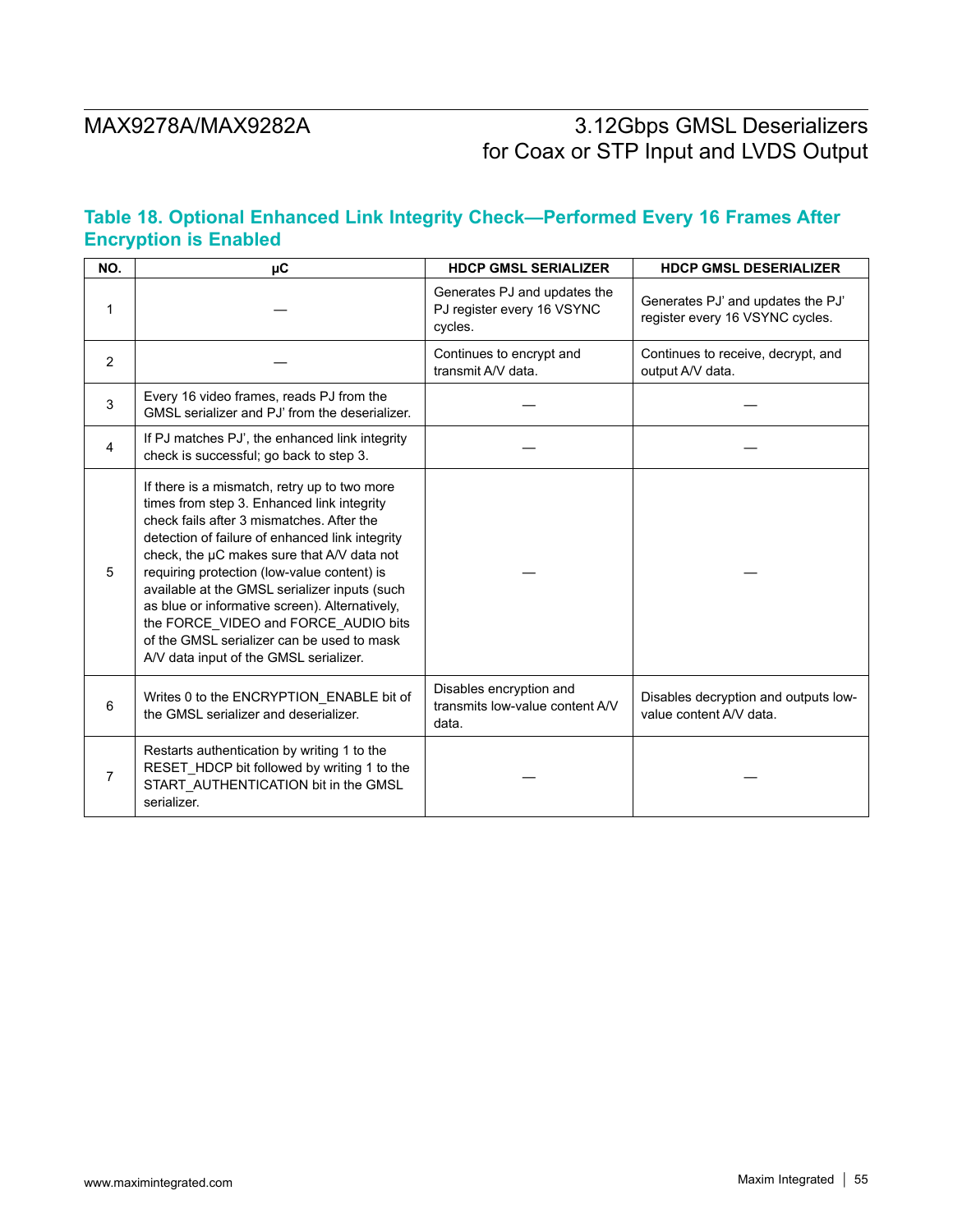## Table 18. Optional Enhanced Link Integrity Check—Performed Every 16 Frames After Encryption is Enabled

| NO. | µC | HDCP GMSL SERIALIZER | HDCP GMSL DESERIALIZER |
|---|---|---|---|
| 1 | — | Generates PJ and updates the PJ register every 16 VSYNC cycles. | Generates PJ' and updates the PJ' register every 16 VSYNC cycles. |
| 2 | — | Continues to encrypt and transmit A/V data. | Continues to receive, decrypt, and output A/V data. |
| 3 | Every 16 video frames, reads PJ from the GMSL serializer and PJ' from the deserializer. | — | — |
| 4 | If PJ matches PJ', the enhanced link integrity check is successful; go back to step 3. | — | — |
| 5 | If there is a mismatch, retry up to two more times from step 3. Enhanced link integrity check fails after 3 mismatches. After the detection of failure of enhanced link integrity check, the µC makes sure that A/V data not requiring protection (low-value content) is available at the GMSL serializer inputs (such as blue or informative screen). Alternatively, the FORCE_VIDEO and FORCE_AUDIO bits of the GMSL serializer can be used to mask A/V data input of the GMSL serializer. | — | — |
| 6 | Writes 0 to the ENCRYPTION_ENABLE bit of the GMSL serializer and deserializer. | Disables encryption and transmits low-value content A/V data. | Disables decryption and outputs low-value content A/V data. |
| 7 | Restarts authentication by writing 1 to the RESET_HDCP bit followed by writing 1 to the START_AUTHENTICATION bit in the GMSL serializer. | — | — |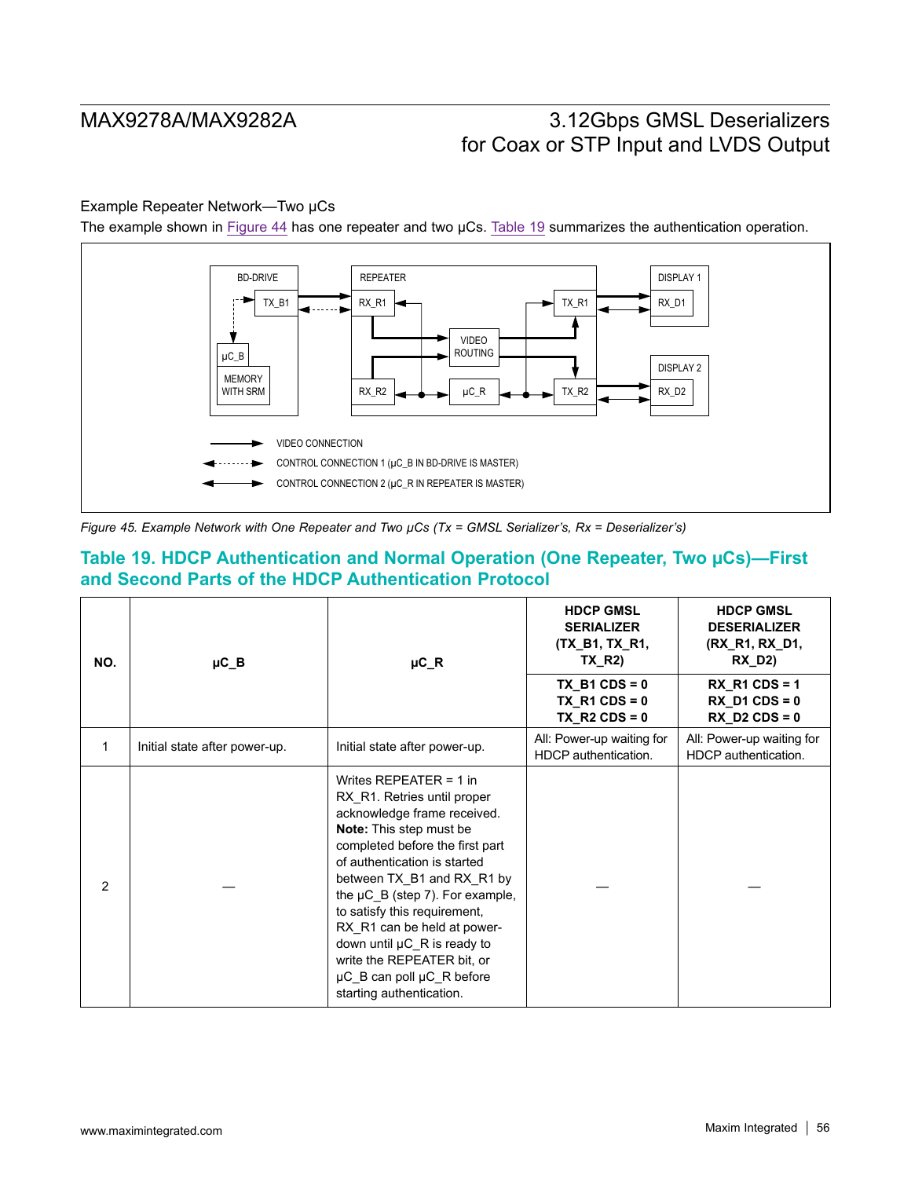Example Repeater Network—Two µCs

The example shown in Figure 44 has one repeater and two µCs. Table 19 summarizes the authentication operation.

BD-DRIVE TX_B1 µC_B MEMORY WITH SRM REPEATER RX_R1 RX_R2 VIDEO ROUTING µC_R TX_R1 TX_R2 DISPLAY 1 RX_D1 DISPLAY 2 RX_D2

VIDEO CONNECTION

CONTROL CONNECTION 1 (µC_B IN BD-DRIVE IS MASTER)

CONTROL CONNECTION 2 (µC_R IN REPEATER IS MASTER)

*Figure 45. Example Network with One Repeater and Two µCs (Tx = GMSL Serializer's, Rx = Deserializer's)*

## Table 19. HDCP Authentication and Normal Operation (One Repeater, Two µCs)—First and Second Parts of the HDCP Authentication Protocol

| NO. | µC_B | µC_R | HDCP GMSL SERIALIZER (TX_B1, TX_R1, TX_R2) | HDCP GMSL DESERIALIZER (RX_R1, RX_D1, RX_D2) |
|---|---|---|---|---|
| | | | **TX_B1 CDS = 0 TX_R1 CDS = 0 TX_R2 CDS = 0** | **RX_R1 CDS = 1 RX_D1 CDS = 0 RX_D2 CDS = 0** |
| 1 | Initial state after power-up. | Initial state after power-up. | All: Power-up waiting for HDCP authentication. | All: Power-up waiting for HDCP authentication. |
| 2 | — | Writes REPEATER = 1 in RX_R1. Retries until proper acknowledge frame received. **Note:** This step must be completed before the first part of authentication is started between TX_B1 and RX_R1 by the µC_B (step 7). For example, to satisfy this requirement, RX_R1 can be held at power-down until µC_R is ready to write the REPEATER bit, or µC_B can poll µC_R before starting authentication. | — | — |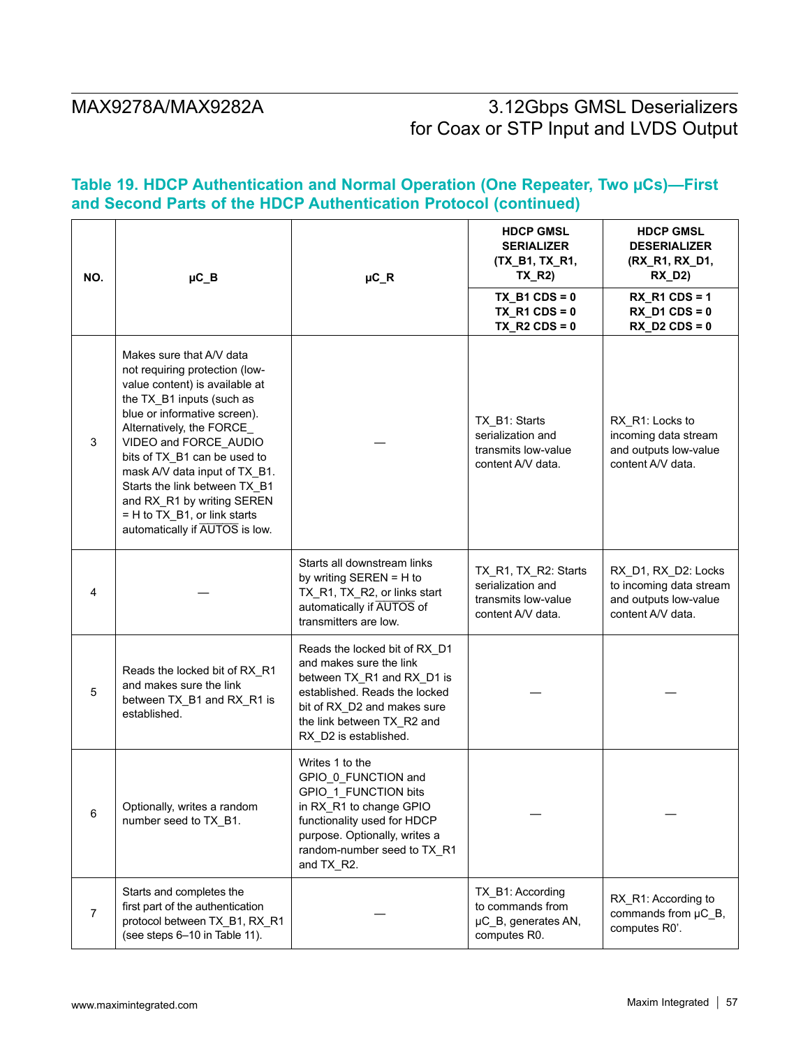## Table 19. HDCP Authentication and Normal Operation (One Repeater, Two µCs)—First and Second Parts of the HDCP Authentication Protocol (continued)

| NO. | µC_B | µC_R | HDCP GMSL SERIALIZER (TX_B1, TX_R1, TX_R2) | HDCP GMSL DESERIALIZER (RX_R1, RX_D1, RX_D2) |
|---|---|---|---|---|
| | | | TX_B1 CDS = 0<br>TX_R1 CDS = 0<br>TX_R2 CDS = 0 | RX_R1 CDS = 1<br>RX_D1 CDS = 0<br>RX_D2 CDS = 0 |
| 3 | Makes sure that A/V data not requiring protection (low-value content) is available at the TX_B1 inputs (such as blue or informative screen). Alternatively, the FORCE_VIDEO and FORCE_AUDIO bits of TX_B1 can be used to mask A/V data input of TX_B1. Starts the link between TX_B1 and RX_R1 by writing SEREN = H to TX_B1, or link starts automatically if $\overline{AUTOS}$ is low. | — | TX_B1: Starts serialization and transmits low-value content A/V data. | RX_R1: Locks to incoming data stream and outputs low-value content A/V data. |
| 4 | — | Starts all downstream links by writing SEREN = H to TX_R1, TX_R2, or links start automatically if $\overline{AUTOS}$ of transmitters are low. | TX_R1, TX_R2: Starts serialization and transmits low-value content A/V data. | RX_D1, RX_D2: Locks to incoming data stream and outputs low-value content A/V data. |
| 5 | Reads the locked bit of RX_R1 and makes sure the link between TX_B1 and RX_R1 is established. | Reads the locked bit of RX_D1 and makes sure the link between TX_R1 and RX_D1 is established. Reads the locked bit of RX_D2 and makes sure the link between TX_R2 and RX_D2 is established. | — | — |
| 6 | Optionally, writes a random number seed to TX_B1. | Writes 1 to the GPIO_0_FUNCTION and GPIO_1_FUNCTION bits in RX_R1 to change GPIO functionality used for HDCP purpose. Optionally, writes a random-number seed to TX_R1 and TX_R2. | — | — |
| 7 | Starts and completes the first part of the authentication protocol between TX_B1, RX_R1 (see steps 6–10 in Table 11). | — | TX_B1: According to commands from µC_B, generates AN, computes R0. | RX_R1: According to commands from µC_B, computes R0'. |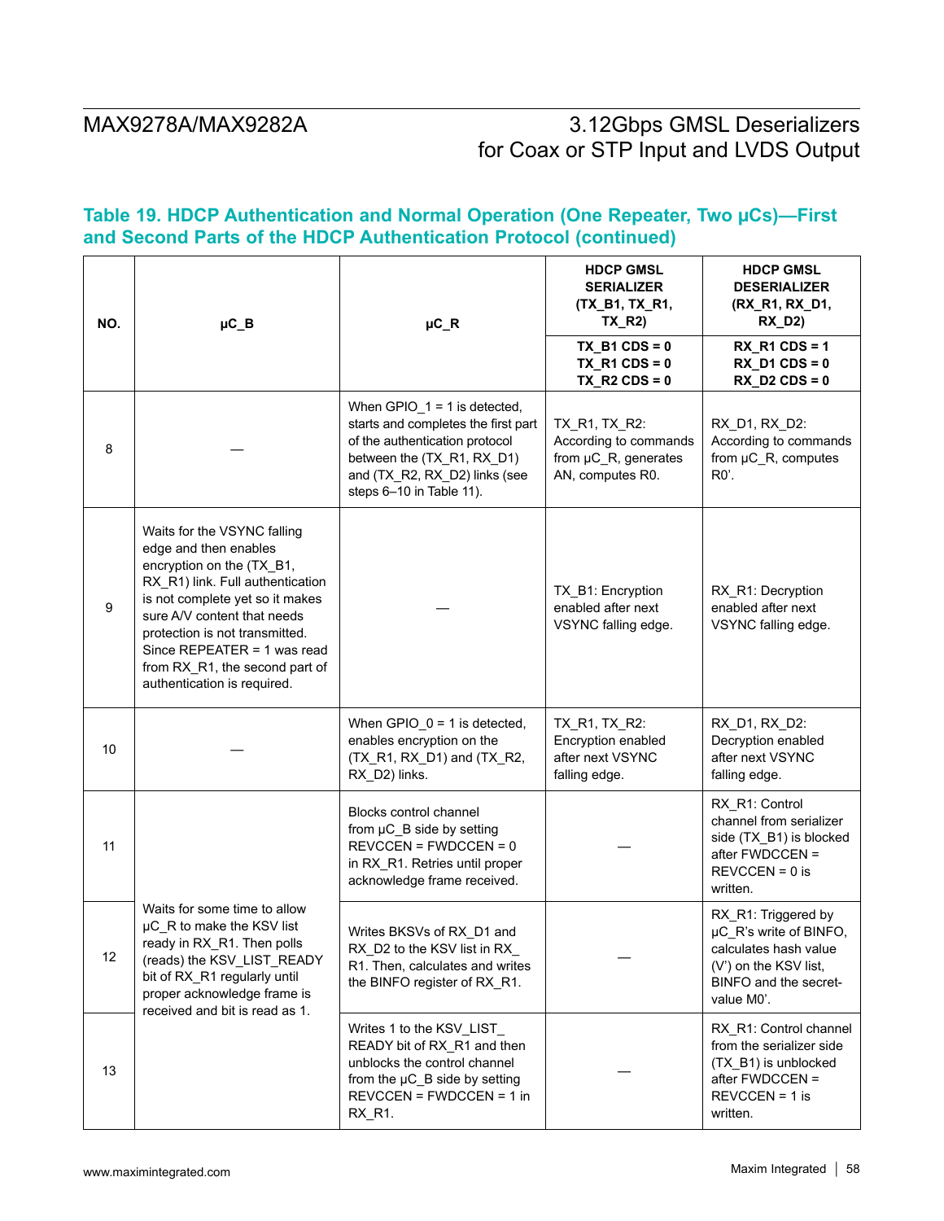## Table 19. HDCP Authentication and Normal Operation (One Repeater, Two µCs)—First and Second Parts of the HDCP Authentication Protocol (continued)

| NO. | µC_B | µC_R | HDCP GMSL SERIALIZER (TX_B1, TX_R1, TX_R2) | HDCP GMSL DESERIALIZER (RX_R1, RX_D1, RX_D2) |
|---|---|---|---|---|
| | | | TX_B1 CDS = 0<br>TX_R1 CDS = 0<br>TX_R2 CDS = 0 | RX_R1 CDS = 1<br>RX_D1 CDS = 0<br>RX_D2 CDS = 0 |
| 8 | — | When GPIO_1 = 1 is detected, starts and completes the first part of the authentication protocol between the (TX_R1, RX_D1) and (TX_R2, RX_D2) links (see steps 6–10 in Table 11). | TX_R1, TX_R2: According to commands from µC_R, generates AN, computes R0. | RX_D1, RX_D2: According to commands from µC_R, computes R0'. |
| 9 | Waits for the VSYNC falling edge and then enables encryption on the (TX_B1, RX_R1) link. Full authentication is not complete yet so it makes sure A/V content that needs protection is not transmitted. Since REPEATER = 1 was read from RX_R1, the second part of authentication is required. | — | TX_B1: Encryption enabled after next VSYNC falling edge. | RX_R1: Decryption enabled after next VSYNC falling edge. |
| 10 | — | When GPIO_0 = 1 is detected, enables encryption on the (TX_R1, RX_D1) and (TX_R2, RX_D2) links. | TX_R1, TX_R2: Encryption enabled after VSYNC falling edge. | RX_D1, RX_D2: Decryption enabled after VSYNC falling edge. |
| 11 | Waits for some time to allow µC_R to make the KSV list ready in RX_R1. Then polls (reads) the KSV_LIST_READY bit of RX_R1 regularly until proper acknowledge frame is received and bit is read as 1. | Blocks control channel from µC_B side by setting REVCCEN = FWDCCEN = 0 in RX_R1. Retries until proper acknowledge frame received. | — | RX_R1: Control channel from serializer side (TX_B1) is blocked after FWDCCEN = REVCCEN = 0 is written. |
| 12 | | Writes BKSVs of RX_D1 and RX_D2 to the KSV list in RX_R1. Then, calculates and writes the BINFO register of RX_R1. | — | RX_R1: Triggered by µC_R's write of BINFO, calculates hash value (V') on the KSV list, BINFO and the secret-value M0'. |
| 13 | | Writes 1 to the KSV_LIST_READY bit of RX_R1 and then unblocks the control channel from the µC_B side by setting REVCCEN = FWDCCEN = 1 in RX_R1. | — | RX_R1: Control channel from the serializer side (TX_B1) is unblocked after FWDCCEN = REVCCEN = 1 is written. |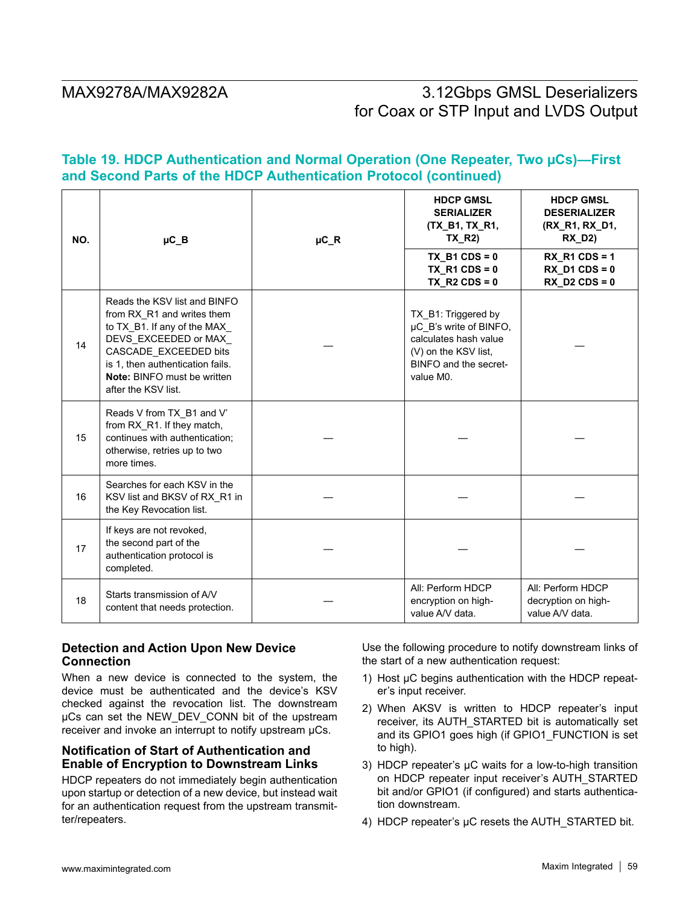## Table 19. HDCP Authentication and Normal Operation (One Repeater, Two µCs)—First and Second Parts of the HDCP Authentication Protocol (continued)

| NO. | µC_B | µC_R | HDCP GMSL SERIALIZER (TX_B1, TX_R1, TX_R2) | HDCP GMSL DESERIALIZER (RX_R1, RX_D1, RX_D2) |
|---|---|---|---|---|
| | | | TX_B1 CDS = 0<br>TX_R1 CDS = 0<br>TX_R2 CDS = 0 | RX_R1 CDS = 1<br>RX_D1 CDS = 0<br>RX_D2 CDS = 0 |
| 14 | Reads the KSV list and BINFO from RX_R1 and writes them to TX_B1. If any of the MAX_DEVS_EXCEEDED or MAX_CASCADE_EXCEEDED bits is 1, then authentication fails. **Note:** BINFO must be written after the KSV list. | — | TX_B1: Triggered by µC_B's write of BINFO, calculates hash value (V) on the KSV list, BINFO and the secret-value M0. | — |
| 15 | Reads V from TX_B1 and V' from RX_R1. If they match, continues with authentication; otherwise, retries up to two more times. | — | — | — |
| 16 | Searches for each KSV in the KSV list and BKSV of RX_R1 in the Key Revocation list. | — | — | — |
| 17 | If keys are not revoked, the second part of the authentication protocol is completed. | — | — | — |
| 18 | Starts transmission of A/V content that needs protection. | — | All: Perform HDCP encryption on high-value A/V data. | All: Perform HDCP decryption on high-value A/V data. |

### Detection and Action Upon New Device Connection

When a new device is connected to the system, the device must be authenticated and the device's KSV checked against the revocation list. The downstream µCs can set the NEW_DEV_CONN bit of the upstream receiver and invoke an interrupt to notify upstream µCs.

### Notification of Start of Authentication and Enable of Encryption to Downstream Links

HDCP repeaters do not immediately begin authentication upon startup or detection of a new device, but instead wait for an authentication request from the upstream transmitter/repeaters.

Use the following procedure to notify downstream links of the start of a new authentication request:

1) Host µC begins authentication with the HDCP repeater's input receiver.
2) When AKSV is written to HDCP repeater's input receiver, its AUTH_STARTED bit is automatically set and its GPIO1 goes high (if GPIO1_FUNCTION is set to high).
3) HDCP repeater's µC waits for a low-to-high transition on HDCP repeater input receiver's AUTH_STARTED bit and/or GPIO1 (if configured) and starts authentication downstream.
4) HDCP repeater's µC resets the AUTH_STARTED bit.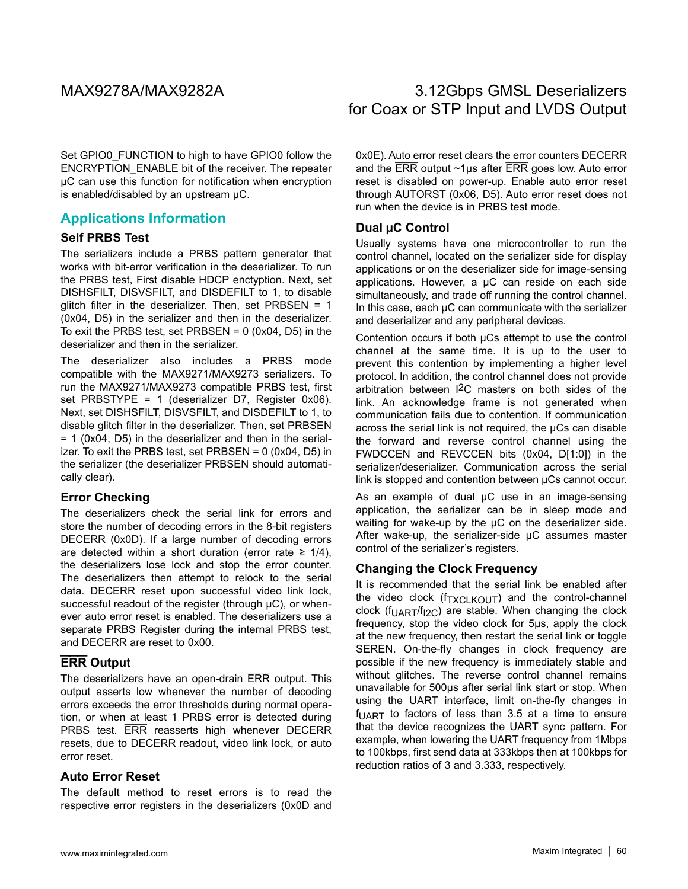Set GPIO0_FUNCTION to high to have GPIO0 follow the ENCRYPTION_ENABLE bit of the receiver. The repeater µC can use this function for notification when encryption is enabled/disabled by an upstream µC.

## Applications Information

### Self PRBS Test

The serializers include a PRBS pattern generator that works with bit-error verification in the deserializer. To run the PRBS test, First disable HDCP enctyption. Next, set DISHSFILT, DISVSFILT, and DISDEFILT to 1, to disable glitch filter in the deserializer. Then, set PRBSEN = 1 (0x04, D5) in the serializer and then in the deserializer. To exit the PRBS test, set PRBSEN = 0 (0x04, D5) in the deserializer and then in the serializer.

The deserializer also includes a PRBS mode compatible with the MAX9271/MAX9273 serializers. To run the MAX9271/MAX9273 compatible PRBS test, first set PRBSTYPE = 1 (deserializer D7, Register 0x06). Next, set DISHSFILT, DISVSFILT, and DISDEFILT to 1, to disable glitch filter in the deserializer. Then, set PRBSEN = 1 (0x04, D5) in the deserializer and then in the serializer. To exit the PRBS test, set PRBSEN = 0 (0x04, D5) in the serializer (the deserializer PRBSEN should automatically clear).

### Error Checking

The deserializers check the serial link for errors and store the number of decoding errors in the 8-bit registers DECERR (0x0D). If a large number of decoding errors are detected within a short duration (error rate ≥ 1/4), the deserializers lose lock and stop the error counter. The deserializers then attempt to relock to the serial data. DECERR reset upon successful video link lock, successful readout of the register (through µC), or whenever auto error reset is enabled. The deserializers use a separate PRBS Register during the internal PRBS test, and DECERR are reset to 0x00.

### $\overline{\text{ERR}}$ Output

The deserializers have an open-drain $\overline{\text{ERR}}$ output. This output asserts low whenever the number of decoding errors exceeds the error thresholds during normal operation, or when at least 1 PRBS error is detected during PRBS test. $\overline{\text{ERR}}$ reasserts high whenever DECERR resets, due to DECERR readout, video link lock, or auto error reset.

### Auto Error Reset

The default method to reset errors is to read the respective error registers in the deserializers (0x0D and 0x0E). Auto error reset clears the error counters DECERR and the $\overline{\text{ERR}}$ output ~1µs after $\overline{\text{ERR}}$ goes low. Auto error reset is disabled on power-up. Enable auto error reset through AUTORST (0x06, D5). Auto error reset does not run when the device is in PRBS test mode.

### Dual µC Control

Usually systems have one microcontroller to run the control channel, located on the serializer side for display applications or on the deserializer side for image-sensing applications. However, a µC can reside on each side simultaneously, and trade off running the control channel. In this case, each µC can communicate with the serializer and deserializer and any peripheral devices.

Contention occurs if both µCs attempt to use the control channel at the same time. It is up to the user to prevent this contention by implementing a higher level protocol. In addition, the control channel does not provide arbitration between I²C masters on both sides of the link. An acknowledge frame is not generated when communication fails due to contention. If communication across the serial link is not required, the µCs can disable the forward and reverse control channel using the FWDCCEN and REVCCEN bits (0x04, D[1:0]) in the serializer/deserializer. Communication across the serial link is stopped and contention between µCs cannot occur.

As an example of dual µC use in an image-sensing application, the serializer can be in sleep mode and waiting for wake-up by the µC on the deserializer side. After wake-up, the serializer-side µC assumes master control of the serializer's registers.

### Changing the Clock Frequency

It is recommended that the serial link be enabled after the video clock ($f_{TXCLKOUT}$) and the control-channel clock ($f_{UART}$/$f_{I2C}$) are stable. When changing the clock frequency, stop the video clock for 5µs, apply the clock at the new frequency, then restart the serial link or toggle SEREN. On-the-fly changes in clock frequency are possible if the new frequency is immediately stable and without glitches. The reverse control channel remains unavailable for 500µs after serial link start or stop. When using the UART interface, limit on-the-fly changes in $f_{UART}$ to factors of less than 3.5 at a time to ensure that the device recognizes the UART sync pattern. For example, when lowering the UART frequency from 1Mbps to 100kbps, first send data at 333kbps then at 100kbps for reduction ratios of 3 and 3.333, respectively.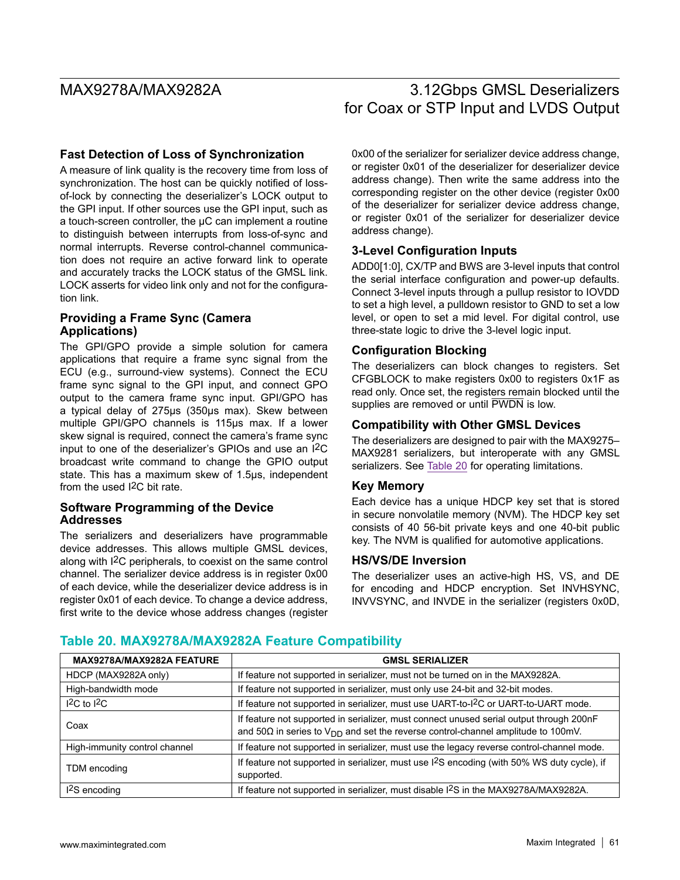### Fast Detection of Loss of Synchronization

A measure of link quality is the recovery time from loss of synchronization. The host can be quickly notified of loss-of-lock by connecting the deserializer's LOCK output to the GPI input. If other sources use the GPI input, such as a touch-screen controller, the µC can implement a routine to distinguish between interrupts from loss-of-sync and normal interrupts. Reverse control-channel communication does not require an active forward link to operate and accurately tracks the LOCK status of the GMSL link. LOCK asserts for video link only and not for the configuration link.

### Providing a Frame Sync (Camera Applications)

The GPI/GPO provide a simple solution for camera applications that require a frame sync signal from the ECU (e.g., surround-view systems). Connect the ECU frame sync signal to the GPI input, and connect GPO output to the camera frame sync input. GPI/GPO has a typical delay of 275µs (350µs max). Skew between multiple GPI/GPO channels is 115µs max. If a lower skew signal is required, connect the camera's frame sync input to one of the deserializer's GPIOs and use an I²C broadcast write command to change the GPIO output state. This has a maximum skew of 1.5µs, independent from the used I²C bit rate.

### Software Programming of the Device Addresses

The serializers and deserializers have programmable device addresses. This allows multiple GMSL devices, along with I²C peripherals, to coexist on the same control channel. The serializer device address is in register 0x00 of each device, while the deserializer device address is in register 0x01 of each device. To change a device address, first write to the device whose address changes (register 0x00 of the serializer for serializer device address change, or register 0x01 of the deserializer for deserializer device address change). Then write the same address into the corresponding register on the other device (register 0x00 of the deserializer for serializer device address change, or register 0x01 of the serializer for deserializer device address change).

### 3-Level Configuration Inputs

ADD0[1:0], CX/TP and BWS are 3-level inputs that control the serial interface configuration and power-up defaults. Connect 3-level inputs through a pullup resistor to IOVDD to set a high level, a pulldown resistor to GND to set a low level, or open to set a mid level. For digital control, use three-state logic to drive the 3-level logic input.

### Configuration Blocking

The deserializers can block changes to registers. Set CFGBLOCK to make registers 0x00 to registers 0x1F as read only. Once set, the registers remain blocked until the supplies are removed or until $\overline{\text{PWDN}}$ is low.

### Compatibility with Other GMSL Devices

The deserializers are designed to pair with the MAX9275–MAX9281 serializers, but interoperate with any GMSL serializers. See Table 20 for operating limitations.

### Key Memory

Each device has a unique HDCP key set that is stored in secure nonvolatile memory (NVM). The HDCP key set consists of 40 56-bit private keys and one 40-bit public key. The NVM is qualified for automotive applications.

### HS/VS/DE Inversion

The deserializer uses an active-high HS, VS, and DE for encoding and HDCP encryption. Set INVHSYNC, INVVSYNC, and INVDE in the serializer (registers 0x0D,

### Table 20. MAX9278A/MAX9282A Feature Compatibility

| MAX9278A/MAX9282A FEATURE | GMSL SERIALIZER |
|---|---|
| HDCP (MAX9282A only) | If feature not supported in serializer, must not be turned on in the MAX9282A. |
| High-bandwidth mode | If feature not supported in serializer, must only use 24-bit and 32-bit modes. |
| I²C to I²C | If feature not supported in serializer, must use UART-to-I²C or UART-to-UART mode. |
| Coax | If feature not supported in serializer, must connect unused serial output through 200nF and 50Ω in series to $V_{DD}$ and set the reverse control-channel amplitude to 100mV. |
| High-immunity control channel | If feature not supported in serializer, must use the legacy reverse control-channel mode. |
| TDM encoding | If feature not supported in serializer, must use I²S encoding (with 50% WS duty cycle), if supported. |
| I²S encoding | If feature not supported in serializer, must disable I²S in the MAX9278A/MAX9282A. |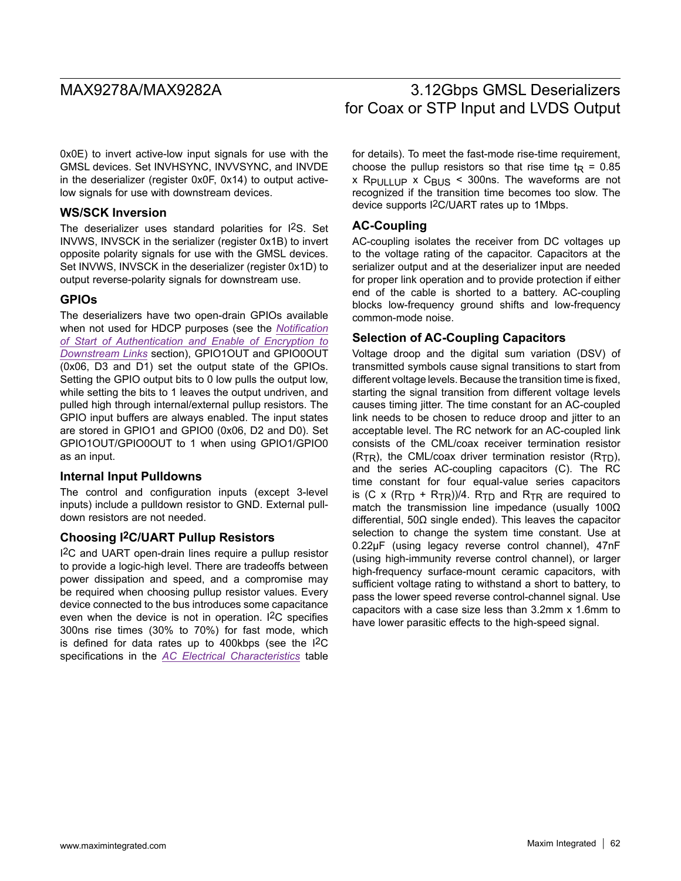0x0E) to invert active-low input signals for use with the GMSL devices. Set INVHSYNC, INVVSYNC, and INVDE in the deserializer (register 0x0F, 0x14) to output active-low signals for use with downstream devices.

### WS/SCK Inversion

The deserializer uses standard polarities for I2S. Set INVWS, INVSCK in the serializer (register 0x1B) to invert opposite polarity signals for use with the GMSL devices. Set INVWS, INVSCK in the deserializer (register 0x1D) to output reverse-polarity signals for downstream use.

### GPIOs

The deserializers have two open-drain GPIOs available when not used for HDCP purposes (see the *Notification of Start of Authentication and Enable of Encryption to Downstream Links* section), GPIO1OUT and GPIO0OUT (0x06, D3 and D1) set the output state of the GPIOs. Setting the GPIO output bits to 0 low pulls the output low, while setting the bits to 1 leaves the output undriven, and pulled high through internal/external pullup resistors. The GPIO input buffers are always enabled. The input states are stored in GPIO1 and GPIO0 (0x06, D2 and D0). Set GPIO1OUT/GPIO0OUT to 1 when using GPIO1/GPIO0 as an input.

### Internal Input Pulldowns

The control and configuration inputs (except 3-level inputs) include a pulldown resistor to GND. External pull-down resistors are not needed.

### Choosing I2C/UART Pullup Resistors

I2C and UART open-drain lines require a pullup resistor to provide a logic-high level. There are tradeoffs between power dissipation and speed, and a compromise may be required when choosing pullup resistor values. Every device connected to the bus introduces some capacitance even when the device is not in operation. I2C specifies 300ns rise times (30% to 70%) for fast mode, which is defined for data rates up to 400kbps (see the I2C specifications in the *AC Electrical Characteristics* table for details). To meet the fast-mode rise-time requirement, choose the pullup resistors so that rise time $t_R = 0.85 \times R_{PULLUP} \times C_{BUS} < 300ns$. The waveforms are not recognized if the transition time becomes too slow. The device supports I2C/UART rates up to 1Mbps.

### AC-Coupling

AC-coupling isolates the receiver from DC voltages up to the voltage rating of the capacitor. Capacitors at the serializer output and at the deserializer input are needed for proper link operation and to provide protection if either end of the cable is shorted to a battery. AC-coupling blocks low-frequency ground shifts and low-frequency common-mode noise.

### Selection of AC-Coupling Capacitors

Voltage droop and the digital sum variation (DSV) of transmitted symbols cause signal transitions to start from different voltage levels. Because the transition time is fixed, starting the signal transition from different voltage levels causes timing jitter. The time constant for an AC-coupled link needs to be chosen to reduce droop and jitter to an acceptable level. The RC network for an AC-coupled link consists of the CML/coax receiver termination resistor ($R_{TR}$), the CML/coax driver termination resistor ($R_{TD}$), and the series AC-coupling capacitors (C). The RC time constant for four equal-value series capacitors is $(C \times (R_{TD} + R_{TR}))/4$. $R_{TD}$ and $R_{TR}$ are required to match the transmission line impedance (usually 100Ω differential, 50Ω single ended). This leaves the capacitor selection to change the system time constant. Use at 0.22µF (using legacy reverse control channel), 47nF (using high-immunity reverse control channel), or larger high-frequency surface-mount ceramic capacitors, with sufficient voltage rating to withstand a short to battery, to pass the lower speed reverse control-channel signal. Use capacitors with a case size less than 3.2mm x 1.6mm to have lower parasitic effects to the high-speed signal.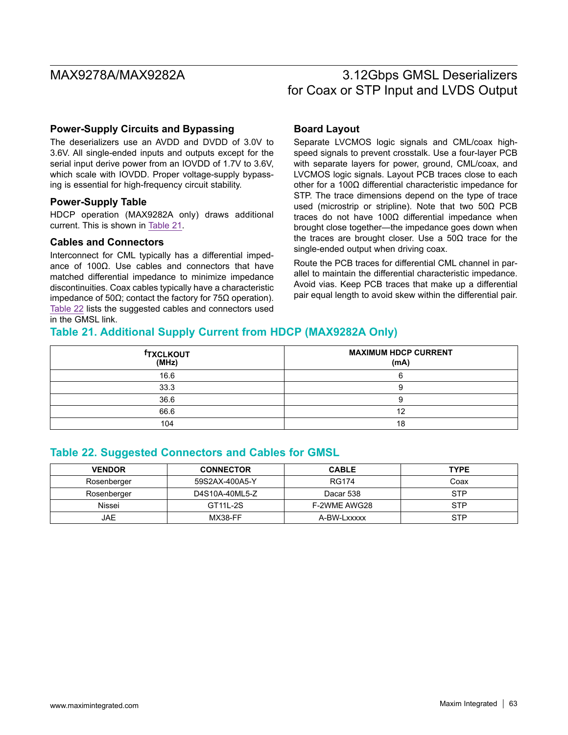### Power-Supply Circuits and Bypassing

The deserializers use an AVDD and DVDD of 3.0V to 3.6V. All single-ended inputs and outputs except for the serial input derive power from an IOVDD of 1.7V to 3.6V, which scale with IOVDD. Proper voltage-supply bypassing is essential for high-frequency circuit stability.

### Power-Supply Table

HDCP operation (MAX9282A only) draws additional current. This is shown in Table 21.

### Cables and Connectors

Interconnect for CML typically has a differential impedance of 100Ω. Use cables and connectors that have matched differential impedance to minimize impedance discontinuities. Coax cables typically have a characteristic impedance of 50Ω; contact the factory for 75Ω operation). Table 22 lists the suggested cables and connectors used in the GMSL link.

### Board Layout

Separate LVCMOS logic signals and CML/coax high-speed signals to prevent crosstalk. Use a four-layer PCB with separate layers for power, ground, CML/coax, and LVCMOS logic signals. Layout PCB traces close to each other for a 100Ω differential characteristic impedance for STP. The trace dimensions depend on the type of trace used (microstrip or stripline). Note that two 50Ω PCB traces do not have 100Ω differential impedance when brought close together—the impedance goes down when the traces are brought closer. Use a 50Ω trace for the single-ended output when driving coax.

Route the PCB traces for differential CML channel in parallel to maintain the differential characteristic impedance. Avoid vias. Keep PCB traces that make up a differential pair equal length to avoid skew within the differential pair.

### Table 21. Additional Supply Current from HDCP (MAX9282A Only)

| $f_{TXCLKOUT}$ (MHz) | MAXIMUM HDCP CURRENT (mA) |
|---|---|
| 16.6 | 6 |
| 33.3 | 9 |
| 36.6 | 9 |
| 66.6 | 12 |
| 104 | 18 |

### Table 22. Suggested Connectors and Cables for GMSL

| VENDOR | CONNECTOR | CABLE | TYPE |
|---|---|---|---|
| Rosenberger | 59S2AX-400A5-Y | RG174 | Coax |
| Rosenberger | D4S10A-40ML5-Z | Dacar 538 | STP |
| Nissei | GT11L-2S | F-2WME AWG28 | STP |
| JAE | MX38-FF | A-BW-Lxxxxx | STP |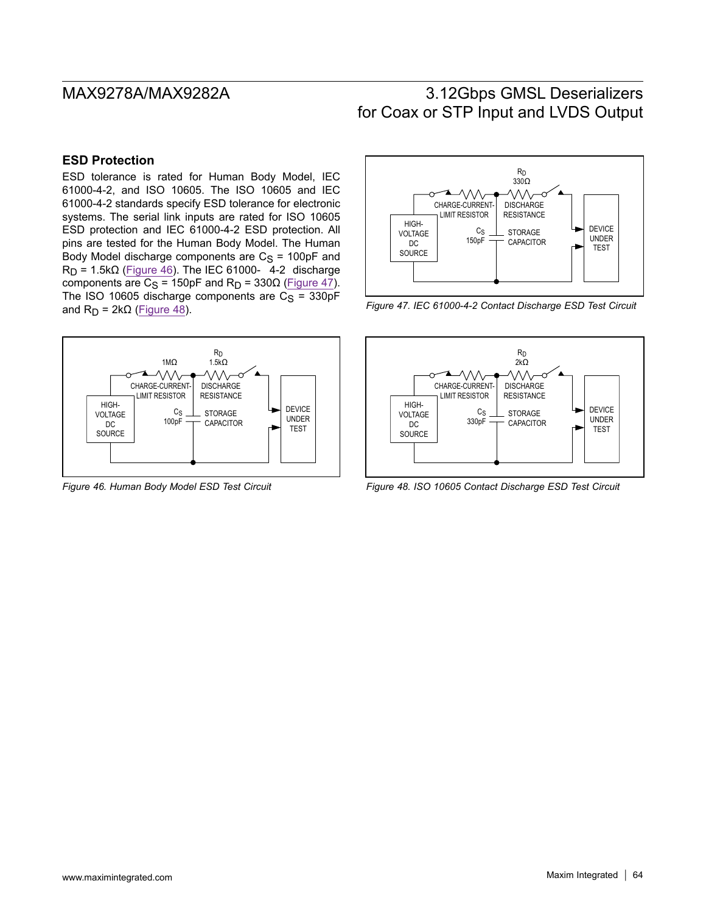## ESD Protection

ESD tolerance is rated for Human Body Model, IEC 61000-4-2, and ISO 10605. The ISO 10605 and IEC 61000-4-2 standards specify ESD tolerance for electronic systems. The serial link inputs are rated for ISO 10605 ESD protection and IEC 61000-4-2 ESD protection. All pins are tested for the Human Body Model. The Human Body Model discharge components are $C_S$ = 100pF and $R_D$ = 1.5kΩ (Figure 46). The IEC 61000-4-2 discharge components are $C_S$ = 150pF and $R_D$ = 330Ω (Figure 47). The ISO 10605 discharge components are $C_S$ = 330pF and $R_D$ = 2kΩ (Figure 48).

*Figure 46. Human Body Model ESD Test Circuit*

*Figure 47. IEC 61000-4-2 Contact Discharge ESD Test Circuit*

*Figure 48. ISO 10605 Contact Discharge ESD Test Circuit*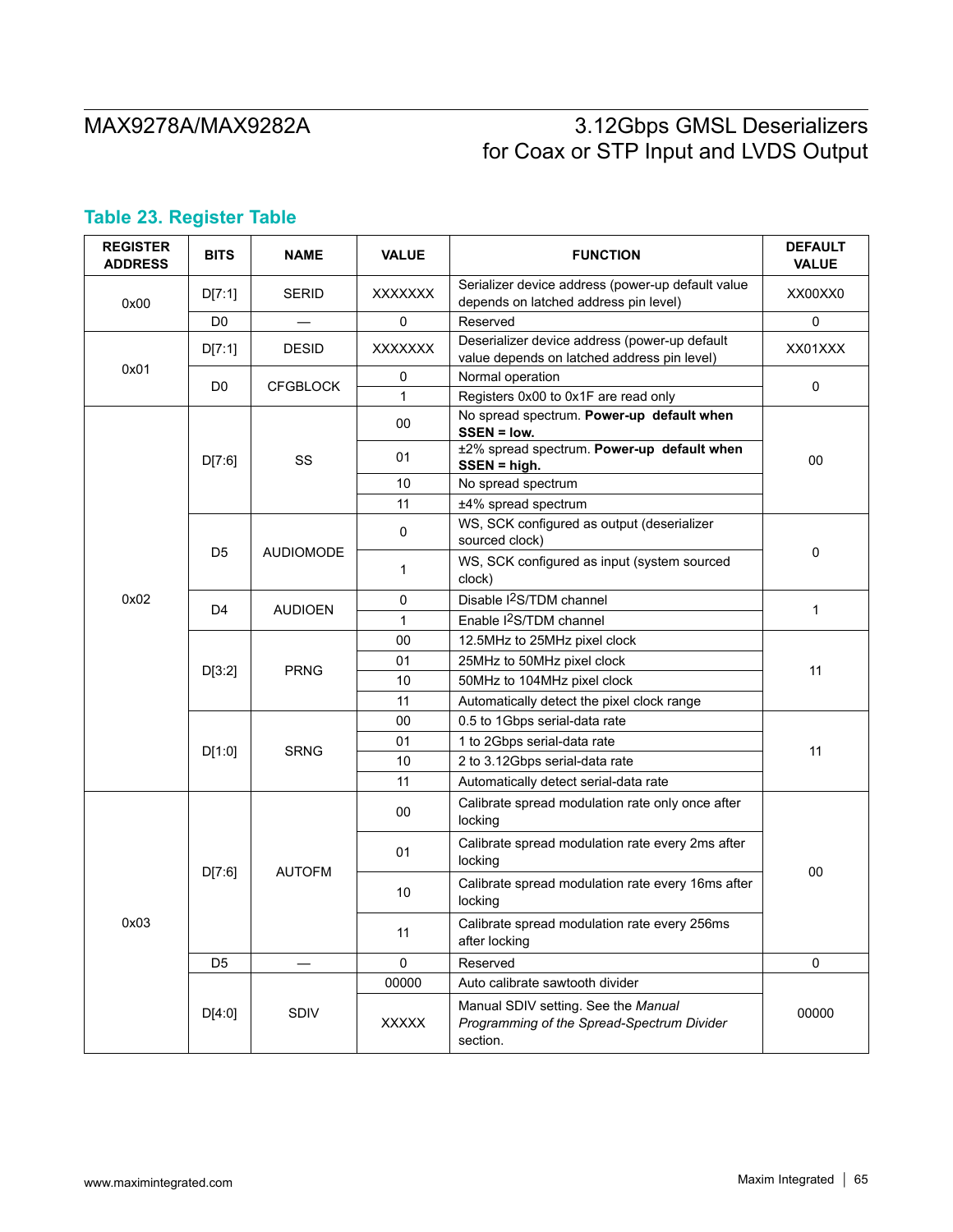## Table 23. Register Table

| REGISTER ADDRESS | BITS | NAME | VALUE | FUNCTION | DEFAULT VALUE |
|---|---|---|---|---|---|
| 0x00 | D[7:1] | SERID | XXXXXXX | Serializer device address (power-up default value depends on latched address pin level) | XX00XX0 |
| | D0 | — | 0 | Reserved | 0 |
| 0x01 | D[7:1] | DESID | XXXXXXX | Deserializer device address (power-up default value depends on latched address pin level) | XX01XXX |
| | D0 | CFGBLOCK | 0 | Normal operation | 0 |
| | | | 1 | Registers 0x00 to 0x1F are read only | |
| 0x02 | D[7:6] | SS | 00 | No spread spectrum. **Power-up default when SSEN = low.** | 00 |
| | | | 01 | ±2% spread spectrum. **Power-up default when SSEN = high.** | |
| | | | 10 | No spread spectrum | |
| | | | 11 | ±4% spread spectrum | |
| | D5 | AUDIOMODE | 0 | WS, SCK configured as output (deserializer sourced clock) | 0 |
| | | | 1 | WS, SCK configured as input (system sourced clock) | |
| | D4 | AUDIOEN | 0 | Disable I²S/TDM channel | 1 |
| | | | 1 | Enable I²S/TDM channel | |
| | D[3:2] | PRNG | 00 | 12.5MHz to 25MHz pixel clock | 11 |
| | | | 01 | 25MHz to 50MHz pixel clock | |
| | | | 10 | 50MHz to 104MHz pixel clock | |
| | | | 11 | Automatically detect the pixel clock range | |
| | D[1:0] | SRNG | 00 | 0.5 to 1Gbps serial-data rate | 11 |
| | | | 01 | 1 to 2Gbps serial-data rate | |
| | | | 10 | 2 to 3.12Gbps serial-data rate | |
| | | | 11 | Automatically detect serial-data rate | |
| 0x03 | D[7:6] | AUTOFM | 00 | Calibrate spread modulation rate only once after locking | 00 |
| | | | 01 | Calibrate spread modulation rate every 2ms after locking | |
| | | | 10 | Calibrate spread modulation rate every 16ms after locking | |
| | | | 11 | Calibrate spread modulation rate every 256ms after locking | |
| | D5 | — | 0 | Reserved | 0 |
| | D[4:0] | SDIV | 00000 | Auto calibrate sawtooth divider | 00000 |
| | | | XXXXX | Manual SDIV setting. See the *Manual Programming of the Spread-Spectrum Divider* section. | |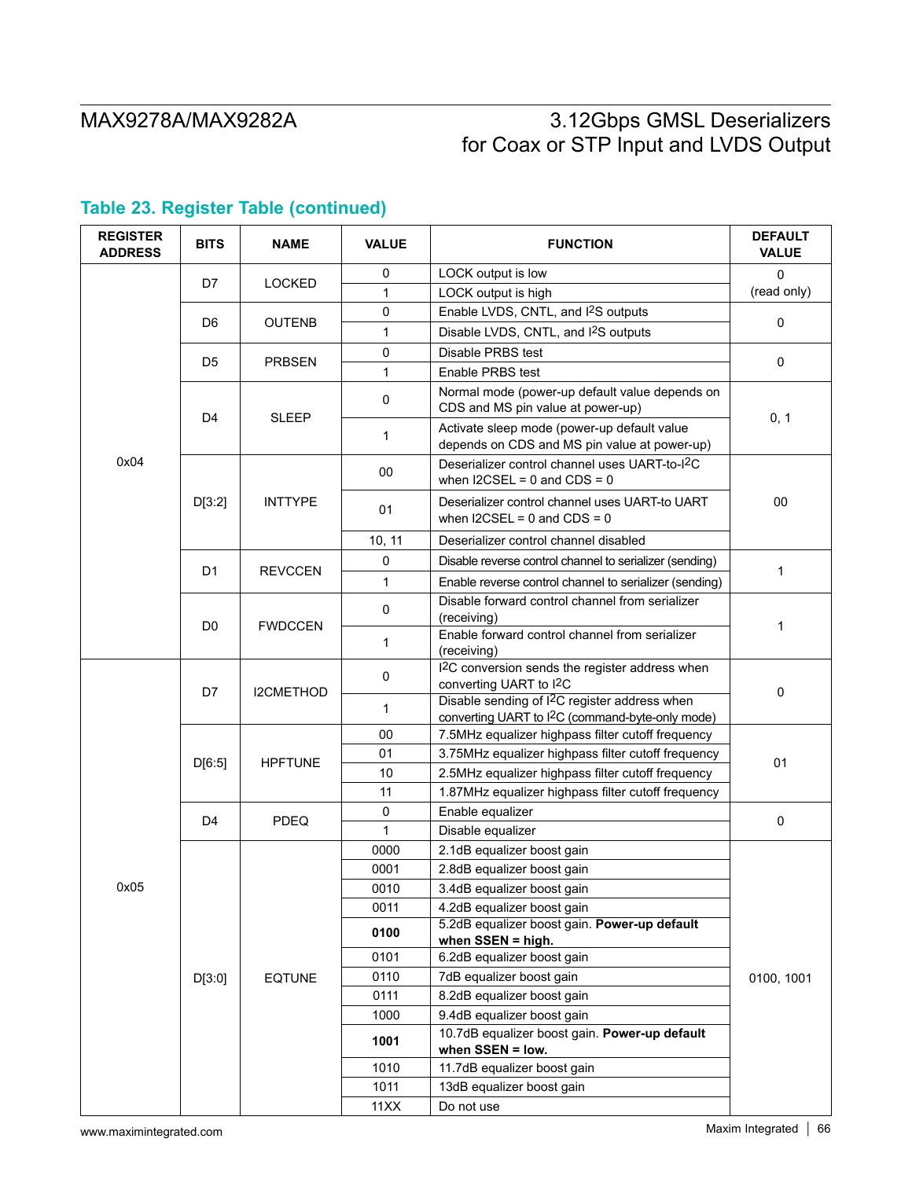## Table 23. Register Table (continued)

| REGISTER ADDRESS | BITS | NAME | VALUE | FUNCTION | DEFAULT VALUE |
|---|---|---|---|---|---|
| 0x04 | D7 | LOCKED | 0 | LOCK output is low | 0 (read only) |
| | | | 1 | LOCK output is high | |
| | D6 | OUTENB | 0 | Enable LVDS, CNTL, and I2S outputs | 0 |
| | | | 1 | Disable LVDS, CNTL, and I2S outputs | |
| | D5 | PRBSEN | 0 | Disable PRBS test | 0 |
| | | | 1 | Enable PRBS test | |
| | D4 | SLEEP | 0 | Normal mode (power-up default value depends on CDS and MS pin value at power-up) | 0, 1 |
| | | | 1 | Activate sleep mode (power-up default value depends on CDS and MS pin value at power-up) | |
| | D[3:2] | INTTYPE | 00 | Deserializer control channel uses UART-to-I2C when I2CSEL = 0 and CDS = 0 | 00 |
| | | | 01 | Deserializer control channel uses UART-to UART when I2CSEL = 0 and CDS = 0 | |
| | | | 10, 11 | Deserializer control channel disabled | |
| | D1 | REVCCEN | 0 | Disable reverse control channel to serializer (sending) | 1 |
| | | | 1 | Enable reverse control channel to serializer (sending) | |
| | D0 | FWDCCEN | 0 | Disable forward control channel from serializer (receiving) | 1 |
| | | | 1 | Enable forward control channel from serializer (receiving) | |
| 0x05 | D7 | I2CMETHOD | 0 | I2C conversion sends the register address when converting UART to I2C | 0 |
| | | | 1 | Disable sending of I2C register address when converting UART to I2C (command-byte-only mode) | |
| | D[6:5] | HPFTUNE | 00 | 7.5MHz equalizer highpass filter cutoff frequency | 01 |
| | | | 01 | 3.75MHz equalizer highpass filter cutoff frequency | |
| | | | 10 | 2.5MHz equalizer highpass filter cutoff frequency | |
| | | | 11 | 1.87MHz equalizer highpass filter cutoff frequency | |
| | D4 | PDEQ | 0 | Enable equalizer | 0 |
| | | | 1 | Disable equalizer | |
| | D[3:0] | EQTUNE | 0000 | 2.1dB equalizer boost gain | 0100, 1001 |
| | | | 0001 | 2.8dB equalizer boost gain | |
| | | | 0010 | 3.4dB equalizer boost gain | |
| | | | 0011 | 4.2dB equalizer boost gain | |
| | | | **0100** | 5.2dB equalizer boost gain. **Power-up default when SSEN = high.** | |
| | | | 0101 | 6.2dB equalizer boost gain | |
| | | | 0110 | 7dB equalizer boost gain | |
| | | | 0111 | 8.2dB equalizer boost gain | |
| | | | 1000 | 9.4dB equalizer boost gain | |
| | | | **1001** | 10.7dB equalizer boost gain. **Power-up default when SSEN = low.** | |
| | | | 1010 | 11.7dB equalizer boost gain | |
| | | | 1011 | 13dB equalizer boost gain | |
| | | | 11XX | Do not use | |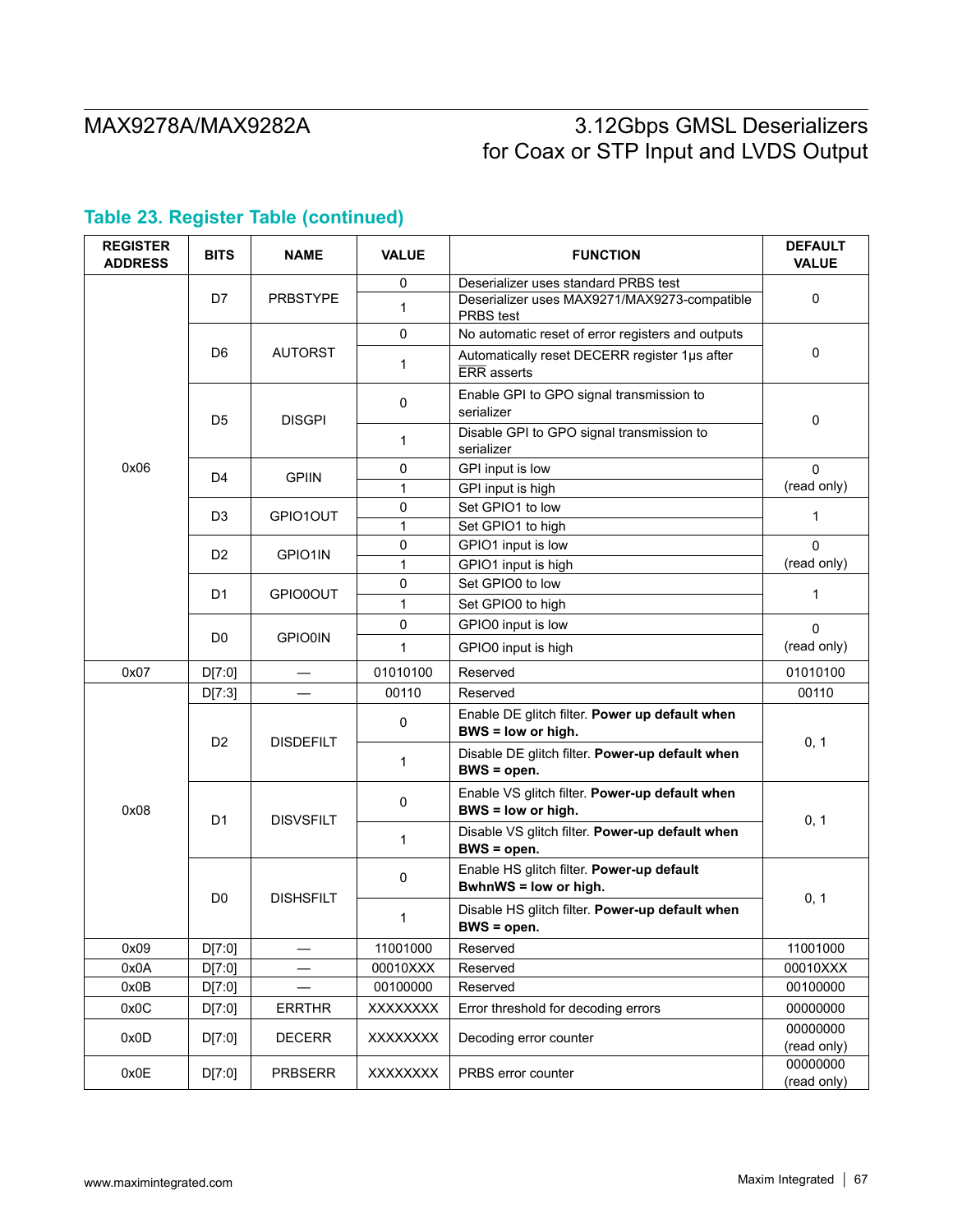### Table 23. Register Table (continued)

| REGISTER ADDRESS | BITS | NAME | VALUE | FUNCTION | DEFAULT VALUE |
|---|---|---|---|---|---|
| 0x06 | D7 | PRBSTYPE | 0 | Deserializer uses standard PRBS test | 0 |
| | | | 1 | Deserializer uses MAX9271/MAX9273-compatible PRBS test | |
| | D6 | AUTORST | 0 | No automatic reset of error registers and outputs | 0 |
| | | | 1 | Automatically reset DECERR register 1µs after $\overline{\text{ERR}}$ asserts | |
| | D5 | DISGPI | 0 | Enable GPI to GPO signal transmission to serializer | 0 |
| | | | 1 | Disable GPI to GPO signal transmission to serializer | |
| | D4 | GPIIN | 0 | GPI input is low | 0 (read only) |
| | | | 1 | GPI input is high | |
| | D3 | GPIO1OUT | 0 | Set GPIO1 to low | 1 |
| | | | 1 | Set GPIO1 to high | |
| | D2 | GPIO1IN | 0 | GPIO1 input is low | 0 (read only) |
| | | | 1 | GPIO1 input is high | |
| | D1 | GPIO0OUT | 0 | Set GPIO0 to low | 1 |
| | | | 1 | Set GPIO0 to high | |
| | D0 | GPIO0IN | 0 | GPIO0 input is low | 0 (read only) |
| | | | 1 | GPIO0 input is high | |
| 0x07 | D[7:0] | — | 01010100 | Reserved | 01010100 |
| 0x08 | D[7:3] | — | 00110 | Reserved | 00110 |
| | D2 | DISDEFILT | 0 | Enable DE glitch filter. **Power up default when BWS = low or high.** | 0, 1 |
| | | | 1 | Disable DE glitch filter. **Power-up default when BWS = open.** | |
| | D1 | DISVSFILT | 0 | Enable VS glitch filter. **Power-up default when BWS = low or high.** | 0, 1 |
| | | | 1 | Disable VS glitch filter. **Power-up default when BWS = open.** | |
| | D0 | DISHSFILT | 0 | Enable HS glitch filter. **Power-up default BwhnWS = low or high.** | 0, 1 |
| | | | 1 | Disable HS glitch filter. **Power-up default when BWS = open.** | |
| 0x09 | D[7:0] | — | 11001000 | Reserved | 11001000 |
| 0x0A | D[7:0] | — | 00010XXX | Reserved | 00010XXX |
| 0x0B | D[7:0] | — | 00100000 | Reserved | 00100000 |
| 0x0C | D[7:0] | ERRTHR | XXXXXXXX | Error threshold for decoding errors | 00000000 |
| 0x0D | D[7:0] | DECERR | XXXXXXXX | Decoding error counter | 00000000 (read only) |
| 0x0E | D[7:0] | PRBSERR | XXXXXXXX | PRBS error counter | 00000000 (read only) |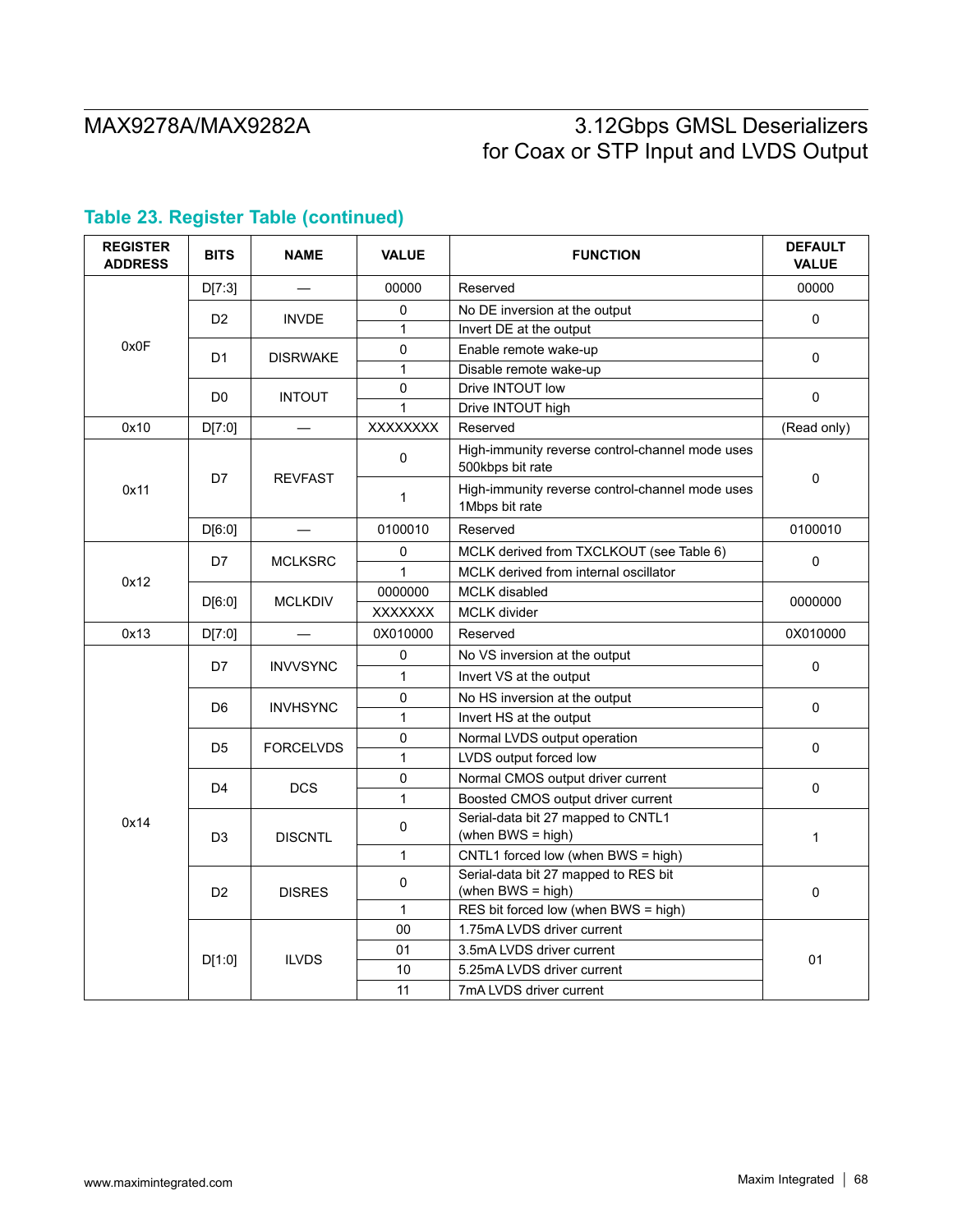## Table 23. Register Table (continued)

| REGISTER ADDRESS | BITS | NAME | VALUE | FUNCTION | DEFAULT VALUE |
|---|---|---|---|---|---|
| 0x0F | D[7:3] | — | 00000 | Reserved | 00000 |
| | D2 | INVDE | 0 | No DE inversion at the output | 0 |
| | | | 1 | Invert DE at the output | |
| | D1 | DISRWAKE | 0 | Enable remote wake-up | 0 |
| | | | 1 | Disable remote wake-up | |
| | D0 | INTOUT | 0 | Drive INTOUT low | 0 |
| | | | 1 | Drive INTOUT high | |
| 0x10 | D[7:0] | — | XXXXXXXX | Reserved | (Read only) |
| 0x11 | D7 | REVFAST | 0 | High-immunity reverse control-channel mode uses 500kbps bit rate | 0 |
| | | | 1 | High-immunity reverse control-channel mode uses 1Mbps bit rate | |
| | D[6:0] | — | 0100010 | Reserved | 0100010 |
| 0x12 | D7 | MCLKSRC | 0 | MCLK derived from TXCLKOUT (see Table 6) | 0 |
| | | | 1 | MCLK derived from internal oscillator | |
| | D[6:0] | MCLKDIV | 0000000 | MCLK disabled | 0000000 |
| | | | XXXXXXX | MCLK divider | |
| 0x13 | D[7:0] | — | 0X010000 | Reserved | 0X010000 |
| 0x14 | D7 | INVVSYNC | 0 | No VS inversion at the output | 0 |
| | | | 1 | Invert VS at the output | |
| | D6 | INVHSYNC | 0 | No HS inversion at the output | 0 |
| | | | 1 | Invert HS at the output | |
| | D5 | FORCELVDS | 0 | Normal LVDS output operation | 0 |
| | | | 1 | LVDS output forced low | |
| | D4 | DCS | 0 | Normal CMOS output driver current | 0 |
| | | | 1 | Boosted CMOS output driver current | |
| | D3 | DISCNTL | 0 | Serial-data bit 27 mapped to CNTL1 (when BWS = high) | 1 |
| | | | 1 | CNTL1 forced low (when BWS = high) | |
| | D2 | DISRES | 0 | Serial-data bit 27 mapped to RES bit (when BWS = high) | 0 |
| | | | 1 | RES bit forced low (when BWS = high) | |
| | D[1:0] | ILVDS | 00 | 1.75mA LVDS driver current | 01 |
| | | | 01 | 3.5mA LVDS driver current | |
| | | | 10 | 5.25mA LVDS driver current | |
| | | | 11 | 7mA LVDS driver current | |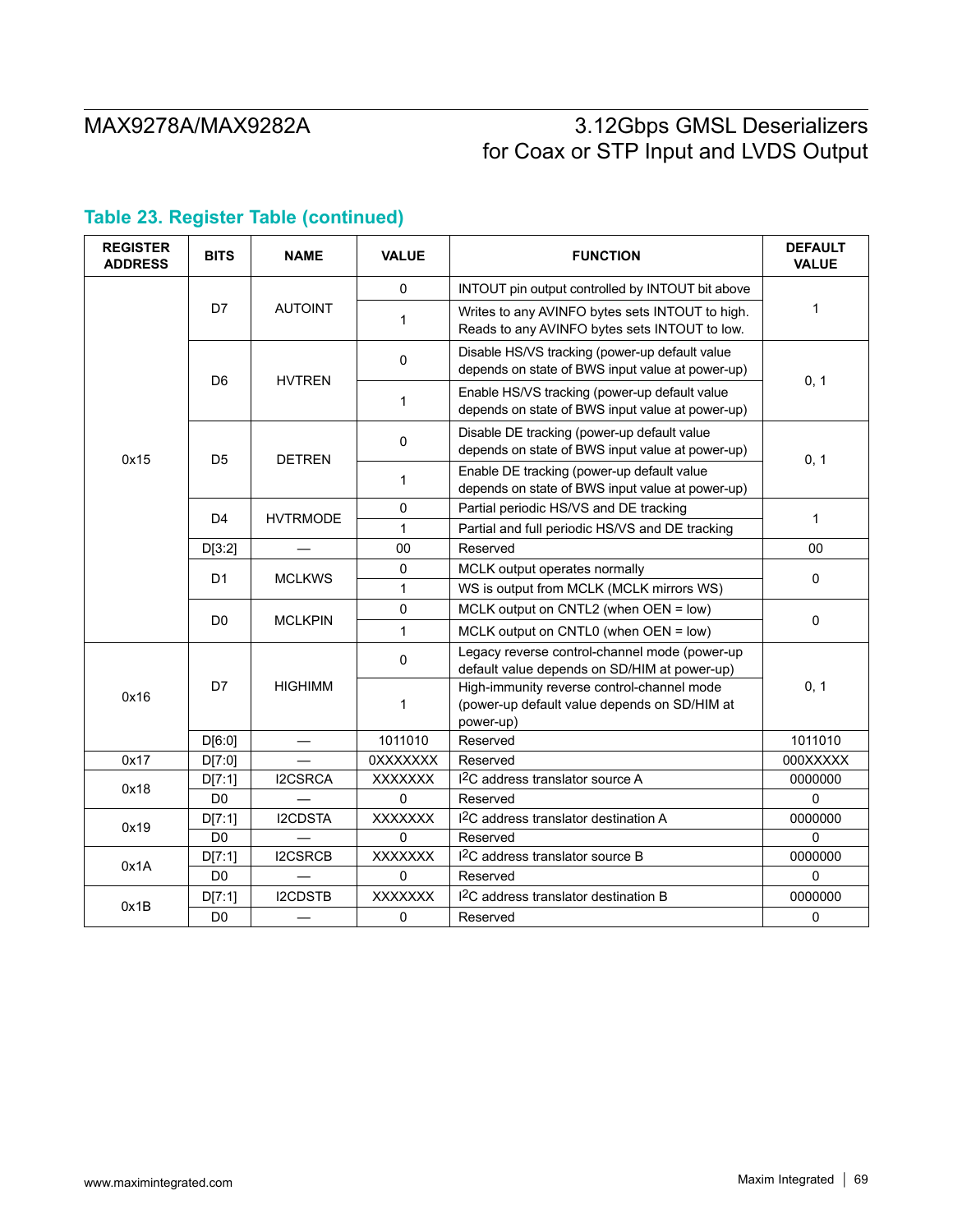## Table 23. Register Table (continued)

| REGISTER ADDRESS | BITS | NAME | VALUE | FUNCTION | DEFAULT VALUE |
|---|---|---|---|---|---|
| 0x15 | D7 | AUTOINT | 0 | INTOUT pin output controlled by INTOUT bit above | 1 |
| | | | 1 | Writes to any AVINFO bytes sets INTOUT to high. Reads to any AVINFO bytes sets INTOUT to low. | |
| | D6 | HVTREN | 0 | Disable HS/VS tracking (power-up default value depends on state of BWS input value at power-up) | 0, 1 |
| | | | 1 | Enable HS/VS tracking (power-up default value depends on state of BWS input value at power-up) | |
| | D5 | DETREN | 0 | Disable DE tracking (power-up default value depends on state of BWS input value at power-up) | 0, 1 |
| | | | 1 | Enable DE tracking (power-up default value depends on state of BWS input value at power-up) | |
| | D4 | HVTRMODE | 0 | Partial periodic HS/VS and DE tracking | 1 |
| | | | 1 | Partial and full periodic HS/VS and DE tracking | |
| | D[3:2] | — | 00 | Reserved | 00 |
| | D1 | MCLKWS | 0 | MCLK output operates normally | 0 |
| | | | 1 | WS is output from MCLK (MCLK mirrors WS) | |
| | D0 | MCLKPIN | 0 | MCLK output on CNTL2 (when OEN = low) | 0 |
| | | | 1 | MCLK output on CNTL0 (when OEN = low) | |
| 0x16 | D7 | HIGHIMM | 0 | Legacy reverse control-channel mode (power-up default value depends on SD/HIM at power-up) | 0, 1 |
| | | | 1 | High-immunity reverse control-channel mode (power-up default value depends on SD/HIM at power-up) | |
| | D[6:0] | — | 1011010 | Reserved | 1011010 |
| 0x17 | D[7:0] | — | 0XXXXXXX | Reserved | 000XXXXX |
| 0x18 | D[7:1] | I2CSRCA | XXXXXXX | I²C address translator source A | 0000000 |
| | D0 | — | 0 | Reserved | 0 |
| 0x19 | D[7:1] | I2CDSTA | XXXXXXX | I²C address translator destination A | 0000000 |
| | D0 | — | 0 | Reserved | 0 |
| 0x1A | D[7:1] | I2CSRCB | XXXXXXX | I²C address translator source B | 0000000 |
| | D0 | — | 0 | Reserved | 0 |
| 0x1B | D[7:1] | I2CDSTB | XXXXXXX | I²C address translator destination B | 0000000 |
| | D0 | — | 0 | Reserved | 0 |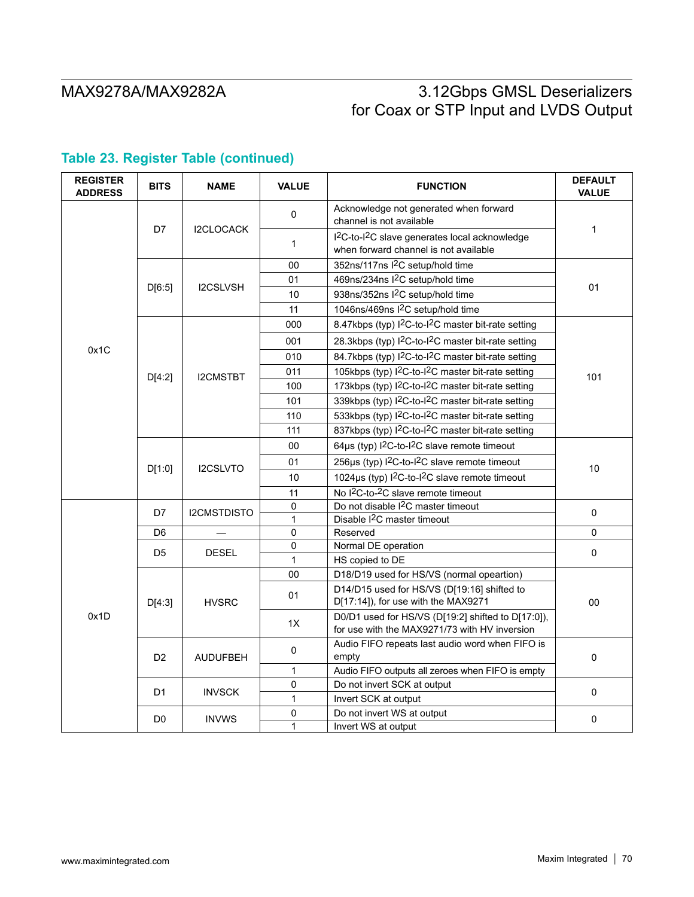## Table 23. Register Table (continued)

| REGISTER ADDRESS | BITS | NAME | VALUE | FUNCTION | DEFAULT VALUE |
|---|---|---|---|---|---|
| 0x1C | D7 | I2CLOCACK | 0 | Acknowledge not generated when forward channel is not available | 1 |
| | | | 1 | I2C-to-I2C slave generates local acknowledge when forward channel is not available | |
| | D[6:5] | I2CSLVSH | 00 | 352ns/117ns I2C setup/hold time | 01 |
| | | | 01 | 469ns/234ns I2C setup/hold time | |
| | | | 10 | 938ns/352ns I2C setup/hold time | |
| | | | 11 | 1046ns/469ns I2C setup/hold time | |
| | D[4:2] | I2CMSTBT | 000 | 8.47kbps (typ) I2C-to-I2C master bit-rate setting | 101 |
| | | | 001 | 28.3kbps (typ) I2C-to-I2C master bit-rate setting | |
| | | | 010 | 84.7kbps (typ) I2C-to-I2C master bit-rate setting | |
| | | | 011 | 105kbps (typ) I2C-to-I2C master bit-rate setting | |
| | | | 100 | 173kbps (typ) I2C-to-I2C master bit-rate setting | |
| | | | 101 | 339kbps (typ) I2C-to-I2C master bit-rate setting | |
| | | | 110 | 533kbps (typ) I2C-to-I2C master bit-rate setting | |
| | | | 111 | 837kbps (typ) I2C-to-I2C master bit-rate setting | |
| | D[1:0] | I2CSLVTO | 00 | 64µs (typ) I2C-to-I2C slave remote timeout | 10 |
| | | | 01 | 256µs (typ) I2C-to-I2C slave remote timeout | |
| | | | 10 | 1024µs (typ) I2C-to-I2C slave remote timeout | |
| | | | 11 | No I2C-to-2C slave remote timeout | |
| 0x1D | D7 | I2CMSTDISTO | 0 | Do not disable I2C master timeout | 0 |
| | | | 1 | Disable I2C master timeout | |
| | D6 | — | 0 | Reserved | 0 |
| | D5 | DESEL | 0 | Normal DE operation | 0 |
| | | | 1 | HS copied to DE | |
| | D[4:3] | HVSRC | 00 | D18/D19 used for HS/VS (normal opeartion) | 00 |
| | | | 01 | D14/D15 used for HS/VS (D[19:16] shifted to D[17:14]), for use with the MAX9271 | |
| | | | 1X | D0/D1 used for HS/VS (D[19:2] shifted to D[17:0]), for use with the MAX9271/73 with HV inversion | |
| | D2 | AUDUFBEH | 0 | Audio FIFO repeats last audio word when FIFO is empty | 0 |
| | | | 1 | Audio FIFO outputs all zeroes when FIFO is empty | |
| | D1 | INVSCK | 0 | Do not invert SCK at output | 0 |
| | | | 1 | Invert SCK at output | |
| | D0 | INVWS | 0 | Do not invert WS at output | 0 |
| | | | 1 | Invert WS at output | |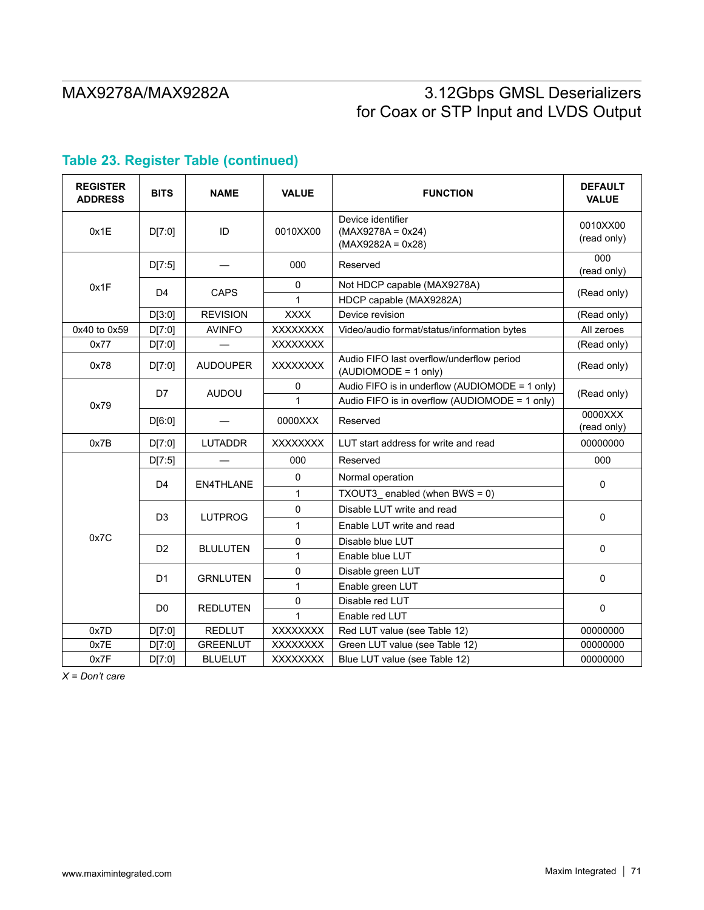### Table 23. Register Table (continued)

| REGISTER ADDRESS | BITS | NAME | VALUE | FUNCTION | DEFAULT VALUE |
|---|---|---|---|---|---|
| 0x1E | D[7:0] | ID | 0010XX00 | Device identifier (MAX9278A = 0x24) (MAX9282A = 0x28) | 0010XX00 (read only) |
| 0x1F | D[7:5] | — | 000 | Reserved | 000 (read only) |
| | D4 | CAPS | 0 | Not HDCP capable (MAX9278A) | (Read only) |
| | | | 1 | HDCP capable (MAX9282A) | |
| | D[3:0] | REVISION | XXXX | Device revision | (Read only) |
| 0x40 to 0x59 | D[7:0] | AVINFO | XXXXXXXX | Video/audio format/status/information bytes | All zeroes |
| 0x77 | D[7:0] | — | XXXXXXXX | | (Read only) |
| 0x78 | D[7:0] | AUDOUPER | XXXXXXXX | Audio FIFO last overflow/underflow period (AUDIOMODE = 1 only) | (Read only) |
| 0x79 | D7 | AUDOU | 0 | Audio FIFO is in underflow (AUDIOMODE = 1 only) | (Read only) |
| | | | 1 | Audio FIFO is in overflow (AUDIOMODE = 1 only) | |
| | D[6:0] | — | 0000XXX | Reserved | 0000XXX (read only) |
| 0x7B | D[7:0] | LUTADDR | XXXXXXXX | LUT start address for write and read | 00000000 |
| 0x7C | D[7:5] | — | 000 | Reserved | 000 |
| | D4 | EN4THLANE | 0 | Normal operation | 0 |
| | | | 1 | TXOUT3_ enabled (when BWS = 0) | |
| | D3 | LUTPROG | 0 | Disable LUT write and read | 0 |
| | | | 1 | Enable LUT write and read | |
| | D2 | BLULUTEN | 0 | Disable blue LUT | 0 |
| | | | 1 | Enable blue LUT | |
| | D1 | GRNLUTEN | 0 | Disable green LUT | 0 |
| | | | 1 | Enable green LUT | |
| | D0 | REDLUTEN | 0 | Disable red LUT | 0 |
| | | | 1 | Enable red LUT | |
| 0x7D | D[7:0] | REDLUT | XXXXXXXX | Red LUT value (see Table 12) | 00000000 |
| 0x7E | D[7:0] | GREENLUT | XXXXXXXX | Green LUT value (see Table 12) | 00000000 |
| 0x7F | D[7:0] | BLUELUT | XXXXXXXX | Blue LUT value (see Table 12) | 00000000 |

*X = Don't care*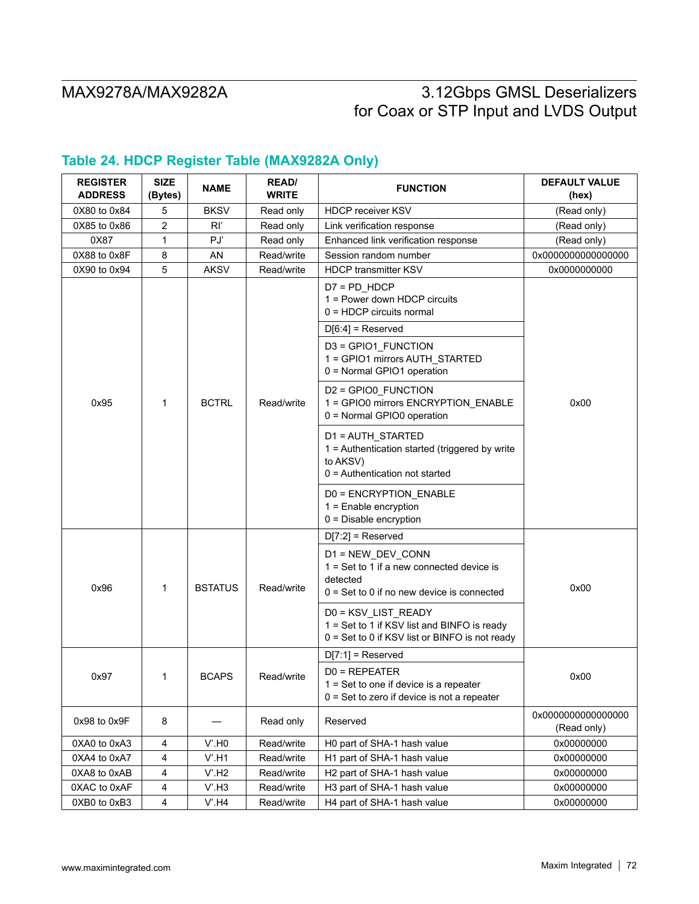## Table 24. HDCP Register Table (MAX9282A Only)

| REGISTER ADDRESS | SIZE (Bytes) | NAME | READ/ WRITE | FUNCTION | DEFAULT VALUE (hex) |
|---|---|---|---|---|---|
| 0X80 to 0x84 | 5 | BKSV | Read only | HDCP receiver KSV | (Read only) |
| 0X85 to 0x86 | 2 | RI' | Read only | Link verification response | (Read only) |
| 0X87 | 1 | PJ' | Read only | Enhanced link verification response | (Read only) |
| 0X88 to 0x8F | 8 | AN | Read/write | Session random number | 0x0000000000000000 |
| 0X90 to 0x94 | 5 | AKSV | Read/write | HDCP transmitter KSV | 0x0000000000 |
| 0x95 | 1 | BCTRL | Read/write | D7 = PD_HDCP<br>1 = Power down HDCP circuits<br>0 = HDCP circuits normal | 0x00 |
| | | | | D[6:4] = Reserved | |
| | | | | D3 = GPIO1_FUNCTION<br>1 = GPIO1 mirrors AUTH_STARTED<br>0 = Normal GPIO1 operation | |
| | | | | D2 = GPIO0_FUNCTION<br>1 = GPIO0 mirrors ENCRYPTION_ENABLE<br>0 = Normal GPIO0 operation | |
| | | | | D1 = AUTH_STARTED<br>1 = Authentication started (triggered by write to AKSV)<br>0 = Authentication not started | |
| | | | | D0 = ENCRYPTION_ENABLE<br>1 = Enable encryption<br>0 = Disable encryption | |
| 0x96 | 1 | BSTATUS | Read/write | D[7:2] = Reserved | 0x00 |
| | | | | D1 = NEW_DEV_CONN<br>1 = Set to 1 if a new connected device is detected<br>0 = Set to 0 if no new device is connected | |
| | | | | D0 = KSV_LIST_READY<br>1 = Set to 1 if KSV list and BINFO is ready<br>0 = Set to 0 if KSV list or BINFO is not ready | |
| 0x97 | 1 | BCAPS | Read/write | D[7:1] = Reserved | 0x00 |
| | | | | D0 = REPEATER<br>1 = Set to one if device is a repeater<br>0 = Set to zero if device is not a repeater | |
| 0x98 to 0x9F | 8 | — | Read only | Reserved | 0x0000000000000000 (Read only) |
| 0XA0 to 0xA3 | 4 | V'.H0 | Read/write | H0 part of SHA-1 hash value | 0x00000000 |
| 0XA4 to 0xA7 | 4 | V'.H1 | Read/write | H1 part of SHA-1 hash value | 0x00000000 |
| 0XA8 to 0xAB | 4 | V'.H2 | Read/write | H2 part of SHA-1 hash value | 0x00000000 |
| 0XAC to 0xAF | 4 | V'.H3 | Read/write | H3 part of SHA-1 hash value | 0x00000000 |
| 0XB0 to 0xB3 | 4 | V'.H4 | Read/write | H4 part of SHA-1 hash value | 0x00000000 |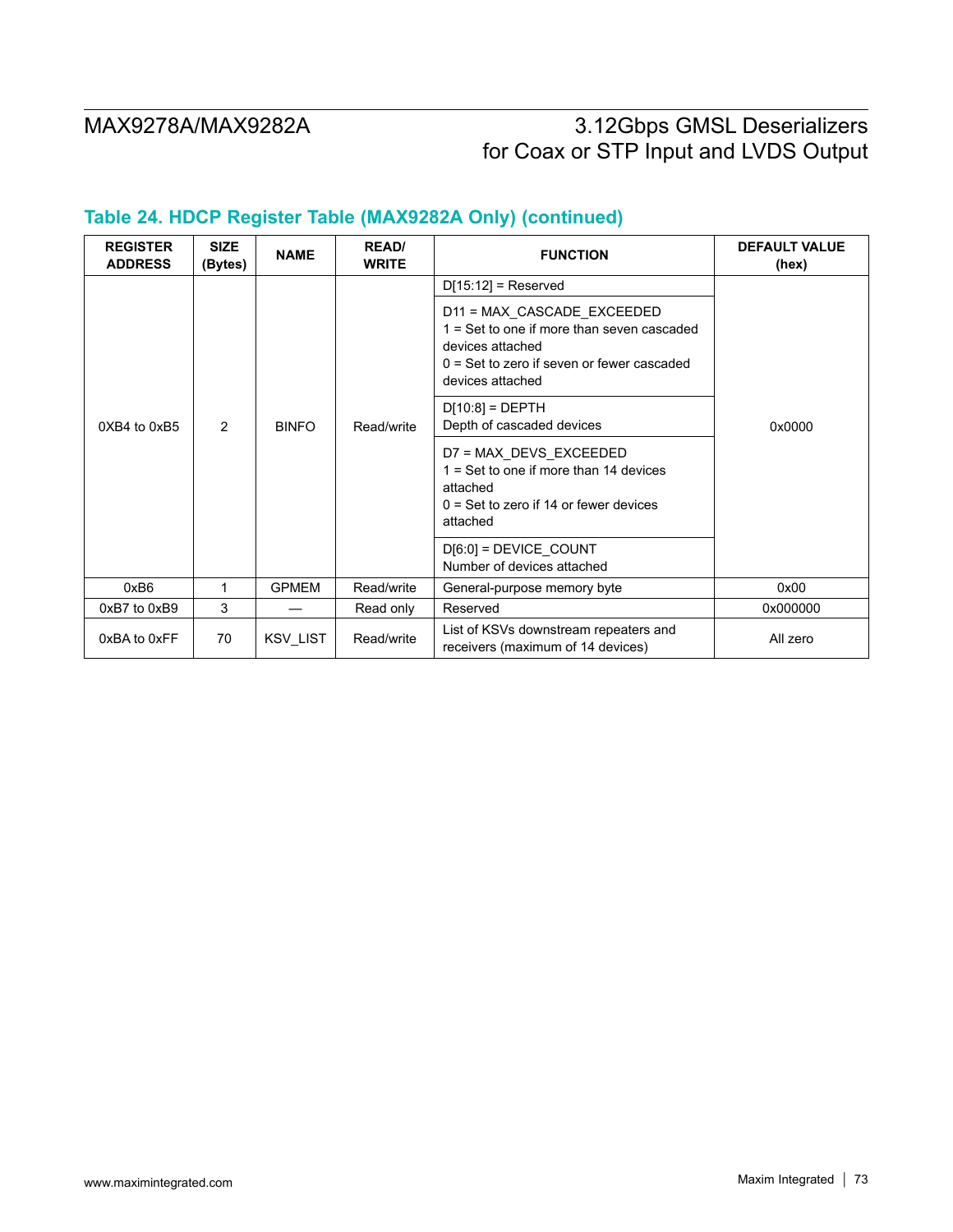## Table 24. HDCP Register Table (MAX9282A Only) (continued)

| REGISTER ADDRESS | SIZE (Bytes) | NAME | READ/ WRITE | FUNCTION | DEFAULT VALUE (hex) |
|---|---|---|---|---|---|
| 0XB4 to 0xB5 | 2 | BINFO | Read/write | D[15:12] = Reserved<br>D11 = MAX_CASCADE_EXCEEDED<br>1 = Set to one if more than seven cascaded devices attached<br>0 = Set to zero if seven or fewer cascaded devices attached<br>D[10:8] = DEPTH<br>Depth of cascaded devices<br>D7 = MAX_DEVS_EXCEEDED<br>1 = Set to one if more than 14 devices attached<br>0 = Set to zero if 14 or fewer devices attached<br>D[6:0] = DEVICE_COUNT<br>Number of devices attached | 0x0000 |
| 0xB6 | 1 | GPMEM | Read/write | General-purpose memory byte | 0x00 |
| 0xB7 to 0xB9 | 3 | — | Read only | Reserved | 0x000000 |
| 0xBA to 0xFF | 70 | KSV_LIST | Read/write | List of KSVs downstream repeaters and receivers (maximum of 14 devices) | All zero |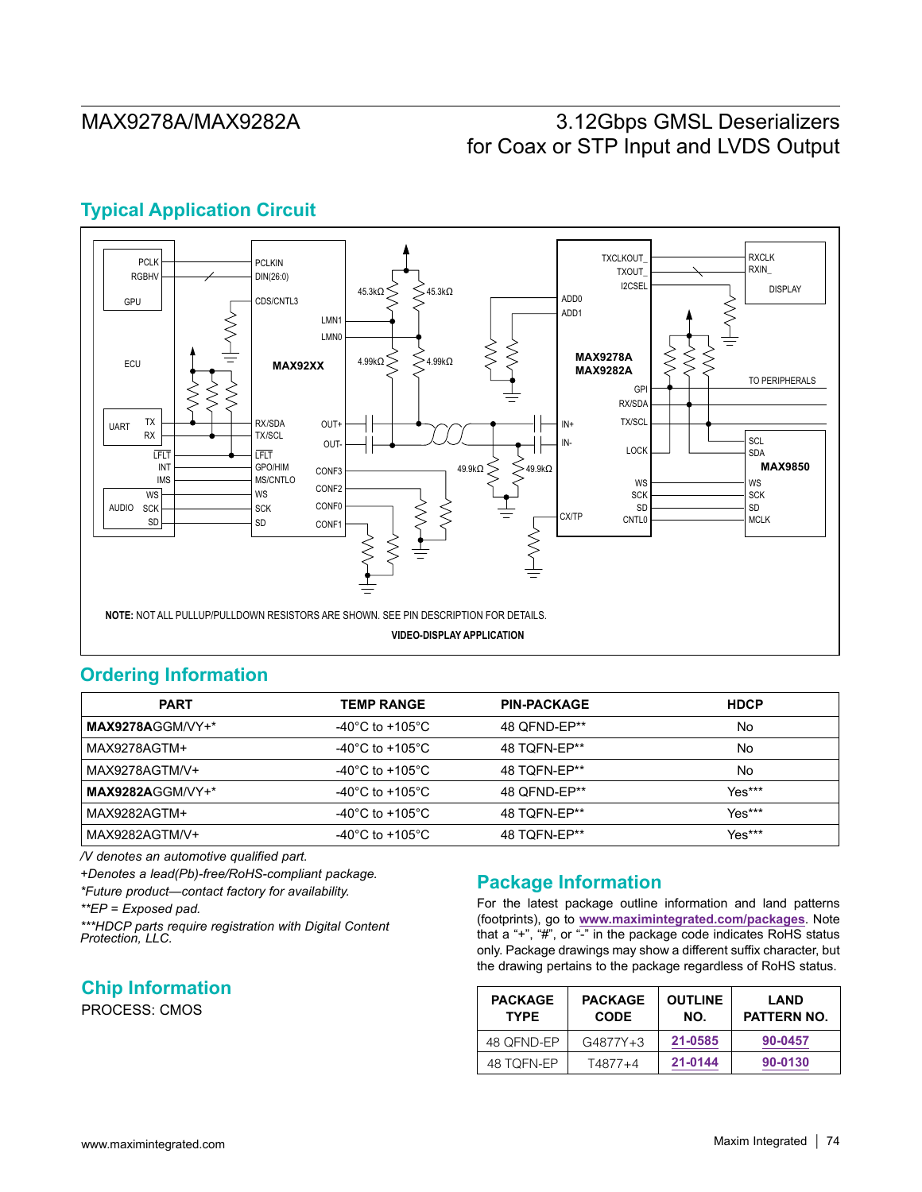## Typical Application Circuit

NOTE: NOT ALL PULLUP/PULLDOWN RESISTORS ARE SHOWN. SEE PIN DESCRIPTION FOR DETAILS.

VIDEO-DISPLAY APPLICATION

## Ordering Information

| PART | TEMP RANGE | PIN-PACKAGE | HDCP |
|---|---|---|---|
| **MAX9278A**GGM/VY+* | -40°C to +105°C | 48 QFND-EP** | No |
| MAX9278AGTM+ | -40°C to +105°C | 48 TQFN-EP** | No |
| MAX9278AGTM/V+ | -40°C to +105°C | 48 TQFN-EP** | No |
| **MAX9282A**GGM/VY+* | -40°C to +105°C | 48 QFND-EP** | Yes*** |
| MAX9282AGTM+ | -40°C to +105°C | 48 TQFN-EP** | Yes*** |
| MAX9282AGTM/V+ | -40°C to +105°C | 48 TQFN-EP** | Yes*** |

*/V denotes an automotive qualified part.*

*+Denotes a lead(Pb)-free/RoHS-compliant package.*

**Future product—contact factory for availability.*

***EP = Exposed pad.*

****HDCP parts require registration with Digital Content Protection, LLC.*

## Chip Information

PROCESS: CMOS

## Package Information

For the latest package outline information and land patterns (footprints), go to **www.maximintegrated.com/packages**. Note that a "+", "#", or "-" in the package code indicates RoHS status only. Package drawings may show a different suffix character, but the drawing pertains to the package regardless of RoHS status.

| PACKAGE TYPE | PACKAGE CODE | OUTLINE NO. | LAND PATTERN NO. |
|---|---|---|---|
| 48 QFND-EP | G4877Y+3 | 21-0585 | 90-0457 |
| 48 TQFN-EP | T4877+4 | 21-0144 | 90-0130 |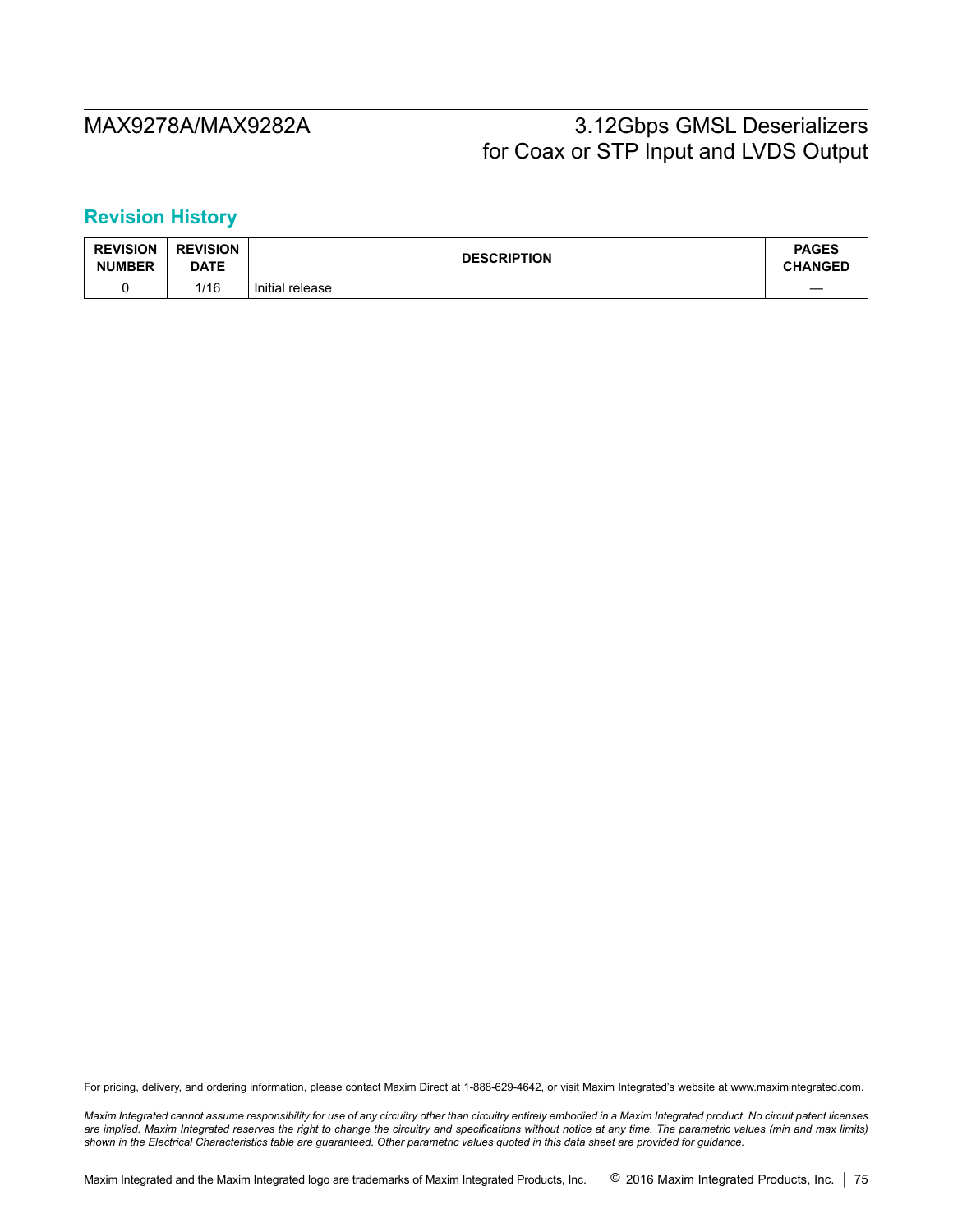## Revision History

| REVISION NUMBER | REVISION DATE | DESCRIPTION | PAGES CHANGED |
|---|---|---|---|
| 0 | 1/16 | Initial release | — |

For pricing, delivery, and ordering information, please contact Maxim Direct at 1-888-629-4642, or visit Maxim Integrated's website at www.maximintegrated.com.

*Maxim Integrated cannot assume responsibility for use of any circuitry other than circuitry entirely embodied in a Maxim Integrated product. No circuit patent licenses are implied. Maxim Integrated reserves the right to change the circuitry and specifications without notice at any time. The parametric values (min and max limits) shown in the Electrical Characteristics table are guaranteed. Other parametric values quoted in this data sheet are provided for guidance.*

Maxim Integrated and the Maxim Integrated logo are trademarks of Maxim Integrated Products, Inc. © 2016 Maxim Integrated Products, Inc.